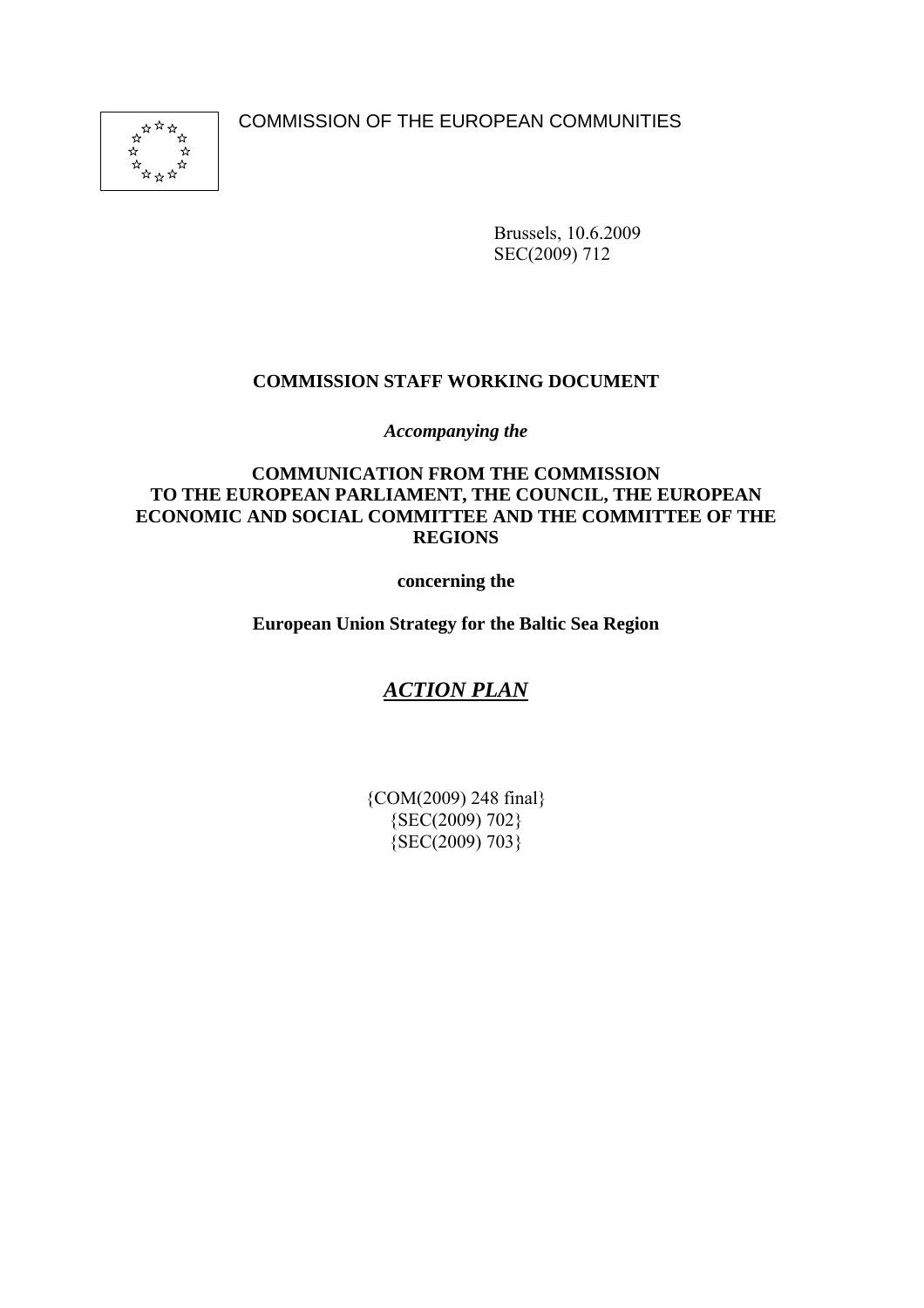COMMISSION OF THE EUROPEAN COMMUNITIES

Brussels, 10.6.2009
SEC(2009) 712

**COMMISSION STAFF WORKING DOCUMENT**

***Accompanying the***

**COMMUNICATION FROM THE COMMISSION TO THE EUROPEAN PARLIAMENT, THE COUNCIL, THE EUROPEAN ECONOMIC AND SOCIAL COMMITTEE AND THE COMMITTEE OF THE REGIONS**

**concerning the**

**European Union Strategy for the Baltic Sea Region**

# ***ACTION PLAN***

{COM(2009) 248 final}
{SEC(2009) 702}
{SEC(2009) 703}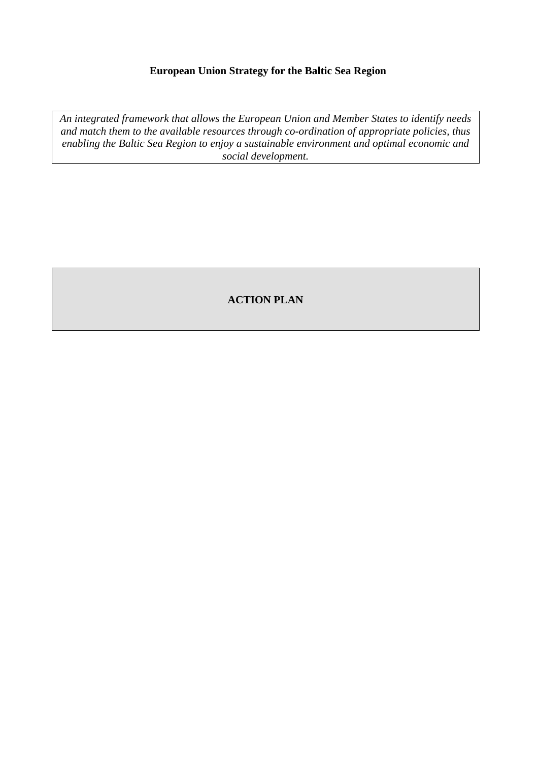**European Union Strategy for the Baltic Sea Region**

*An integrated framework that allows the European Union and Member States to identify needs and match them to the available resources through co-ordination of appropriate policies, thus enabling the Baltic Sea Region to enjoy a sustainable environment and optimal economic and social development.*

# ACTION PLAN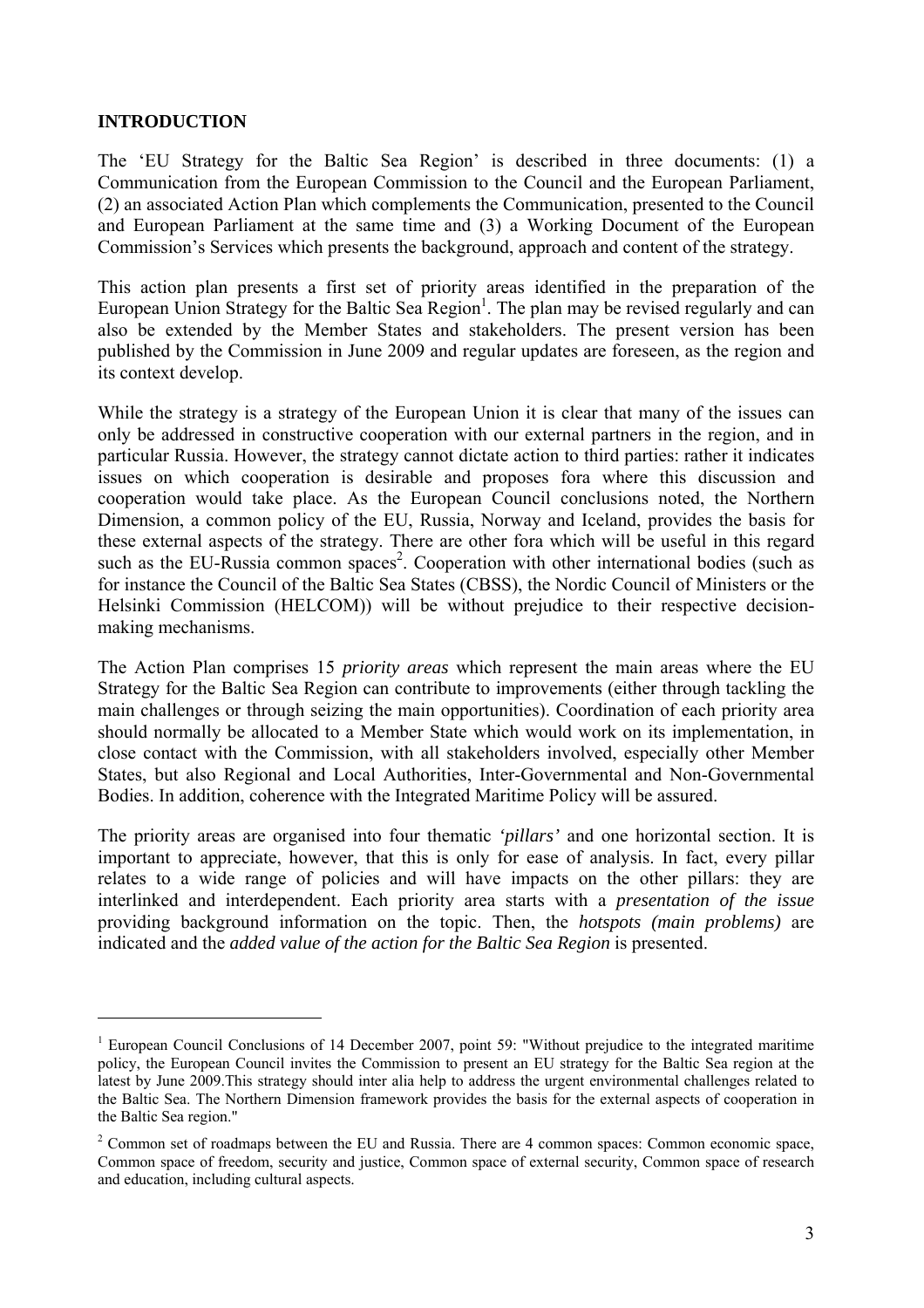## INTRODUCTION

The 'EU Strategy for the Baltic Sea Region' is described in three documents: (1) a Communication from the European Commission to the Council and the European Parliament, (2) an associated Action Plan which complements the Communication, presented to the Council and European Parliament at the same time and (3) a Working Document of the European Commission's Services which presents the background, approach and content of the strategy.

This action plan presents a first set of priority areas identified in the preparation of the European Union Strategy for the Baltic Sea Region[1]. The plan may be revised regularly and can also be extended by the Member States and stakeholders. The present version has been published by the Commission in June 2009 and regular updates are foreseen, as the region and its context develop.

While the strategy is a strategy of the European Union it is clear that many of the issues can only be addressed in constructive cooperation with our external partners in the region, and in particular Russia. However, the strategy cannot dictate action to third parties: rather it indicates issues on which cooperation is desirable and proposes fora where this discussion and cooperation would take place. As the European Council conclusions noted, the Northern Dimension, a common policy of the EU, Russia, Norway and Iceland, provides the basis for these external aspects of the strategy. There are other fora which will be useful in this regard such as the EU-Russia common spaces[2]. Cooperation with other international bodies (such as for instance the Council of the Baltic Sea States (CBSS), the Nordic Council of Ministers or the Helsinki Commission (HELCOM)) will be without prejudice to their respective decision-making mechanisms.

The Action Plan comprises 15 *priority areas* which represent the main areas where the EU Strategy for the Baltic Sea Region can contribute to improvements (either through tackling the main challenges or through seizing the main opportunities). Coordination of each priority area should normally be allocated to a Member State which would work on its implementation, in close contact with the Commission, with all stakeholders involved, especially other Member States, but also Regional and Local Authorities, Inter-Governmental and Non-Governmental Bodies. In addition, coherence with the Integrated Maritime Policy will be assured.

The priority areas are organised into four thematic *'pillars'* and one horizontal section. It is important to appreciate, however, that this is only for ease of analysis. In fact, every pillar relates to a wide range of policies and will have impacts on the other pillars: they are interlinked and interdependent. Each priority area starts with a *presentation of the issue* providing background information on the topic. Then, the *hotspots (main problems)* are indicated and the *added value of the action for the Baltic Sea Region* is presented.

---

[1] European Council Conclusions of 14 December 2007, point 59: "Without prejudice to the integrated maritime policy, the European Council invites the Commission to present an EU strategy for the Baltic Sea region at the latest by June 2009.This strategy should inter alia help to address the urgent environmental challenges related to the Baltic Sea. The Northern Dimension framework provides the basis for the external aspects of cooperation in the Baltic Sea region."

[2] Common set of roadmaps between the EU and Russia. There are 4 common spaces: Common economic space, Common space of freedom, security and justice, Common space of external security, Common space of research and education, including cultural aspects.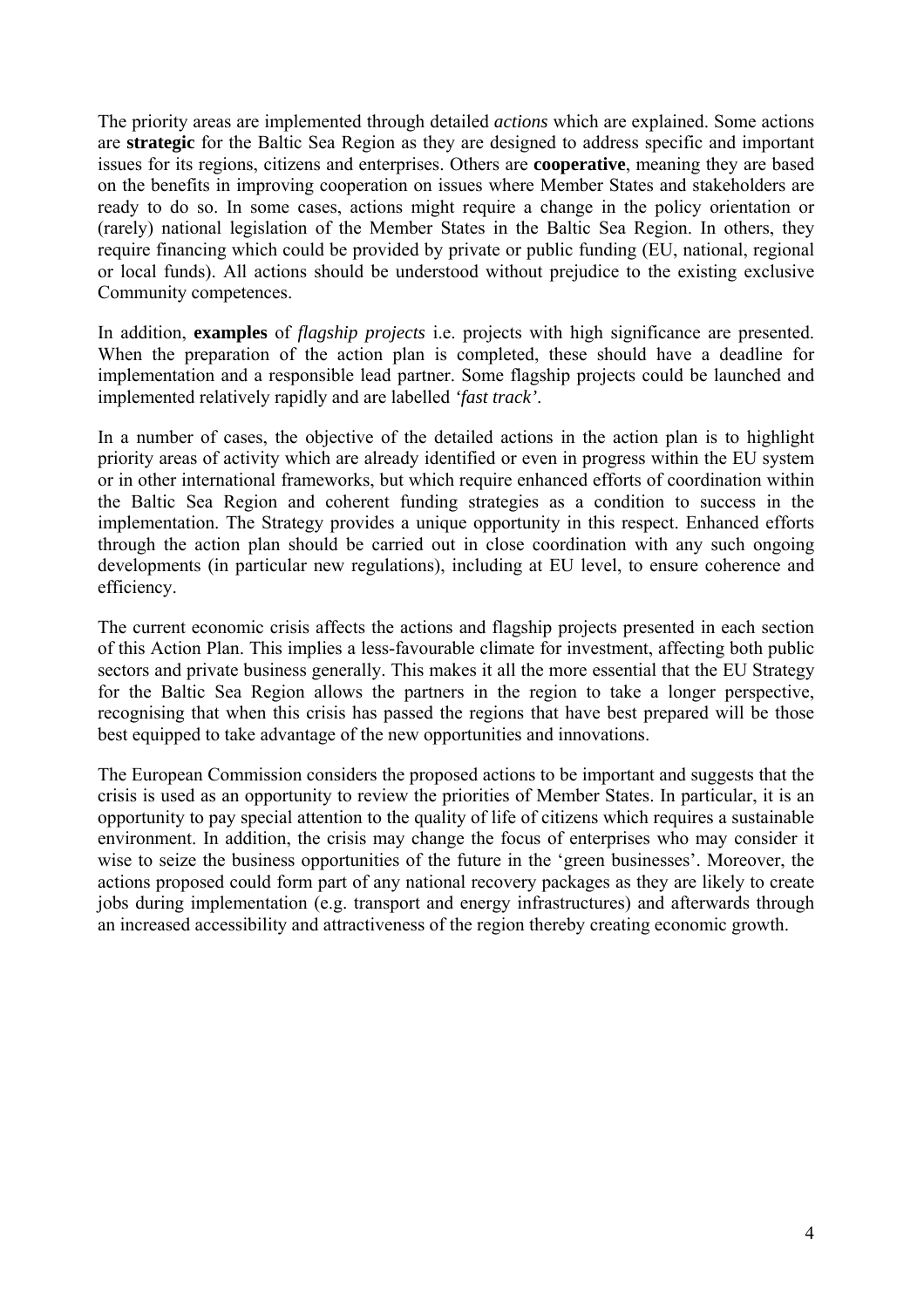The priority areas are implemented through detailed *actions* which are explained. Some actions are **strategic** for the Baltic Sea Region as they are designed to address specific and important issues for its regions, citizens and enterprises. Others are **cooperative**, meaning they are based on the benefits in improving cooperation on issues where Member States and stakeholders are ready to do so. In some cases, actions might require a change in the policy orientation or (rarely) national legislation of the Member States in the Baltic Sea Region. In others, they require financing which could be provided by private or public funding (EU, national, regional or local funds). All actions should be understood without prejudice to the existing exclusive Community competences.

In addition, **examples** of *flagship projects* i.e. projects with high significance are presented. When the preparation of the action plan is completed, these should have a deadline for implementation and a responsible lead partner. Some flagship projects could be launched and implemented relatively rapidly and are labelled *'fast track'*.

In a number of cases, the objective of the detailed actions in the action plan is to highlight priority areas of activity which are already identified or even in progress within the EU system or in other international frameworks, but which require enhanced efforts of coordination within the Baltic Sea Region and coherent funding strategies as a condition to success in the implementation. The Strategy provides a unique opportunity in this respect. Enhanced efforts through the action plan should be carried out in close coordination with any such ongoing developments (in particular new regulations), including at EU level, to ensure coherence and efficiency.

The current economic crisis affects the actions and flagship projects presented in each section of this Action Plan. This implies a less-favourable climate for investment, affecting both public sectors and private business generally. This makes it all the more essential that the EU Strategy for the Baltic Sea Region allows the partners in the region to take a longer perspective, recognising that when this crisis has passed the regions that have best prepared will be those best equipped to take advantage of the new opportunities and innovations.

The European Commission considers the proposed actions to be important and suggests that the crisis is used as an opportunity to review the priorities of Member States. In particular, it is an opportunity to pay special attention to the quality of life of citizens which requires a sustainable environment. In addition, the crisis may change the focus of enterprises who may consider it wise to seize the business opportunities of the future in the 'green businesses'. Moreover, the actions proposed could form part of any national recovery packages as they are likely to create jobs during implementation (e.g. transport and energy infrastructures) and afterwards through an increased accessibility and attractiveness of the region thereby creating economic growth.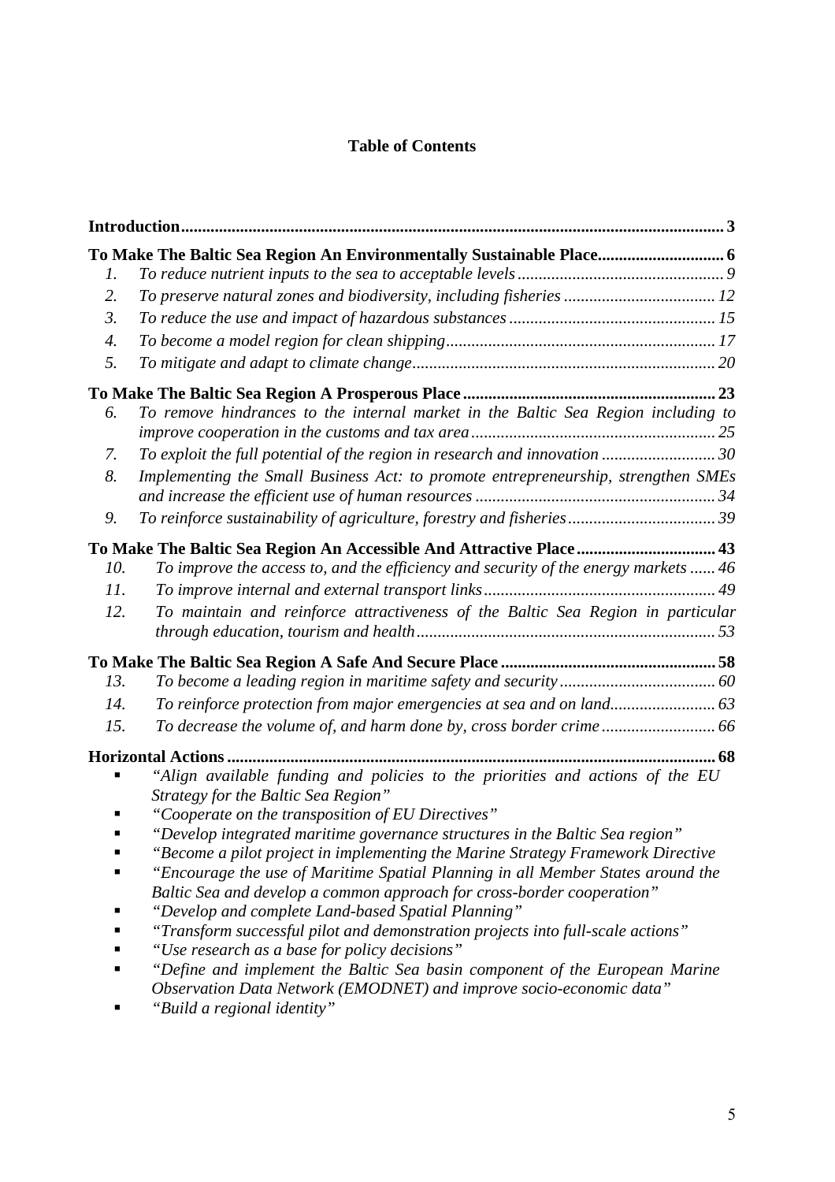**Table of Contents**

**Introduction** ........ 3

**To Make The Baltic Sea Region An Environmentally Sustainable Place** ........ 6

1. *To reduce nutrient inputs to the sea to acceptable levels* ........ 9
2. *To preserve natural zones and biodiversity, including fisheries* ........ 12
3. *To reduce the use and impact of hazardous substances* ........ 15
4. *To become a model region for clean shipping* ........ 17
5. *To mitigate and adapt to climate change* ........ 20

**To Make The Baltic Sea Region A Prosperous Place** ........ 23

6. *To remove hindrances to the internal market in the Baltic Sea Region including to improve cooperation in the customs and tax area* ........ 25
7. *To exploit the full potential of the region in research and innovation* ........ 30
8. *Implementing the Small Business Act: to promote entrepreneurship, strengthen SMEs and increase the efficient use of human resources* ........ 34
9. *To reinforce sustainability of agriculture, forestry and fisheries* ........ 39

**To Make The Baltic Sea Region An Accessible And Attractive Place** ........ 43

10. *To improve the access to, and the efficiency and security of the energy markets* ........ 46
11. *To improve internal and external transport links* ........ 49
12. *To maintain and reinforce attractiveness of the Baltic Sea Region in particular through education, tourism and health* ........ 53

**To Make The Baltic Sea Region A Safe And Secure Place** ........ 58

13. *To become a leading region in maritime safety and security* ........ 60
14. *To reinforce protection from major emergencies at sea and on land* ........ 63
15. *To decrease the volume of, and harm done by, cross border crime* ........ 66

**Horizontal Actions** ........ 68

- *"Align available funding and policies to the priorities and actions of the EU Strategy for the Baltic Sea Region"*
- *"Cooperate on the transposition of EU Directives"*
- *"Develop integrated maritime governance structures in the Baltic Sea region"*
- *"Become a pilot project in implementing the Marine Strategy Framework Directive*
- *"Encourage the use of Maritime Spatial Planning in all Member States around the Baltic Sea and develop a common approach for cross-border cooperation"*
- *"Develop and complete Land-based Spatial Planning"*
- *"Transform successful pilot and demonstration projects into full-scale actions"*
- *"Use research as a base for policy decisions"*
- *"Define and implement the Baltic Sea basin component of the European Marine Observation Data Network (EMODNET) and improve socio-economic data"*
- *"Build a regional identity"*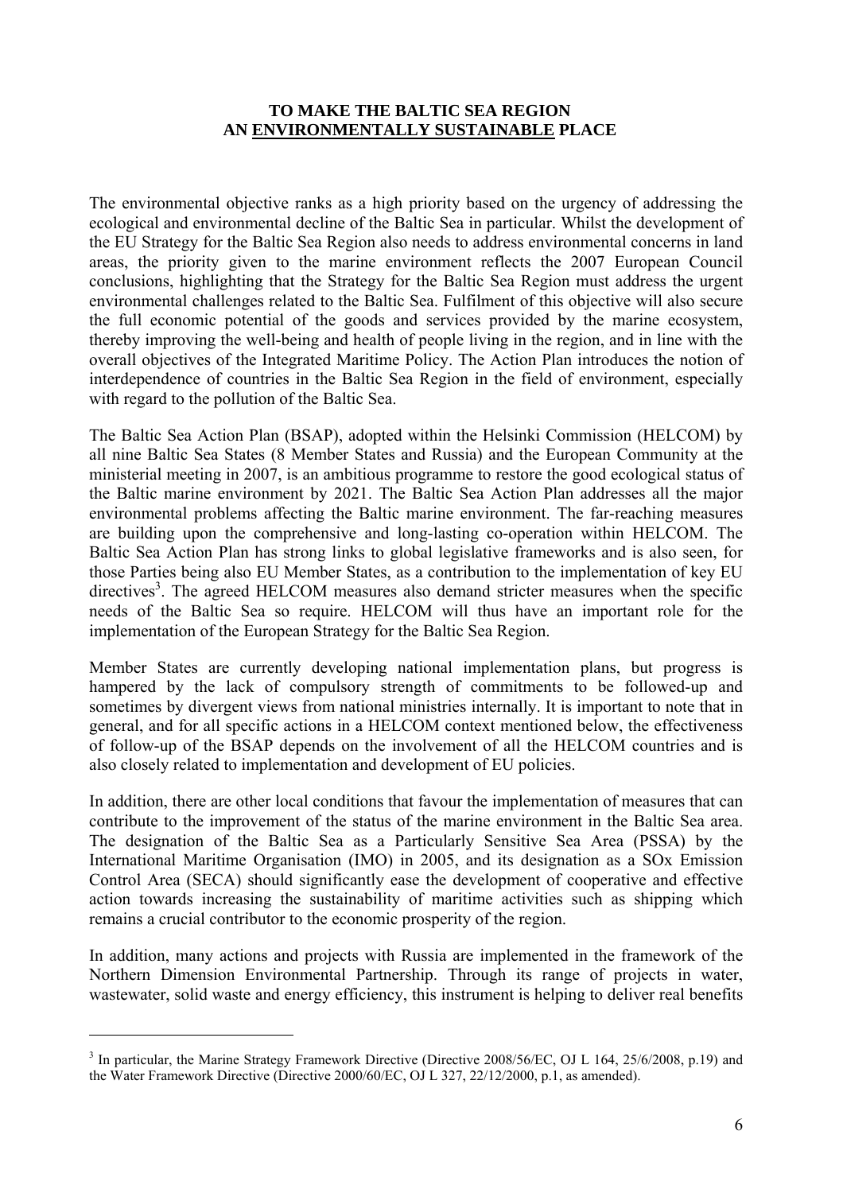## TO MAKE THE BALTIC SEA REGION AN <u>ENVIRONMENTALLY SUSTAINABLE</u> PLACE

The environmental objective ranks as a high priority based on the urgency of addressing the ecological and environmental decline of the Baltic Sea in particular. Whilst the development of the EU Strategy for the Baltic Sea Region also needs to address environmental concerns in land areas, the priority given to the marine environment reflects the 2007 European Council conclusions, highlighting that the Strategy for the Baltic Sea Region must address the urgent environmental challenges related to the Baltic Sea. Fulfilment of this objective will also secure the full economic potential of the goods and services provided by the marine ecosystem, thereby improving the well-being and health of people living in the region, and in line with the overall objectives of the Integrated Maritime Policy. The Action Plan introduces the notion of interdependence of countries in the Baltic Sea Region in the field of environment, especially with regard to the pollution of the Baltic Sea.

The Baltic Sea Action Plan (BSAP), adopted within the Helsinki Commission (HELCOM) by all nine Baltic Sea States (8 Member States and Russia) and the European Community at the ministerial meeting in 2007, is an ambitious programme to restore the good ecological status of the Baltic marine environment by 2021. The Baltic Sea Action Plan addresses all the major environmental problems affecting the Baltic marine environment. The far-reaching measures are building upon the comprehensive and long-lasting co-operation within HELCOM. The Baltic Sea Action Plan has strong links to global legislative frameworks and is also seen, for those Parties being also EU Member States, as a contribution to the implementation of key EU directives[3]. The agreed HELCOM measures also demand stricter measures when the specific needs of the Baltic Sea so require. HELCOM will thus have an important role for the implementation of the European Strategy for the Baltic Sea Region.

Member States are currently developing national implementation plans, but progress is hampered by the lack of compulsory strength of commitments to be followed-up and sometimes by divergent views from national ministries internally. It is important to note that in general, and for all specific actions in a HELCOM context mentioned below, the effectiveness of follow-up of the BSAP depends on the involvement of all the HELCOM countries and is also closely related to implementation and development of EU policies.

In addition, there are other local conditions that favour the implementation of measures that can contribute to the improvement of the status of the marine environment in the Baltic Sea area. The designation of the Baltic Sea as a Particularly Sensitive Sea Area (PSSA) by the International Maritime Organisation (IMO) in 2005, and its designation as a SOx Emission Control Area (SECA) should significantly ease the development of cooperative and effective action towards increasing the sustainability of maritime activities such as shipping which remains a crucial contributor to the economic prosperity of the region.

In addition, many actions and projects with Russia are implemented in the framework of the Northern Dimension Environmental Partnership. Through its range of projects in water, wastewater, solid waste and energy efficiency, this instrument is helping to deliver real benefits

---

[3] In particular, the Marine Strategy Framework Directive (Directive 2008/56/EC, OJ L 164, 25/6/2008, p.19) and the Water Framework Directive (Directive 2000/60/EC, OJ L 327, 22/12/2000, p.1, as amended).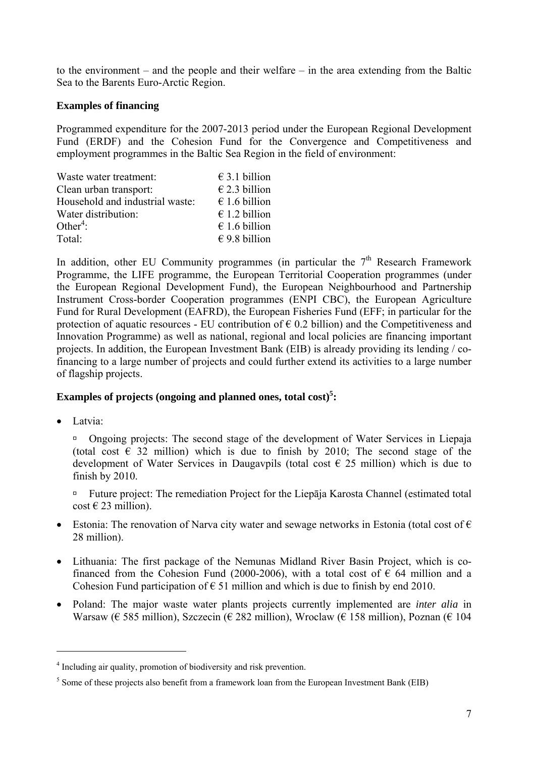to the environment – and the people and their welfare – in the area extending from the Baltic Sea to the Barents Euro-Arctic Region.

**Examples of financing**

Programmed expenditure for the 2007-2013 period under the European Regional Development Fund (ERDF) and the Cohesion Fund for the Convergence and Competitiveness and employment programmes in the Baltic Sea Region in the field of environment:

| | |
|---|---|
| Waste water treatment: | € 3.1 billion |
| Clean urban transport: | € 2.3 billion |
| Household and industrial waste: | € 1.6 billion |
| Water distribution: | € 1.2 billion |
| Other[4]: | € 1.6 billion |
| Total: | € 9.8 billion |

In addition, other EU Community programmes (in particular the 7th Research Framework Programme, the LIFE programme, the European Territorial Cooperation programmes (under the European Regional Development Fund), the European Neighbourhood and Partnership Instrument Cross-border Cooperation programmes (ENPI CBC), the European Agriculture Fund for Rural Development (EAFRD), the European Fisheries Fund (EFF; in particular for the protection of aquatic resources - EU contribution of € 0.2 billion) and the Competitiveness and Innovation Programme) as well as national, regional and local policies are financing important projects. In addition, the European Investment Bank (EIB) is already providing its lending / co-financing to a large number of projects and could further extend its activities to a large number of flagship projects.

**Examples of projects (ongoing and planned ones, total cost)[5]:**

- Latvia:
  - Ongoing projects: The second stage of the development of Water Services in Liepaja (total cost € 32 million) which is due to finish by 2010; The second stage of the development of Water Services in Daugavpils (total cost € 25 million) which is due to finish by 2010.
  - Future project: The remediation Project for the Liepāja Karosta Channel (estimated total cost € 23 million).
- Estonia: The renovation of Narva city water and sewage networks in Estonia (total cost of € 28 million).
- Lithuania: The first package of the Nemunas Midland River Basin Project, which is co-financed from the Cohesion Fund (2000-2006), with a total cost of € 64 million and a Cohesion Fund participation of € 51 million and which is due to finish by end 2010.
- Poland: The major waste water plants projects currently implemented are *inter alia* in Warsaw (€ 585 million), Szczecin (€ 282 million), Wroclaw (€ 158 million), Poznan (€ 104

---

[4] Including air quality, promotion of biodiversity and risk prevention.

[5] Some of these projects also benefit from a framework loan from the European Investment Bank (EIB)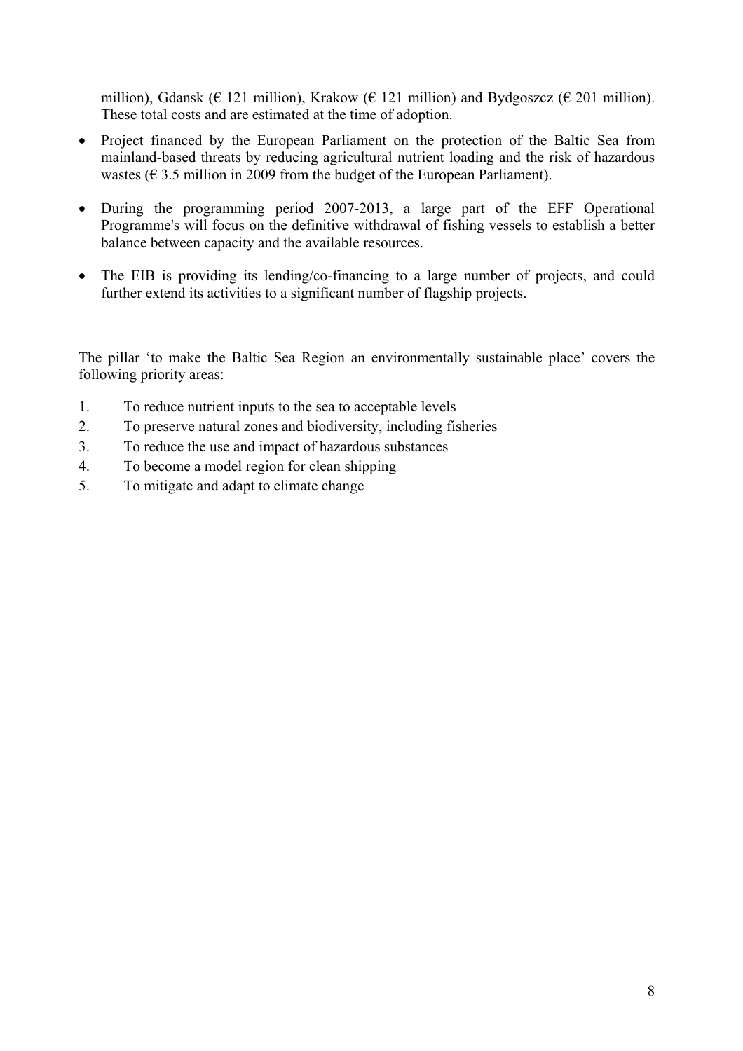million), Gdansk (€ 121 million), Krakow (€ 121 million) and Bydgoszcz (€ 201 million). These total costs and are estimated at the time of adoption.

- Project financed by the European Parliament on the protection of the Baltic Sea from mainland-based threats by reducing agricultural nutrient loading and the risk of hazardous wastes (€ 3.5 million in 2009 from the budget of the European Parliament).

- During the programming period 2007-2013, a large part of the EFF Operational Programme's will focus on the definitive withdrawal of fishing vessels to establish a better balance between capacity and the available resources.

- The EIB is providing its lending/co-financing to a large number of projects, and could further extend its activities to a significant number of flagship projects.

The pillar 'to make the Baltic Sea Region an environmentally sustainable place' covers the following priority areas:

1. To reduce nutrient inputs to the sea to acceptable levels
2. To preserve natural zones and biodiversity, including fisheries
3. To reduce the use and impact of hazardous substances
4. To become a model region for clean shipping
5. To mitigate and adapt to climate change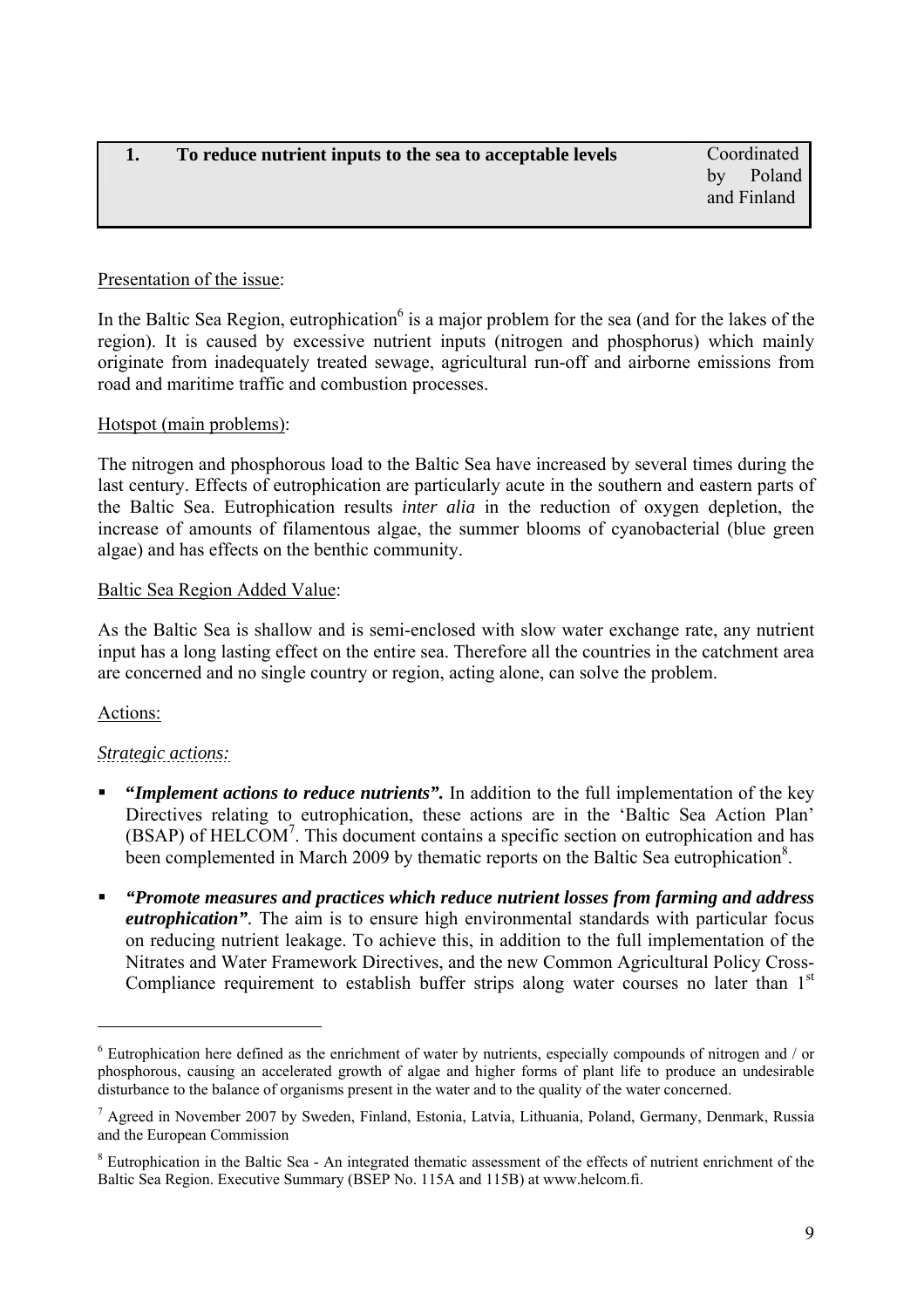| 1. | To reduce nutrient inputs to the sea to acceptable levels | Coordinated by Poland and Finland |
| --- | --- | --- |

Presentation of the issue:

In the Baltic Sea Region, eutrophication[6] is a major problem for the sea (and for the lakes of the region). It is caused by excessive nutrient inputs (nitrogen and phosphorus) which mainly originate from inadequately treated sewage, agricultural run-off and airborne emissions from road and maritime traffic and combustion processes.

Hotspot (main problems):

The nitrogen and phosphorous load to the Baltic Sea have increased by several times during the last century. Effects of eutrophication are particularly acute in the southern and eastern parts of the Baltic Sea. Eutrophication results *inter alia* in the reduction of oxygen depletion, the increase of amounts of filamentous algae, the summer blooms of cyanobacterial (blue green algae) and has effects on the benthic community.

Baltic Sea Region Added Value:

As the Baltic Sea is shallow and is semi-enclosed with slow water exchange rate, any nutrient input has a long lasting effect on the entire sea. Therefore all the countries in the catchment area are concerned and no single country or region, acting alone, can solve the problem.

Actions:

*Strategic actions:*

- **"*Implement actions to reduce nutrients*".** In addition to the full implementation of the key Directives relating to eutrophication, these actions are in the 'Baltic Sea Action Plan' (BSAP) of HELCOM[7]. This document contains a specific section on eutrophication and has been complemented in March 2009 by thematic reports on the Baltic Sea eutrophication[8].
- ***"Promote measures and practices which reduce nutrient losses from farming and address eutrophication"*.** The aim is to ensure high environmental standards with particular focus on reducing nutrient leakage. To achieve this, in addition to the full implementation of the Nitrates and Water Framework Directives, and the new Common Agricultural Policy Cross-Compliance requirement to establish buffer strips along water courses no later than 1st

---

[6] Eutrophication here defined as the enrichment of water by nutrients, especially compounds of nitrogen and / or phosphorous, causing an accelerated growth of algae and higher forms of plant life to produce an undesirable disturbance to the balance of organisms present in the water and to the quality of the water concerned.

[7] Agreed in November 2007 by Sweden, Finland, Estonia, Latvia, Lithuania, Poland, Germany, Denmark, Russia and the European Commission

[8] Eutrophication in the Baltic Sea - An integrated thematic assessment of the effects of nutrient enrichment of the Baltic Sea Region. Executive Summary (BSEP No. 115A and 115B) at www.helcom.fi.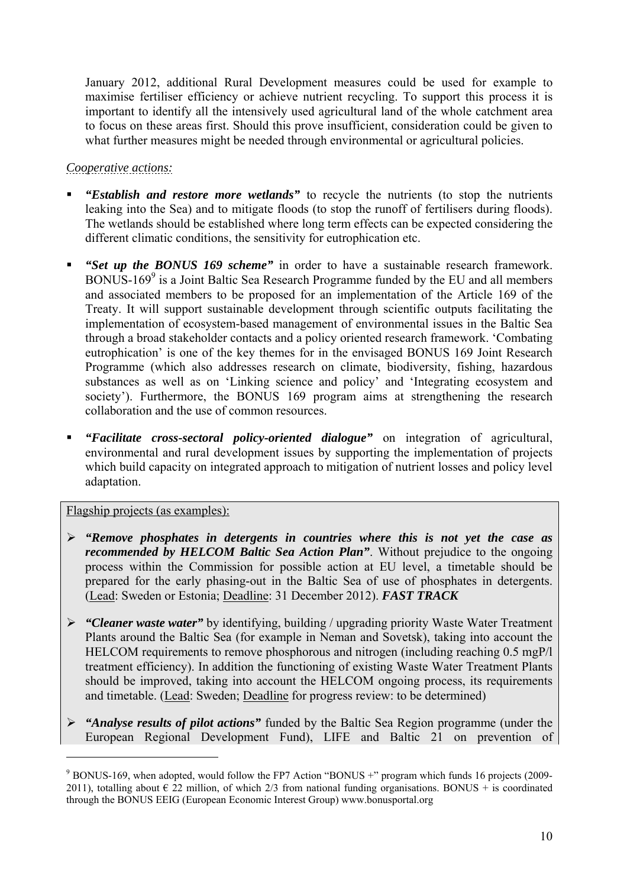January 2012, additional Rural Development measures could be used for example to maximise fertiliser efficiency or achieve nutrient recycling. To support this process it is important to identify all the intensively used agricultural land of the whole catchment area to focus on these areas first. Should this prove insufficient, consideration could be given to what further measures might be needed through environmental or agricultural policies.

*Cooperative actions:*

- ***"Establish and restore more wetlands"*** to recycle the nutrients (to stop the nutrients leaking into the Sea) and to mitigate floods (to stop the runoff of fertilisers during floods). The wetlands should be established where long term effects can be expected considering the different climatic conditions, the sensitivity for eutrophication etc.

- ***"Set up the BONUS 169 scheme"*** in order to have a sustainable research framework. BONUS-169[9] is a Joint Baltic Sea Research Programme funded by the EU and all members and associated members to be proposed for an implementation of the Article 169 of the Treaty. It will support sustainable development through scientific outputs facilitating the implementation of ecosystem-based management of environmental issues in the Baltic Sea through a broad stakeholder contacts and a policy oriented research framework. 'Combating eutrophication' is one of the key themes for in the envisaged BONUS 169 Joint Research Programme (which also addresses research on climate, biodiversity, fishing, hazardous substances as well as on 'Linking science and policy' and 'Integrating ecosystem and society'). Furthermore, the BONUS 169 program aims at strengthening the research collaboration and the use of common resources.

- ***"Facilitate cross-sectoral policy-oriented dialogue"*** on integration of agricultural, environmental and rural development issues by supporting the implementation of projects which build capacity on integrated approach to mitigation of nutrient losses and policy level adaptation.

Flagship projects (as examples):

- ***"Remove phosphates in detergents in countries where this is not yet the case as recommended by HELCOM Baltic Sea Action Plan"***. Without prejudice to the ongoing process within the Commission for possible action at EU level, a timetable should be prepared for the early phasing-out in the Baltic Sea of use of phosphates in detergents. (Lead: Sweden or Estonia; Deadline: 31 December 2012). ***FAST TRACK***

- ***"Cleaner waste water"*** by identifying, building / upgrading priority Waste Water Treatment Plants around the Baltic Sea (for example in Neman and Sovetsk), taking into account the HELCOM requirements to remove phosphorous and nitrogen (including reaching 0.5 mgP/l treatment efficiency). In addition the functioning of existing Waste Water Treatment Plants should be improved, taking into account the HELCOM ongoing process, its requirements and timetable. (Lead: Sweden; Deadline for progress review: to be determined)

- ***"Analyse results of pilot actions"*** funded by the Baltic Sea Region programme (under the European Regional Development Fund), LIFE and Baltic 21 on prevention of

---

[9] BONUS-169, when adopted, would follow the FP7 Action "BONUS +" program which funds 16 projects (2009-2011), totalling about € 22 million, of which 2/3 from national funding organisations. BONUS + is coordinated through the BONUS EEIG (European Economic Interest Group) www.bonusportal.org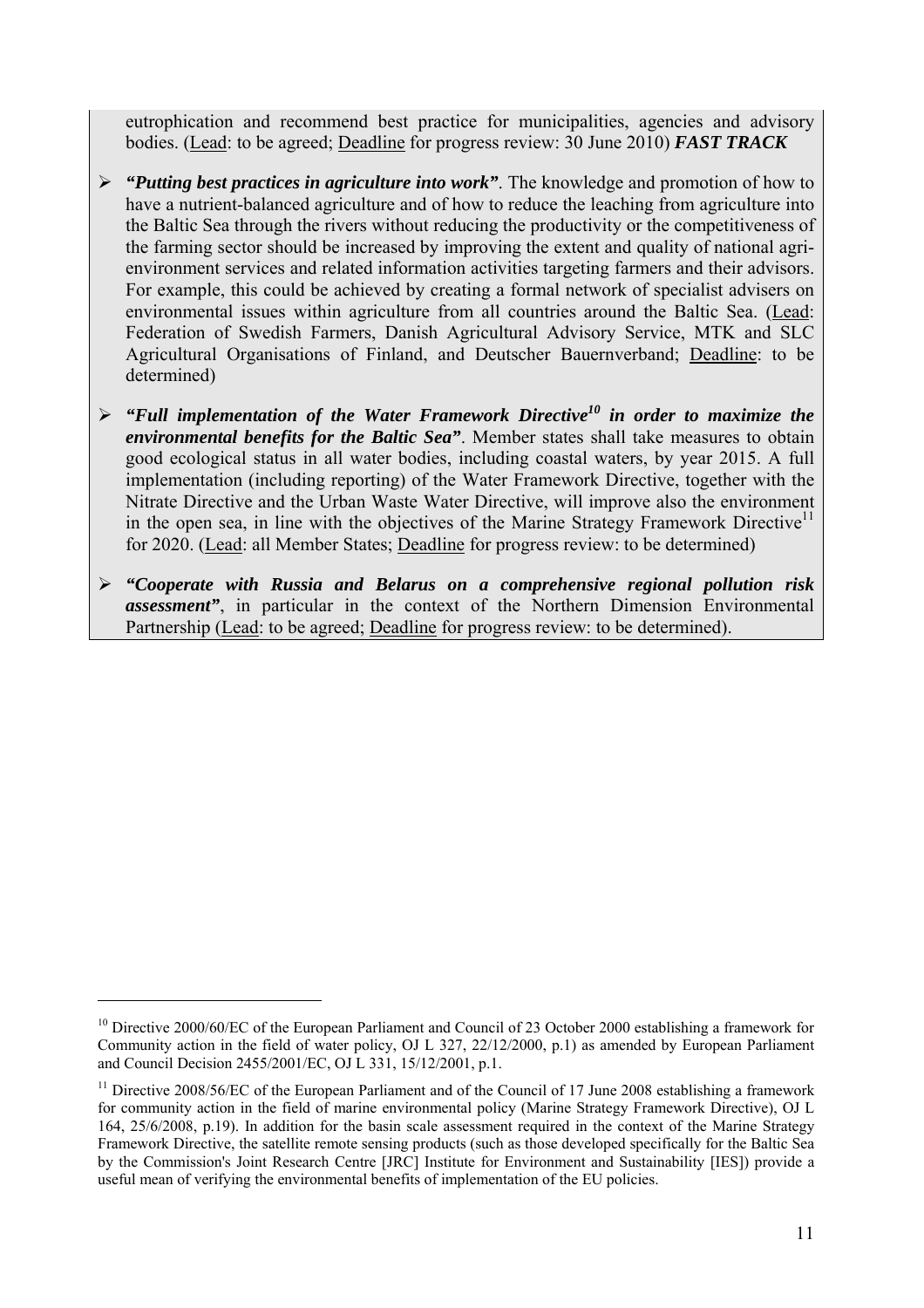eutrophication and recommend best practice for municipalities, agencies and advisory bodies. (Lead: to be agreed; Deadline for progress review: 30 June 2010) ***FAST TRACK***

- ***"Putting best practices in agriculture into work"***. The knowledge and promotion of how to have a nutrient-balanced agriculture and of how to reduce the leaching from agriculture into the Baltic Sea through the rivers without reducing the productivity or the competitiveness of the farming sector should be increased by improving the extent and quality of national agri-environment services and related information activities targeting farmers and their advisors. For example, this could be achieved by creating a formal network of specialist advisers on environmental issues within agriculture from all countries around the Baltic Sea. (Lead: Federation of Swedish Farmers, Danish Agricultural Advisory Service, MTK and SLC Agricultural Organisations of Finland, and Deutscher Bauernverband; Deadline: to be determined)

- ***"Full implementation of the Water Framework Directive[10] in order to maximize the environmental benefits for the Baltic Sea"***. Member states shall take measures to obtain good ecological status in all water bodies, including coastal waters, by year 2015. A full implementation (including reporting) of the Water Framework Directive, together with the Nitrate Directive and the Urban Waste Water Directive, will improve also the environment in the open sea, in line with the objectives of the Marine Strategy Framework Directive[11] for 2020. (Lead: all Member States; Deadline for progress review: to be determined)

- ***"Cooperate with Russia and Belarus on a comprehensive regional pollution risk assessment"***, in particular in the context of the Northern Dimension Environmental Partnership (Lead: to be agreed; Deadline for progress review: to be determined).

---

[10] Directive 2000/60/EC of the European Parliament and Council of 23 October 2000 establishing a framework for Community action in the field of water policy, OJ L 327, 22/12/2000, p.1) as amended by European Parliament and Council Decision 2455/2001/EC, OJ L 331, 15/12/2001, p.1.

[11] Directive 2008/56/EC of the European Parliament and of the Council of 17 June 2008 establishing a framework for community action in the field of marine environmental policy (Marine Strategy Framework Directive), OJ L 164, 25/6/2008, p.19). In addition for the basin scale assessment required in the context of the Marine Strategy Framework Directive, the satellite remote sensing products (such as those developed specifically for the Baltic Sea by the Commission's Joint Research Centre [JRC] Institute for Environment and Sustainability [IES]) provide a useful mean of verifying the environmental benefits of implementation of the EU policies.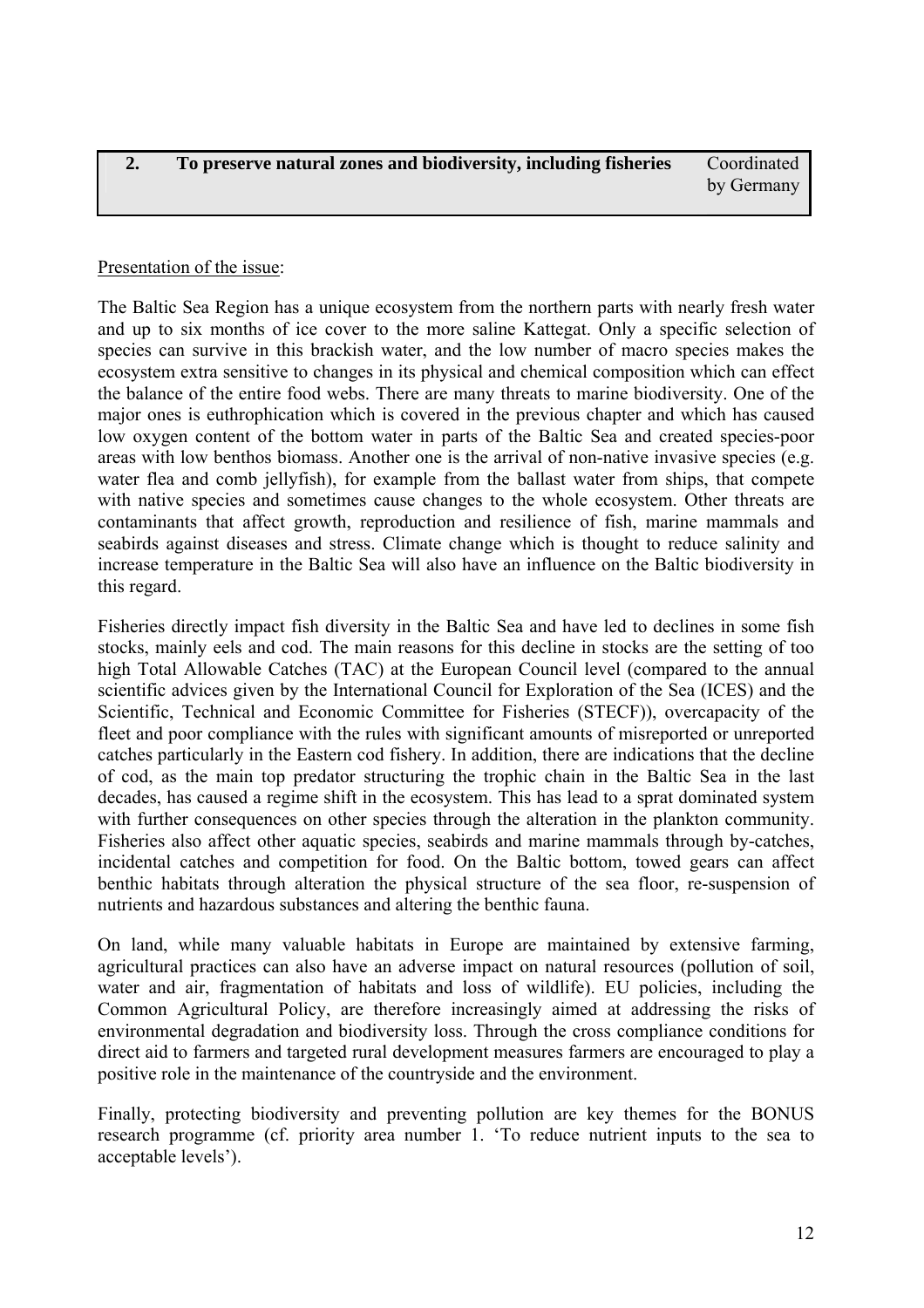| 2. | To preserve natural zones and biodiversity, including fisheries | Coordinated by Germany |
|---|---|---|

Presentation of the issue:

The Baltic Sea Region has a unique ecosystem from the northern parts with nearly fresh water and up to six months of ice cover to the more saline Kattegat. Only a specific selection of species can survive in this brackish water, and the low number of macro species makes the ecosystem extra sensitive to changes in its physical and chemical composition which can effect the balance of the entire food webs. There are many threats to marine biodiversity. One of the major ones is euthrophication which is covered in the previous chapter and which has caused low oxygen content of the bottom water in parts of the Baltic Sea and created species-poor areas with low benthos biomass. Another one is the arrival of non-native invasive species (e.g. water flea and comb jellyfish), for example from the ballast water from ships, that compete with native species and sometimes cause changes to the whole ecosystem. Other threats are contaminants that affect growth, reproduction and resilience of fish, marine mammals and seabirds against diseases and stress. Climate change which is thought to reduce salinity and increase temperature in the Baltic Sea will also have an influence on the Baltic biodiversity in this regard.

Fisheries directly impact fish diversity in the Baltic Sea and have led to declines in some fish stocks, mainly eels and cod. The main reasons for this decline in stocks are the setting of too high Total Allowable Catches (TAC) at the European Council level (compared to the annual scientific advices given by the International Council for Exploration of the Sea (ICES) and the Scientific, Technical and Economic Committee for Fisheries (STECF)), overcapacity of the fleet and poor compliance with the rules with significant amounts of misreported or unreported catches particularly in the Eastern cod fishery. In addition, there are indications that the decline of cod, as the main top predator structuring the trophic chain in the Baltic Sea in the last decades, has caused a regime shift in the ecosystem. This has lead to a sprat dominated system with further consequences on other species through the alteration in the plankton community. Fisheries also affect other aquatic species, seabirds and marine mammals through by-catches, incidental catches and competition for food. On the Baltic bottom, towed gears can affect benthic habitats through alteration the physical structure of the sea floor, re-suspension of nutrients and hazardous substances and altering the benthic fauna.

On land, while many valuable habitats in Europe are maintained by extensive farming, agricultural practices can also have an adverse impact on natural resources (pollution of soil, water and air, fragmentation of habitats and loss of wildlife). EU policies, including the Common Agricultural Policy, are therefore increasingly aimed at addressing the risks of environmental degradation and biodiversity loss. Through the cross compliance conditions for direct aid to farmers and targeted rural development measures farmers are encouraged to play a positive role in the maintenance of the countryside and the environment.

Finally, protecting biodiversity and preventing pollution are key themes for the BONUS research programme (cf. priority area number 1. 'To reduce nutrient inputs to the sea to acceptable levels').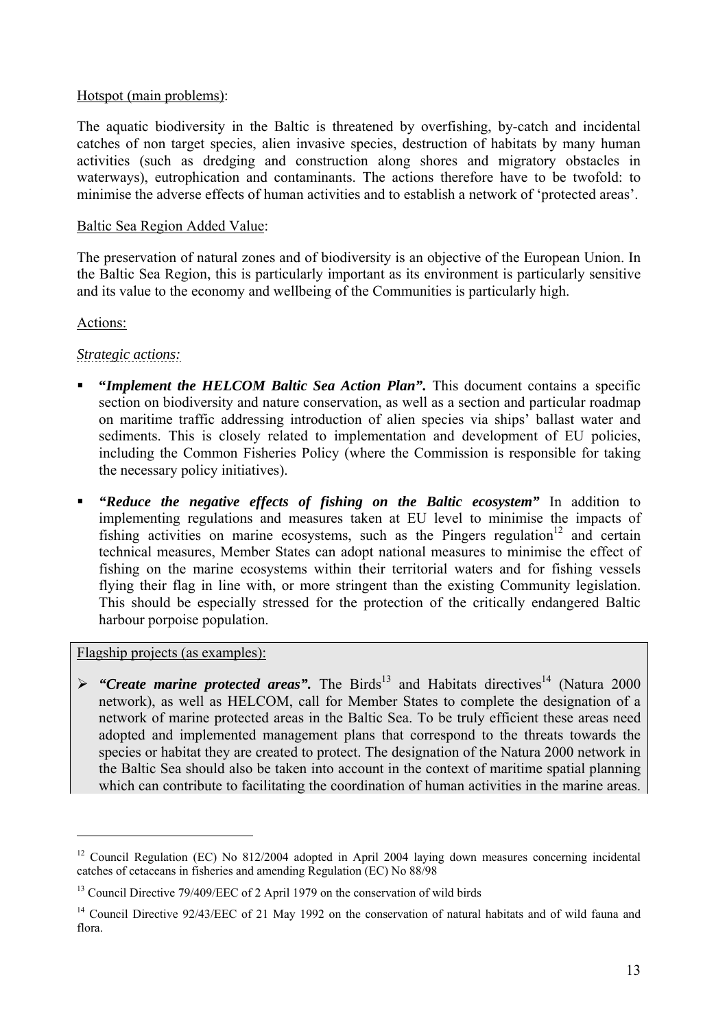Hotspot (main problems):

The aquatic biodiversity in the Baltic is threatened by overfishing, by-catch and incidental catches of non target species, alien invasive species, destruction of habitats by many human activities (such as dredging and construction along shores and migratory obstacles in waterways), eutrophication and contaminants. The actions therefore have to be twofold: to minimise the adverse effects of human activities and to establish a network of 'protected areas'.

Baltic Sea Region Added Value:

The preservation of natural zones and of biodiversity is an objective of the European Union. In the Baltic Sea Region, this is particularly important as its environment is particularly sensitive and its value to the economy and wellbeing of the Communities is particularly high.

Actions:

*Strategic actions:*

- ***"Implement the HELCOM Baltic Sea Action Plan".*** This document contains a specific section on biodiversity and nature conservation, as well as a section and particular roadmap on maritime traffic addressing introduction of alien species via ships' ballast water and sediments. This is closely related to implementation and development of EU policies, including the Common Fisheries Policy (where the Commission is responsible for taking the necessary policy initiatives).

- ***"Reduce the negative effects of fishing on the Baltic ecosystem"*** In addition to implementing regulations and measures taken at EU level to minimise the impacts of fishing activities on marine ecosystems, such as the Pingers regulation[12] and certain technical measures, Member States can adopt national measures to minimise the effect of fishing on the marine ecosystems within their territorial waters and for fishing vessels flying their flag in line with, or more stringent than the existing Community legislation. This should be especially stressed for the protection of the critically endangered Baltic harbour porpoise population.

Flagship projects (as examples):

- ***"Create marine protected areas".*** The Birds[13] and Habitats directives[14] (Natura 2000 network), as well as HELCOM, call for Member States to complete the designation of a network of marine protected areas in the Baltic Sea. To be truly efficient these areas need adopted and implemented management plans that correspond to the threats towards the species or habitat they are created to protect. The designation of the Natura 2000 network in the Baltic Sea should also be taken into account in the context of maritime spatial planning which can contribute to facilitating the coordination of human activities in the marine areas.

---

[12] Council Regulation (EC) No 812/2004 adopted in April 2004 laying down measures concerning incidental catches of cetaceans in fisheries and amending Regulation (EC) No 88/98

[13] Council Directive 79/409/EEC of 2 April 1979 on the conservation of wild birds

[14] Council Directive 92/43/EEC of 21 May 1992 on the conservation of natural habitats and of wild fauna and flora.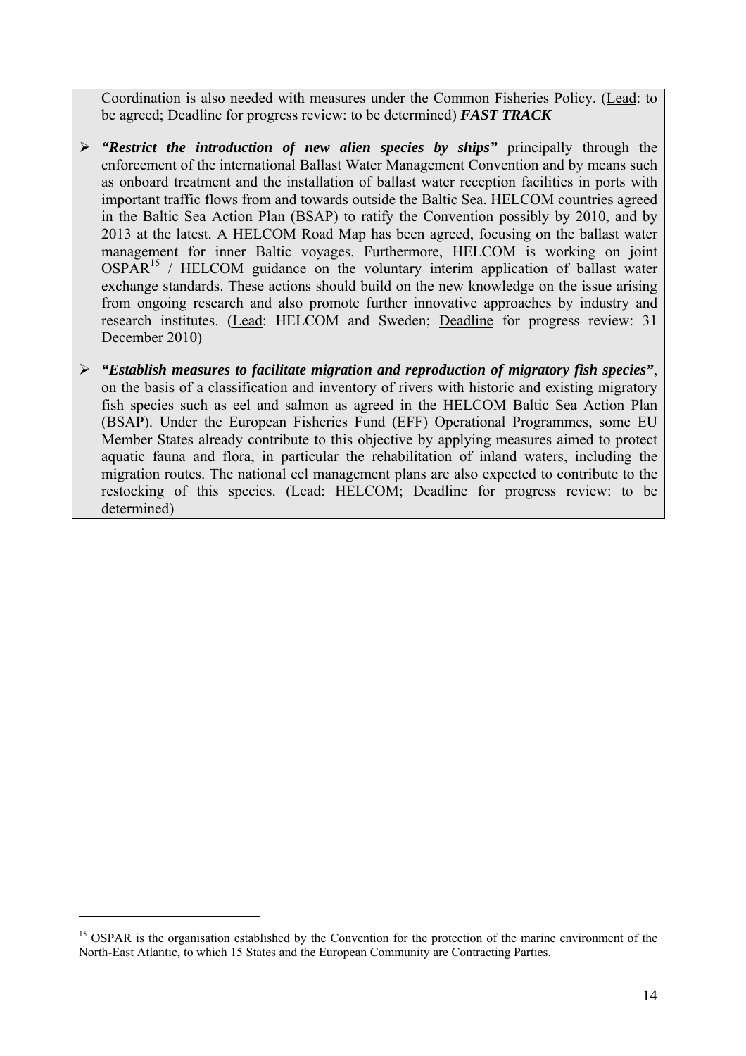Coordination is also needed with measures under the Common Fisheries Policy. (Lead: to be agreed; Deadline for progress review: to be determined) ***FAST TRACK***

- ***"Restrict the introduction of new alien species by ships"*** principally through the enforcement of the international Ballast Water Management Convention and by means such as onboard treatment and the installation of ballast water reception facilities in ports with important traffic flows from and towards outside the Baltic Sea. HELCOM countries agreed in the Baltic Sea Action Plan (BSAP) to ratify the Convention possibly by 2010, and by 2013 at the latest. A HELCOM Road Map has been agreed, focusing on the ballast water management for inner Baltic voyages. Furthermore, HELCOM is working on joint OSPAR[15] / HELCOM guidance on the voluntary interim application of ballast water exchange standards. These actions should build on the new knowledge on the issue arising from ongoing research and also promote further innovative approaches by industry and research institutes. (Lead: HELCOM and Sweden; Deadline for progress review: 31 December 2010)

- ***"Establish measures to facilitate migration and reproduction of migratory fish species"***, on the basis of a classification and inventory of rivers with historic and existing migratory fish species such as eel and salmon as agreed in the HELCOM Baltic Sea Action Plan (BSAP). Under the European Fisheries Fund (EFF) Operational Programmes, some EU Member States already contribute to this objective by applying measures aimed to protect aquatic fauna and flora, in particular the rehabilitation of inland waters, including the migration routes. The national eel management plans are also expected to contribute to the restocking of this species. (Lead: HELCOM; Deadline for progress review: to be determined)

---

[15] OSPAR is the organisation established by the Convention for the protection of the marine environment of the North-East Atlantic, to which 15 States and the European Community are Contracting Parties.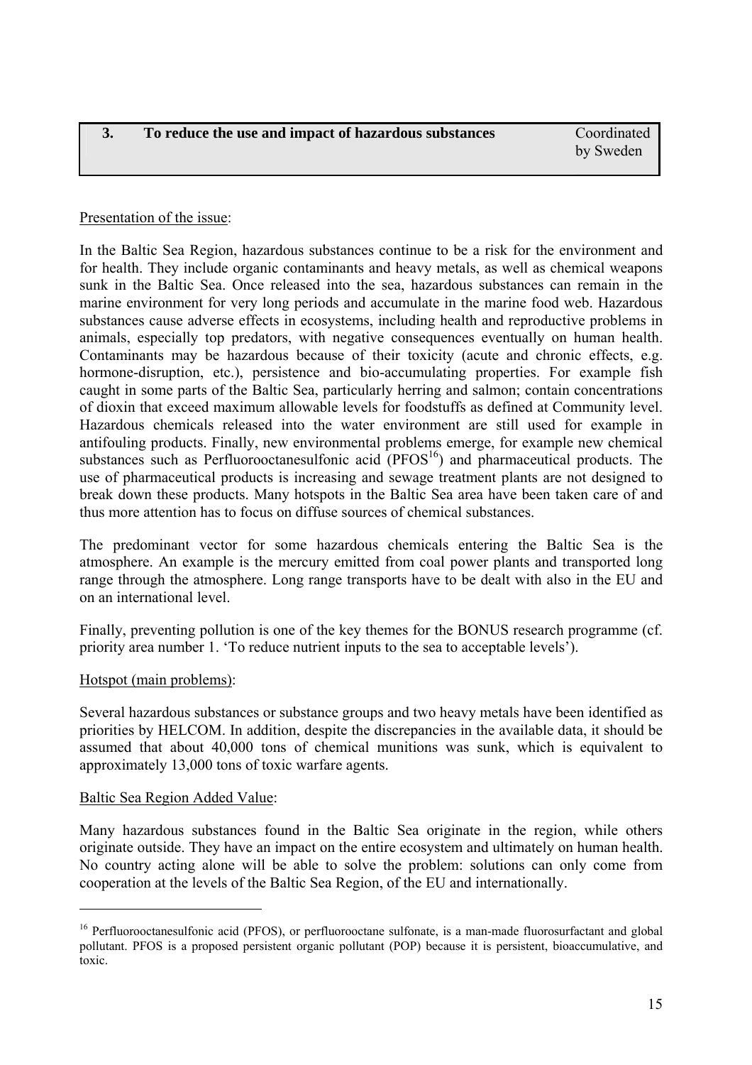| 3. | To reduce the use and impact of hazardous substances | Coordinated by Sweden |
|---|---|---|

Presentation of the issue:

In the Baltic Sea Region, hazardous substances continue to be a risk for the environment and for health. They include organic contaminants and heavy metals, as well as chemical weapons sunk in the Baltic Sea. Once released into the sea, hazardous substances can remain in the marine environment for very long periods and accumulate in the marine food web. Hazardous substances cause adverse effects in ecosystems, including health and reproductive problems in animals, especially top predators, with negative consequences eventually on human health. Contaminants may be hazardous because of their toxicity (acute and chronic effects, e.g. hormone-disruption, etc.), persistence and bio-accumulating properties. For example fish caught in some parts of the Baltic Sea, particularly herring and salmon; contain concentrations of dioxin that exceed maximum allowable levels for foodstuffs as defined at Community level. Hazardous chemicals released into the water environment are still used for example in antifouling products. Finally, new environmental problems emerge, for example new chemical substances such as Perfluorooctanesulfonic acid (PFOS[16]) and pharmaceutical products. The use of pharmaceutical products is increasing and sewage treatment plants are not designed to break down these products. Many hotspots in the Baltic Sea area have been taken care of and thus more attention has to focus on diffuse sources of chemical substances.

The predominant vector for some hazardous chemicals entering the Baltic Sea is the atmosphere. An example is the mercury emitted from coal power plants and transported long range through the atmosphere. Long range transports have to be dealt with also in the EU and on an international level.

Finally, preventing pollution is one of the key themes for the BONUS research programme (cf. priority area number 1. 'To reduce nutrient inputs to the sea to acceptable levels').

Hotspot (main problems):

Several hazardous substances or substance groups and two heavy metals have been identified as priorities by HELCOM. In addition, despite the discrepancies in the available data, it should be assumed that about 40,000 tons of chemical munitions was sunk, which is equivalent to approximately 13,000 tons of toxic warfare agents.

Baltic Sea Region Added Value:

Many hazardous substances found in the Baltic Sea originate in the region, while others originate outside. They have an impact on the entire ecosystem and ultimately on human health. No country acting alone will be able to solve the problem: solutions can only come from cooperation at the levels of the Baltic Sea Region, of the EU and internationally.

---

[16] Perfluorooctanesulfonic acid (PFOS), or perfluorooctane sulfonate, is a man-made fluorosurfactant and global pollutant. PFOS is a proposed persistent organic pollutant (POP) because it is persistent, bioaccumulative, and toxic.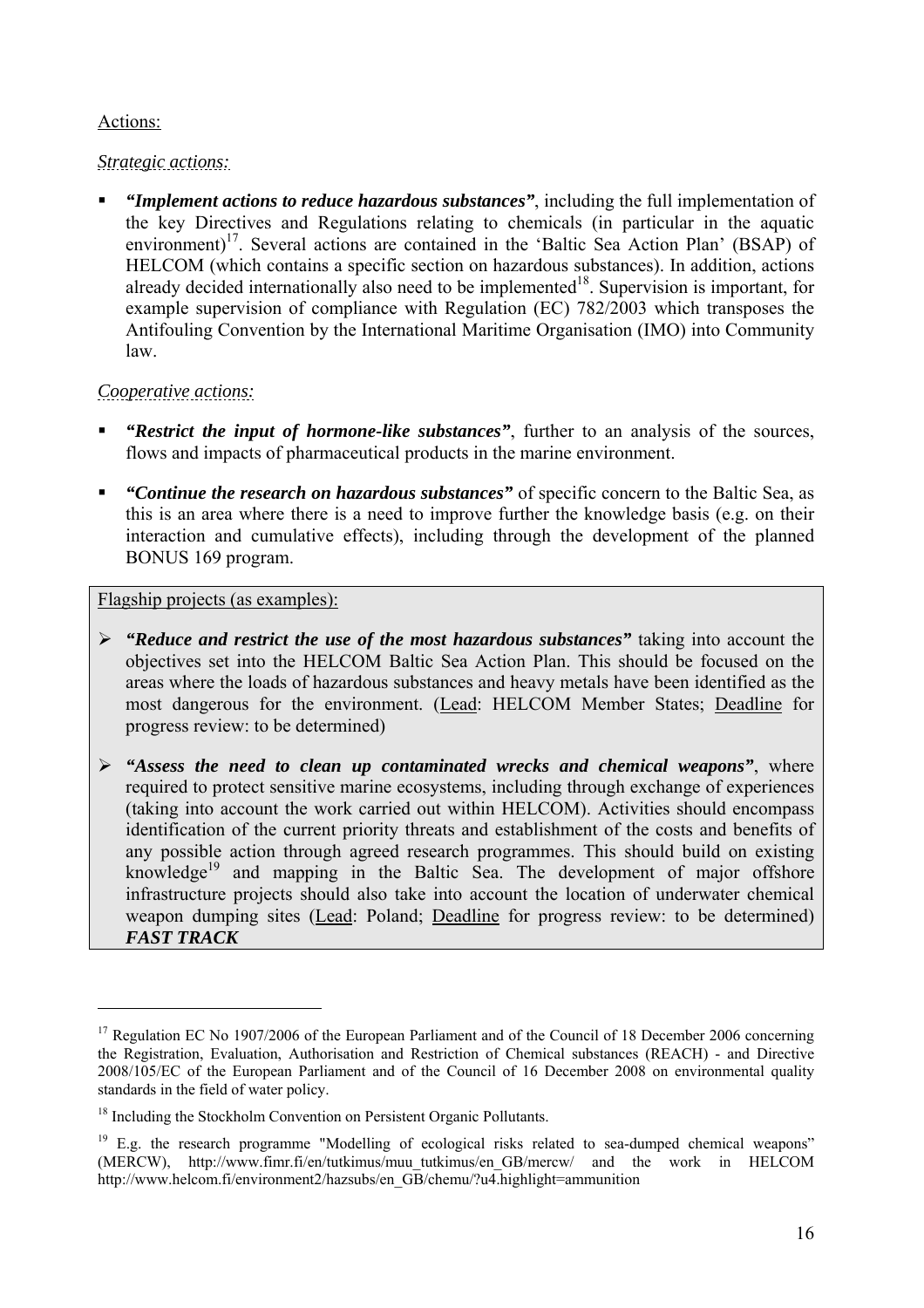Actions:

*Strategic actions:*

- ***"Implement actions to reduce hazardous substances"***, including the full implementation of the key Directives and Regulations relating to chemicals (in particular in the aquatic environment)[17]. Several actions are contained in the 'Baltic Sea Action Plan' (BSAP) of HELCOM (which contains a specific section on hazardous substances). In addition, actions already decided internationally also need to be implemented[18]. Supervision is important, for example supervision of compliance with Regulation (EC) 782/2003 which transposes the Antifouling Convention by the International Maritime Organisation (IMO) into Community law.

*Cooperative actions:*

- ***"Restrict the input of hormone-like substances"***, further to an analysis of the sources, flows and impacts of pharmaceutical products in the marine environment.
- ***"Continue the research on hazardous substances"*** of specific concern to the Baltic Sea, as this is an area where there is a need to improve further the knowledge basis (e.g. on their interaction and cumulative effects), including through the development of the planned BONUS 169 program.

Flagship projects (as examples):

- ***"Reduce and restrict the use of the most hazardous substances"*** taking into account the objectives set into the HELCOM Baltic Sea Action Plan. This should be focused on the areas where the loads of hazardous substances and heavy metals have been identified as the most dangerous for the environment. (Lead: HELCOM Member States; Deadline for progress review: to be determined)
- ***"Assess the need to clean up contaminated wrecks and chemical weapons"***, where required to protect sensitive marine ecosystems, including through exchange of experiences (taking into account the work carried out within HELCOM). Activities should encompass identification of the current priority threats and establishment of the costs and benefits of any possible action through agreed research programmes. This should build on existing knowledge[19] and mapping in the Baltic Sea. The development of major offshore infrastructure projects should also take into account the location of underwater chemical weapon dumping sites (Lead: Poland; Deadline for progress review: to be determined) ***FAST TRACK***

---

[17] Regulation EC No 1907/2006 of the European Parliament and of the Council of 18 December 2006 concerning the Registration, Evaluation, Authorisation and Restriction of Chemical substances (REACH) - and Directive 2008/105/EC of the European Parliament and of the Council of 16 December 2008 on environmental quality standards in the field of water policy.

[18] Including the Stockholm Convention on Persistent Organic Pollutants.

[19] E.g. the research programme "Modelling of ecological risks related to sea-dumped chemical weapons" (MERCW), http://www.fimr.fi/en/tutkimus/muu_tutkimus/en_GB/mercw/ and the work in HELCOM http://www.helcom.fi/environment2/hazsubs/en_GB/chemu/?u4.highlight=ammunition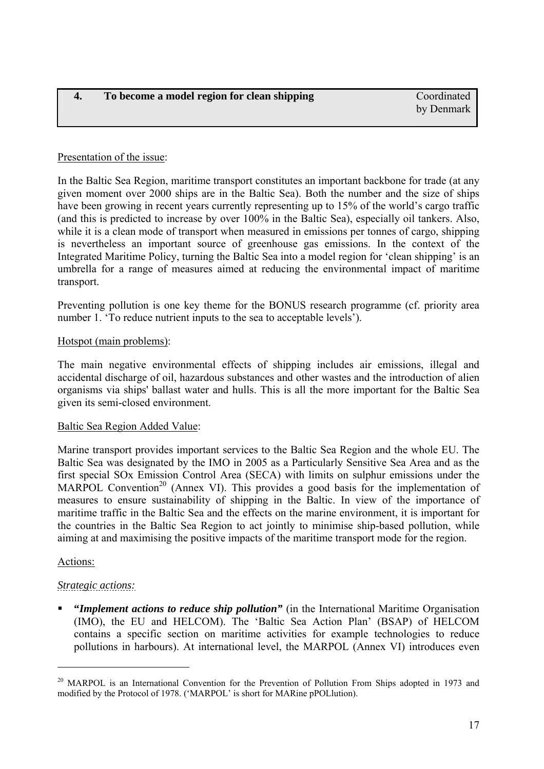| 4. | To become a model region for clean shipping | Coordinated by Denmark |
|---|---|---|

Presentation of the issue:

In the Baltic Sea Region, maritime transport constitutes an important backbone for trade (at any given moment over 2000 ships are in the Baltic Sea). Both the number and the size of ships have been growing in recent years currently representing up to 15% of the world's cargo traffic (and this is predicted to increase by over 100% in the Baltic Sea), especially oil tankers. Also, while it is a clean mode of transport when measured in emissions per tonnes of cargo, shipping is nevertheless an important source of greenhouse gas emissions. In the context of the Integrated Maritime Policy, turning the Baltic Sea into a model region for 'clean shipping' is an umbrella for a range of measures aimed at reducing the environmental impact of maritime transport.

Preventing pollution is one key theme for the BONUS research programme (cf. priority area number 1. 'To reduce nutrient inputs to the sea to acceptable levels').

Hotspot (main problems):

The main negative environmental effects of shipping includes air emissions, illegal and accidental discharge of oil, hazardous substances and other wastes and the introduction of alien organisms via ships' ballast water and hulls. This is all the more important for the Baltic Sea given its semi-closed environment.

Baltic Sea Region Added Value:

Marine transport provides important services to the Baltic Sea Region and the whole EU. The Baltic Sea was designated by the IMO in 2005 as a Particularly Sensitive Sea Area and as the first special SOx Emission Control Area (SECA) with limits on sulphur emissions under the MARPOL Convention[20] (Annex VI). This provides a good basis for the implementation of measures to ensure sustainability of shipping in the Baltic. In view of the importance of maritime traffic in the Baltic Sea and the effects on the marine environment, it is important for the countries in the Baltic Sea Region to act jointly to minimise ship-based pollution, while aiming at and maximising the positive impacts of the maritime transport mode for the region.

Actions:

*Strategic actions:*

- ***"Implement actions to reduce ship pollution"*** (in the International Maritime Organisation (IMO), the EU and HELCOM). The 'Baltic Sea Action Plan' (BSAP) of HELCOM contains a specific section on maritime activities for example technologies to reduce pollutions in harbours). At international level, the MARPOL (Annex VI) introduces even

[20] MARPOL is an International Convention for the Prevention of Pollution From Ships adopted in 1973 and modified by the Protocol of 1978. ('MARPOL' is short for MARine pPOLlution).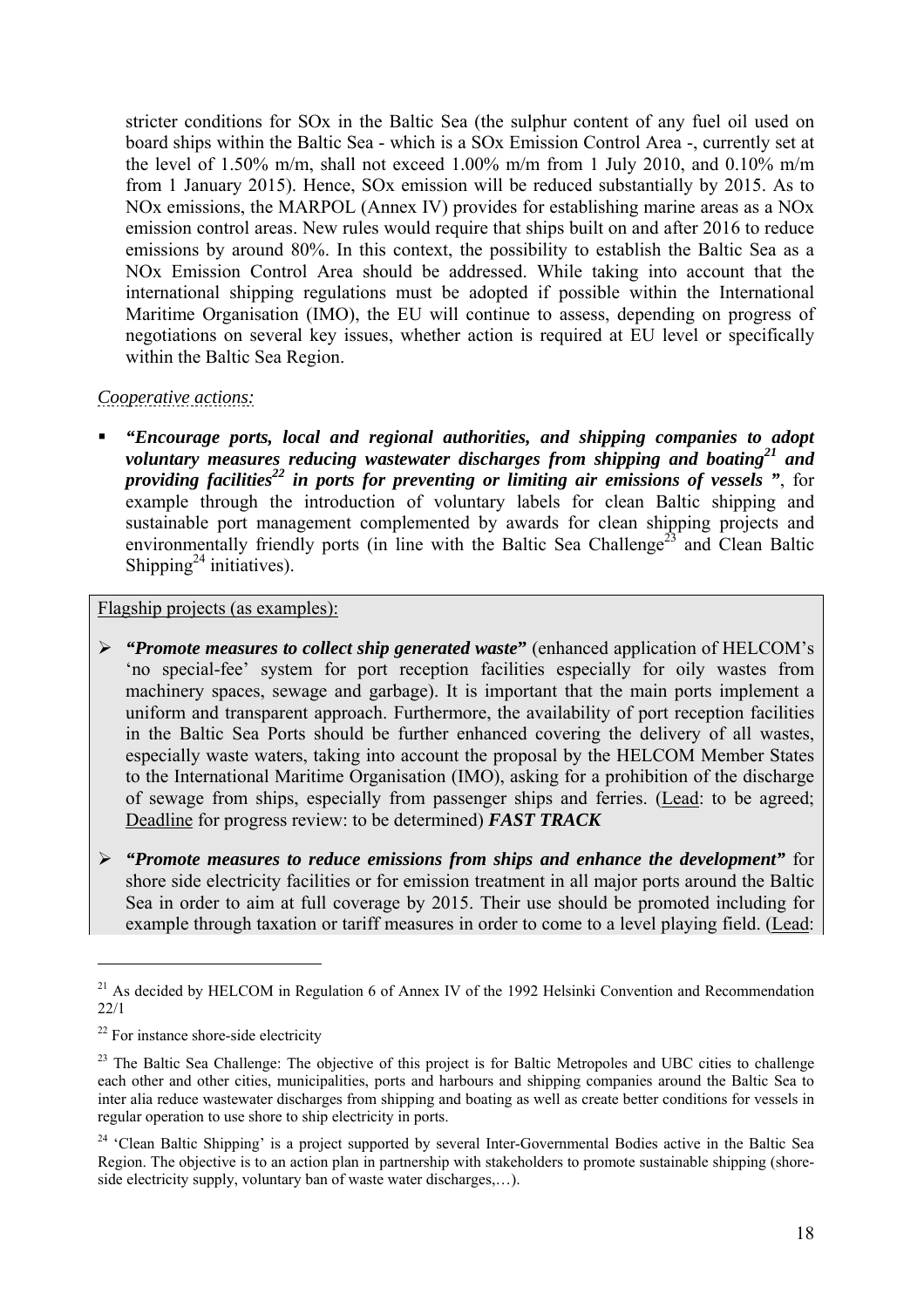stricter conditions for SOx in the Baltic Sea (the sulphur content of any fuel oil used on board ships within the Baltic Sea - which is a SOx Emission Control Area -, currently set at the level of 1.50% m/m, shall not exceed 1.00% m/m from 1 July 2010, and 0.10% m/m from 1 January 2015). Hence, SOx emission will be reduced substantially by 2015. As to NOx emissions, the MARPOL (Annex IV) provides for establishing marine areas as a NOx emission control areas. New rules would require that ships built on and after 2016 to reduce emissions by around 80%. In this context, the possibility to establish the Baltic Sea as a NOx Emission Control Area should be addressed. While taking into account that the international shipping regulations must be adopted if possible within the International Maritime Organisation (IMO), the EU will continue to assess, depending on progress of negotiations on several key issues, whether action is required at EU level or specifically within the Baltic Sea Region.

*Cooperative actions:*

- ***"Encourage ports, local and regional authorities, and shipping companies to adopt voluntary measures reducing wastewater discharges from shipping and boating[21] and providing facilities[22] in ports for preventing or limiting air emissions of vessels "***, for example through the introduction of voluntary labels for clean Baltic shipping and sustainable port management complemented by awards for clean shipping projects and environmentally friendly ports (in line with the Baltic Sea Challenge[23] and Clean Baltic Shipping[24] initiatives).

Flagship projects (as examples):

- ***"Promote measures to collect ship generated waste"*** (enhanced application of HELCOM's 'no special-fee' system for port reception facilities especially for oily wastes from machinery spaces, sewage and garbage). It is important that the main ports implement a uniform and transparent approach. Furthermore, the availability of port reception facilities in the Baltic Sea Ports should be further enhanced covering the delivery of all wastes, especially waste waters, taking into account the proposal by the HELCOM Member States to the International Maritime Organisation (IMO), asking for a prohibition of the discharge of sewage from ships, especially from passenger ships and ferries. (Lead: to be agreed; Deadline for progress review: to be determined) ***FAST TRACK***
- ***"Promote measures to reduce emissions from ships and enhance the development"*** for shore side electricity facilities or for emission treatment in all major ports around the Baltic Sea in order to aim at full coverage by 2015. Their use should be promoted including for example through taxation or tariff measures in order to come to a level playing field. (Lead:

---

[21] As decided by HELCOM in Regulation 6 of Annex IV of the 1992 Helsinki Convention and Recommendation 22/1

[22] For instance shore-side electricity

[23] The Baltic Sea Challenge: The objective of this project is for Baltic Metropoles and UBC cities to challenge each other and other cities, municipalities, ports and harbours and shipping companies around the Baltic Sea to inter alia reduce wastewater discharges from shipping and boating as well as create better conditions for vessels in regular operation to use shore to ship electricity in ports.

[24] 'Clean Baltic Shipping' is a project supported by several Inter-Governmental Bodies active in the Baltic Sea Region. The objective is to an action plan in partnership with stakeholders to promote sustainable shipping (shore-side electricity supply, voluntary ban of waste water discharges,…).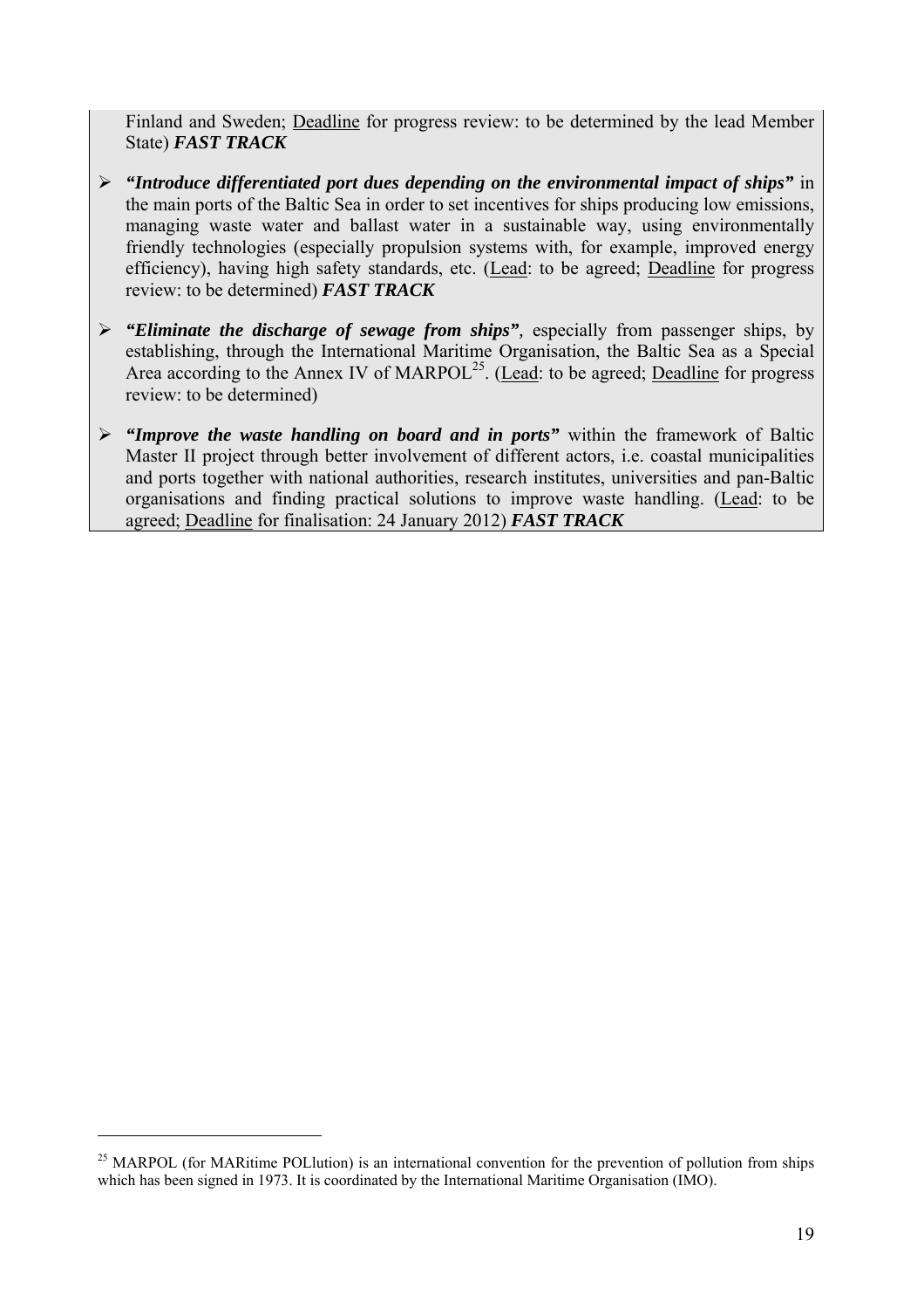Finland and Sweden; Deadline for progress review: to be determined by the lead Member State) ***FAST TRACK***

- ***"Introduce differentiated port dues depending on the environmental impact of ships"*** in the main ports of the Baltic Sea in order to set incentives for ships producing low emissions, managing waste water and ballast water in a sustainable way, using environmentally friendly technologies (especially propulsion systems with, for example, improved energy efficiency), having high safety standards, etc. (Lead: to be agreed; Deadline for progress review: to be determined) ***FAST TRACK***

- ***"Eliminate the discharge of sewage from ships"***, especially from passenger ships, by establishing, through the International Maritime Organisation, the Baltic Sea as a Special Area according to the Annex IV of MARPOL[25]. (Lead: to be agreed; Deadline for progress review: to be determined)

- ***"Improve the waste handling on board and in ports"*** within the framework of Baltic Master II project through better involvement of different actors, i.e. coastal municipalities and ports together with national authorities, research institutes, universities and pan-Baltic organisations and finding practical solutions to improve waste handling. (Lead: to be agreed; Deadline for finalisation: 24 January 2012) ***FAST TRACK***

[25] MARPOL (for MARitime POLlution) is an international convention for the prevention of pollution from ships which has been signed in 1973. It is coordinated by the International Maritime Organisation (IMO).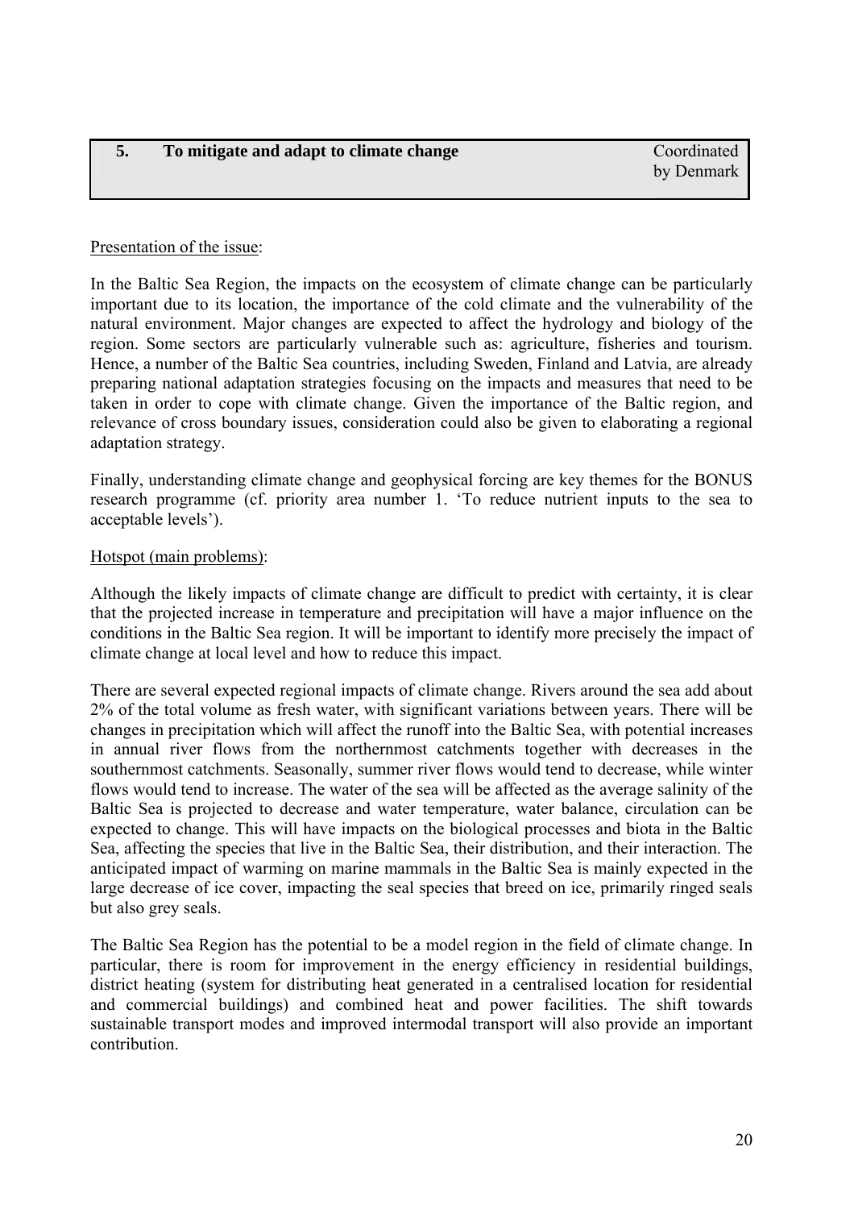## 5. To mitigate and adapt to climate change

Coordinated by Denmark

Presentation of the issue:

In the Baltic Sea Region, the impacts on the ecosystem of climate change can be particularly important due to its location, the importance of the cold climate and the vulnerability of the natural environment. Major changes are expected to affect the hydrology and biology of the region. Some sectors are particularly vulnerable such as: agriculture, fisheries and tourism. Hence, a number of the Baltic Sea countries, including Sweden, Finland and Latvia, are already preparing national adaptation strategies focusing on the impacts and measures that need to be taken in order to cope with climate change. Given the importance of the Baltic region, and relevance of cross boundary issues, consideration could also be given to elaborating a regional adaptation strategy.

Finally, understanding climate change and geophysical forcing are key themes for the BONUS research programme (cf. priority area number 1. 'To reduce nutrient inputs to the sea to acceptable levels').

Hotspot (main problems):

Although the likely impacts of climate change are difficult to predict with certainty, it is clear that the projected increase in temperature and precipitation will have a major influence on the conditions in the Baltic Sea region. It will be important to identify more precisely the impact of climate change at local level and how to reduce this impact.

There are several expected regional impacts of climate change. Rivers around the sea add about 2% of the total volume as fresh water, with significant variations between years. There will be changes in precipitation which will affect the runoff into the Baltic Sea, with potential increases in annual river flows from the northernmost catchments together with decreases in the southernmost catchments. Seasonally, summer river flows would tend to decrease, while winter flows would tend to increase. The water of the sea will be affected as the average salinity of the Baltic Sea is projected to decrease and water temperature, water balance, circulation can be expected to change. This will have impacts on the biological processes and biota in the Baltic Sea, affecting the species that live in the Baltic Sea, their distribution, and their interaction. The anticipated impact of warming on marine mammals in the Baltic Sea is mainly expected in the large decrease of ice cover, impacting the seal species that breed on ice, primarily ringed seals but also grey seals.

The Baltic Sea Region has the potential to be a model region in the field of climate change. In particular, there is room for improvement in the energy efficiency in residential buildings, district heating (system for distributing heat generated in a centralised location for residential and commercial buildings) and combined heat and power facilities. The shift towards sustainable transport modes and improved intermodal transport will also provide an important contribution.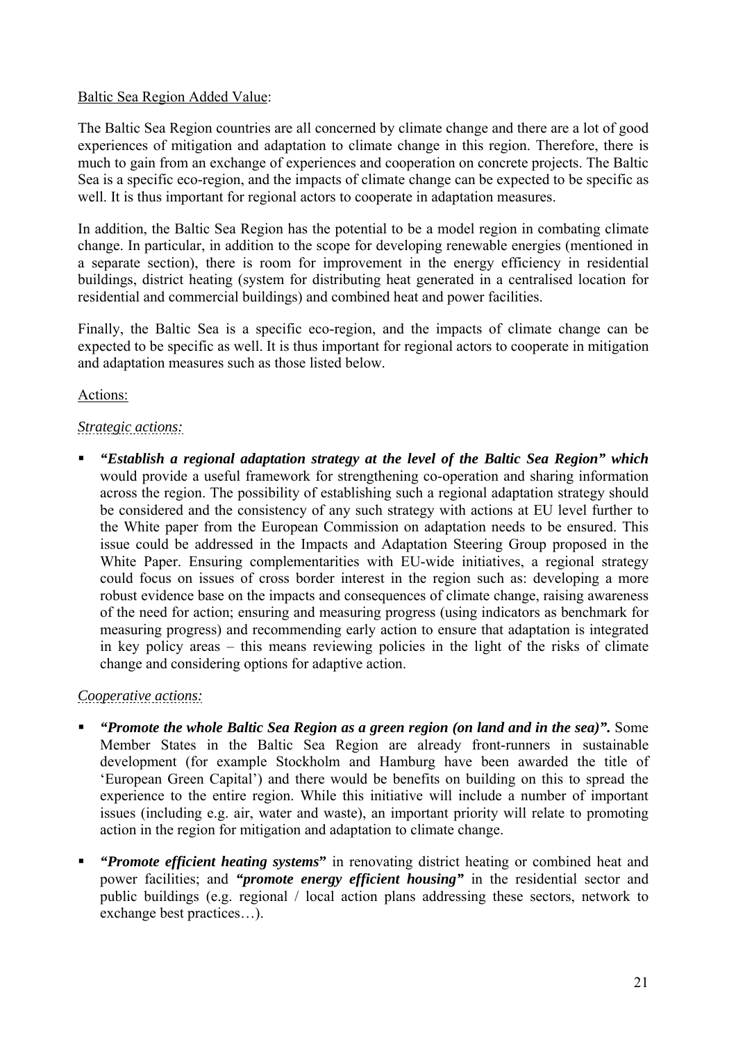<u>Baltic Sea Region Added Value</u>:

The Baltic Sea Region countries are all concerned by climate change and there are a lot of good experiences of mitigation and adaptation to climate change in this region. Therefore, there is much to gain from an exchange of experiences and cooperation on concrete projects. The Baltic Sea is a specific eco-region, and the impacts of climate change can be expected to be specific as well. It is thus important for regional actors to cooperate in adaptation measures.

In addition, the Baltic Sea Region has the potential to be a model region in combating climate change. In particular, in addition to the scope for developing renewable energies (mentioned in a separate section), there is room for improvement in the energy efficiency in residential buildings, district heating (system for distributing heat generated in a centralised location for residential and commercial buildings) and combined heat and power facilities.

Finally, the Baltic Sea is a specific eco-region, and the impacts of climate change can be expected to be specific as well. It is thus important for regional actors to cooperate in mitigation and adaptation measures such as those listed below.

<u>Actions:</u>

*<u>Strategic actions:</u>*

- ***"Establish a regional adaptation strategy at the level of the Baltic Sea Region" which*** would provide a useful framework for strengthening co-operation and sharing information across the region. The possibility of establishing such a regional adaptation strategy should be considered and the consistency of any such strategy with actions at EU level further to the White paper from the European Commission on adaptation needs to be ensured. This issue could be addressed in the Impacts and Adaptation Steering Group proposed in the White Paper. Ensuring complementarities with EU-wide initiatives, a regional strategy could focus on issues of cross border interest in the region such as: developing a more robust evidence base on the impacts and consequences of climate change, raising awareness of the need for action; ensuring and measuring progress (using indicators as benchmark for measuring progress) and recommending early action to ensure that adaptation is integrated in key policy areas – this means reviewing policies in the light of the risks of climate change and considering options for adaptive action.

*<u>Cooperative actions:</u>*

- ***"Promote the whole Baltic Sea Region as a green region (on land and in the sea)".*** Some Member States in the Baltic Sea Region are already front-runners in sustainable development (for example Stockholm and Hamburg have been awarded the title of 'European Green Capital') and there would be benefits on building on this to spread the experience to the entire region. While this initiative will include a number of important issues (including e.g. air, water and waste), an important priority will relate to promoting action in the region for mitigation and adaptation to climate change.

- ***"Promote efficient heating systems"*** in renovating district heating or combined heat and power facilities; and ***"promote energy efficient housing"*** in the residential sector and public buildings (e.g. regional / local action plans addressing these sectors, network to exchange best practices…).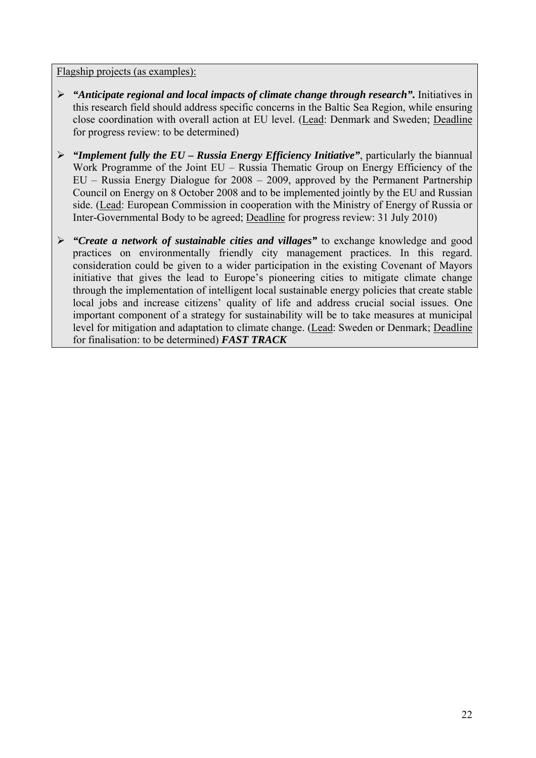<u>Flagship projects (as examples):</u>

- ***"Anticipate regional and local impacts of climate change through research".*** Initiatives in this research field should address specific concerns in the Baltic Sea Region, while ensuring close coordination with overall action at EU level. (<u>Lead</u>: Denmark and Sweden; <u>Deadline</u> for progress review: to be determined)

- ***"Implement fully the EU – Russia Energy Efficiency Initiative"***, particularly the biannual Work Programme of the Joint EU – Russia Thematic Group on Energy Efficiency of the EU – Russia Energy Dialogue for 2008 – 2009, approved by the Permanent Partnership Council on Energy on 8 October 2008 and to be implemented jointly by the EU and Russian side. (<u>Lead</u>: European Commission in cooperation with the Ministry of Energy of Russia or Inter-Governmental Body to be agreed; <u>Deadline</u> for progress review: 31 July 2010)

- ***"Create a network of sustainable cities and villages"*** to exchange knowledge and good practices on environmentally friendly city management practices. In this regard. consideration could be given to a wider participation in the existing Covenant of Mayors initiative that gives the lead to Europe's pioneering cities to mitigate climate change through the implementation of intelligent local sustainable energy policies that create stable local jobs and increase citizens' quality of life and address crucial social issues. One important component of a strategy for sustainability will be to take measures at municipal level for mitigation and adaptation to climate change. (<u>Lead</u>: Sweden or Denmark; <u>Deadline</u> for finalisation: to be determined) ***FAST TRACK***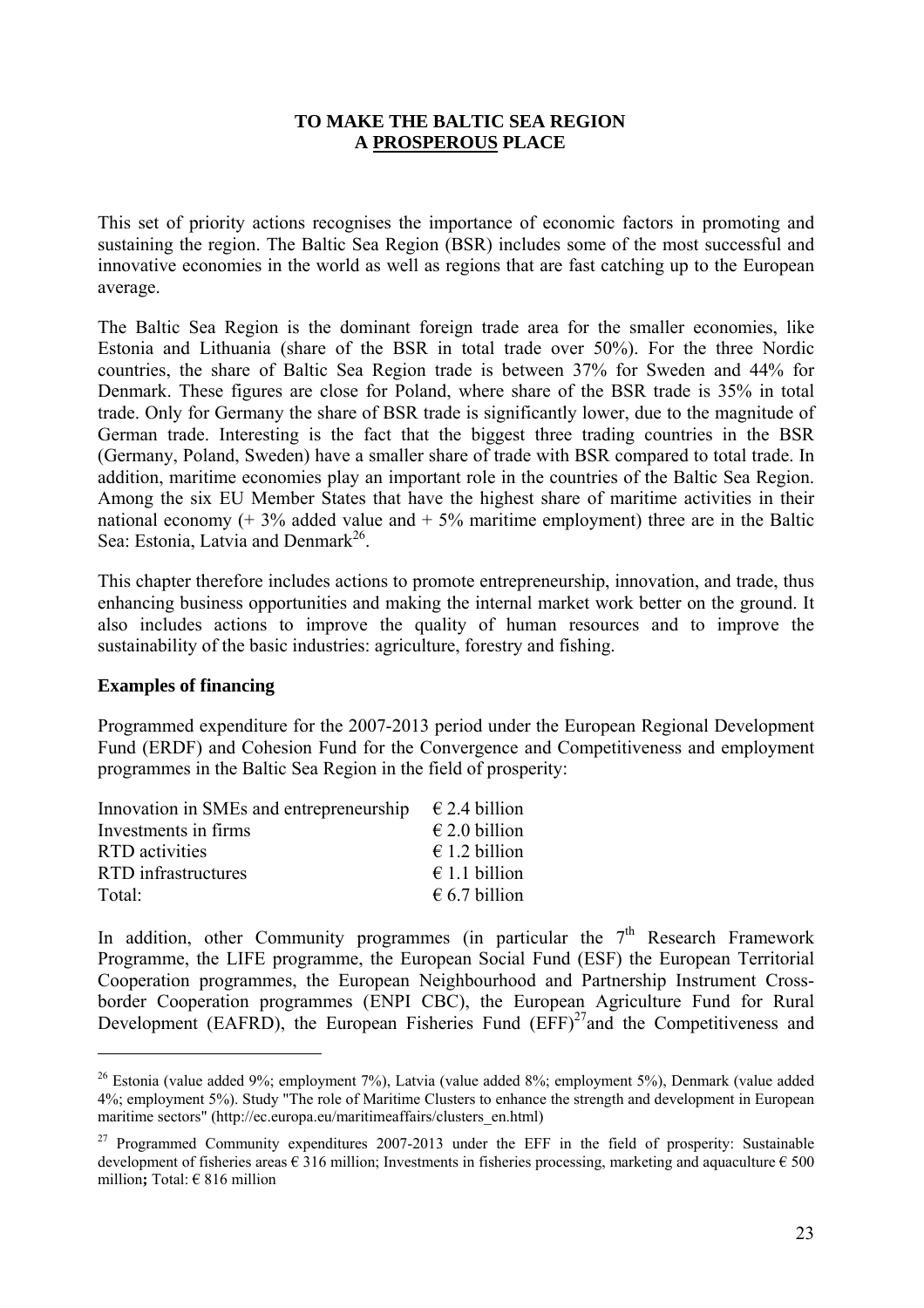# TO MAKE THE BALTIC SEA REGION A PROSPEROUS PLACE

This set of priority actions recognises the importance of economic factors in promoting and sustaining the region. The Baltic Sea Region (BSR) includes some of the most successful and innovative economies in the world as well as regions that are fast catching up to the European average.

The Baltic Sea Region is the dominant foreign trade area for the smaller economies, like Estonia and Lithuania (share of the BSR in total trade over 50%). For the three Nordic countries, the share of Baltic Sea Region trade is between 37% for Sweden and 44% for Denmark. These figures are close for Poland, where share of the BSR trade is 35% in total trade. Only for Germany the share of BSR trade is significantly lower, due to the magnitude of German trade. Interesting is the fact that the biggest three trading countries in the BSR (Germany, Poland, Sweden) have a smaller share of trade with BSR compared to total trade. In addition, maritime economies play an important role in the countries of the Baltic Sea Region. Among the six EU Member States that have the highest share of maritime activities in their national economy (+ 3% added value and + 5% maritime employment) three are in the Baltic Sea: Estonia, Latvia and Denmark[26].

This chapter therefore includes actions to promote entrepreneurship, innovation, and trade, thus enhancing business opportunities and making the internal market work better on the ground. It also includes actions to improve the quality of human resources and to improve the sustainability of the basic industries: agriculture, forestry and fishing.

**Examples of financing**

Programmed expenditure for the 2007-2013 period under the European Regional Development Fund (ERDF) and Cohesion Fund for the Convergence and Competitiveness and employment programmes in the Baltic Sea Region in the field of prosperity:

| | |
|---|---|
| Innovation in SMEs and entrepreneurship | € 2.4 billion |
| Investments in firms | € 2.0 billion |
| RTD activities | € 1.2 billion |
| RTD infrastructures | € 1.1 billion |
| Total: | € 6.7 billion |

In addition, other Community programmes (in particular the 7th Research Framework Programme, the LIFE programme, the European Social Fund (ESF) the European Territorial Cooperation programmes, the European Neighbourhood and Partnership Instrument Cross-border Cooperation programmes (ENPI CBC), the European Agriculture Fund for Rural Development (EAFRD), the European Fisheries Fund (EFF)[27] and the Competitiveness and

---

[26] Estonia (value added 9%; employment 7%), Latvia (value added 8%; employment 5%), Denmark (value added 4%; employment 5%). Study "The role of Maritime Clusters to enhance the strength and development in European maritime sectors" (http://ec.europa.eu/maritimeaffairs/clusters_en.html)

[27] Programmed Community expenditures 2007-2013 under the EFF in the field of prosperity: Sustainable development of fisheries areas € 316 million; Investments in fisheries processing, marketing and aquaculture € 500 million; Total: € 816 million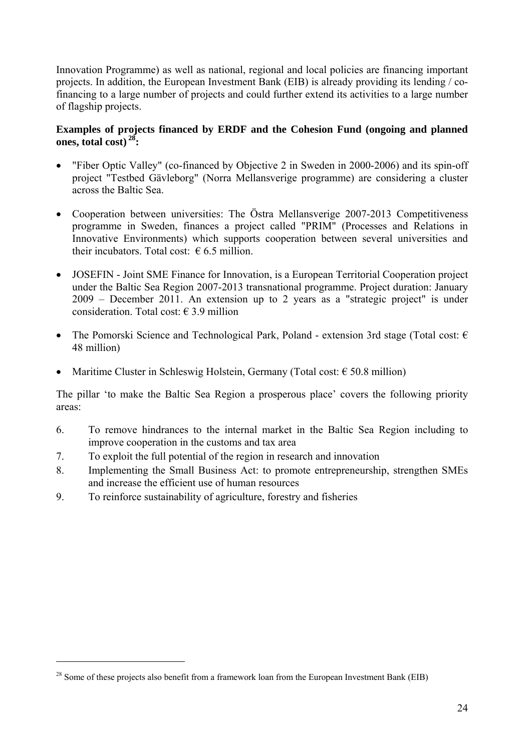Innovation Programme) as well as national, regional and local policies are financing important projects. In addition, the European Investment Bank (EIB) is already providing its lending / co-financing to a large number of projects and could further extend its activities to a large number of flagship projects.

**Examples of projects financed by ERDF and the Cohesion Fund (ongoing and planned ones, total cost)** [28]**:**

- "Fiber Optic Valley" (co-financed by Objective 2 in Sweden in 2000-2006) and its spin-off project "Testbed Gävleborg" (Norra Mellansverige programme) are considering a cluster across the Baltic Sea.
- Cooperation between universities: The Östra Mellansverige 2007-2013 Competitiveness programme in Sweden, finances a project called "PRIM" (Processes and Relations in Innovative Environments) which supports cooperation between several universities and their incubators. Total cost: € 6.5 million.
- JOSEFIN - Joint SME Finance for Innovation, is a European Territorial Cooperation project under the Baltic Sea Region 2007-2013 transnational programme. Project duration: January 2009 – December 2011. An extension up to 2 years as a "strategic project" is under consideration. Total cost: € 3.9 million
- The Pomorski Science and Technological Park, Poland - extension 3rd stage (Total cost: € 48 million)
- Maritime Cluster in Schleswig Holstein, Germany (Total cost: € 50.8 million)

The pillar 'to make the Baltic Sea Region a prosperous place' covers the following priority areas:

6. To remove hindrances to the internal market in the Baltic Sea Region including to improve cooperation in the customs and tax area
7. To exploit the full potential of the region in research and innovation
8. Implementing the Small Business Act: to promote entrepreneurship, strengthen SMEs and increase the efficient use of human resources
9. To reinforce sustainability of agriculture, forestry and fisheries

---

[28] Some of these projects also benefit from a framework loan from the European Investment Bank (EIB)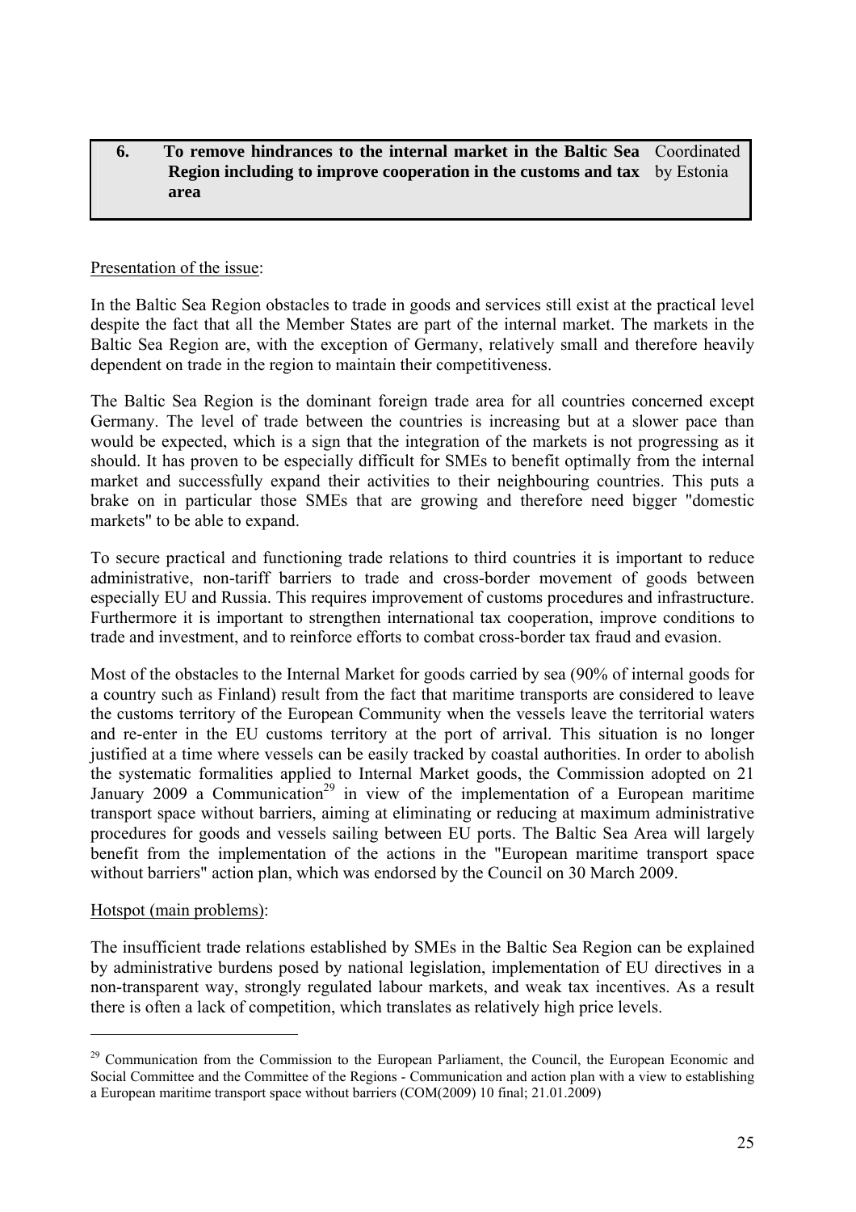| 6. **To remove hindrances to the internal market in the Baltic Sea Region including to improve cooperation in the customs and tax area** | Coordinated by Estonia |
|---|---|

Presentation of the issue:

In the Baltic Sea Region obstacles to trade in goods and services still exist at the practical level despite the fact that all the Member States are part of the internal market. The markets in the Baltic Sea Region are, with the exception of Germany, relatively small and therefore heavily dependent on trade in the region to maintain their competitiveness.

The Baltic Sea Region is the dominant foreign trade area for all countries concerned except Germany. The level of trade between the countries is increasing but at a slower pace than would be expected, which is a sign that the integration of the markets is not progressing as it should. It has proven to be especially difficult for SMEs to benefit optimally from the internal market and successfully expand their activities to their neighbouring countries. This puts a brake on in particular those SMEs that are growing and therefore need bigger "domestic markets" to be able to expand.

To secure practical and functioning trade relations to third countries it is important to reduce administrative, non-tariff barriers to trade and cross-border movement of goods between especially EU and Russia. This requires improvement of customs procedures and infrastructure. Furthermore it is important to strengthen international tax cooperation, improve conditions to trade and investment, and to reinforce efforts to combat cross-border tax fraud and evasion.

Most of the obstacles to the Internal Market for goods carried by sea (90% of internal goods for a country such as Finland) result from the fact that maritime transports are considered to leave the customs territory of the European Community when the vessels leave the territorial waters and re-enter in the EU customs territory at the port of arrival. This situation is no longer justified at a time where vessels can be easily tracked by coastal authorities. In order to abolish the systematic formalities applied to Internal Market goods, the Commission adopted on 21 January 2009 a Communication[29] in view of the implementation of a European maritime transport space without barriers, aiming at eliminating or reducing at maximum administrative procedures for goods and vessels sailing between EU ports. The Baltic Sea Area will largely benefit from the implementation of the actions in the "European maritime transport space without barriers" action plan, which was endorsed by the Council on 30 March 2009.

Hotspot (main problems):

The insufficient trade relations established by SMEs in the Baltic Sea Region can be explained by administrative burdens posed by national legislation, implementation of EU directives in a non-transparent way, strongly regulated labour markets, and weak tax incentives. As a result there is often a lack of competition, which translates as relatively high price levels.

---

[29] Communication from the Commission to the European Parliament, the Council, the European Economic and Social Committee and the Committee of the Regions - Communication and action plan with a view to establishing a European maritime transport space without barriers (COM(2009) 10 final; 21.01.2009)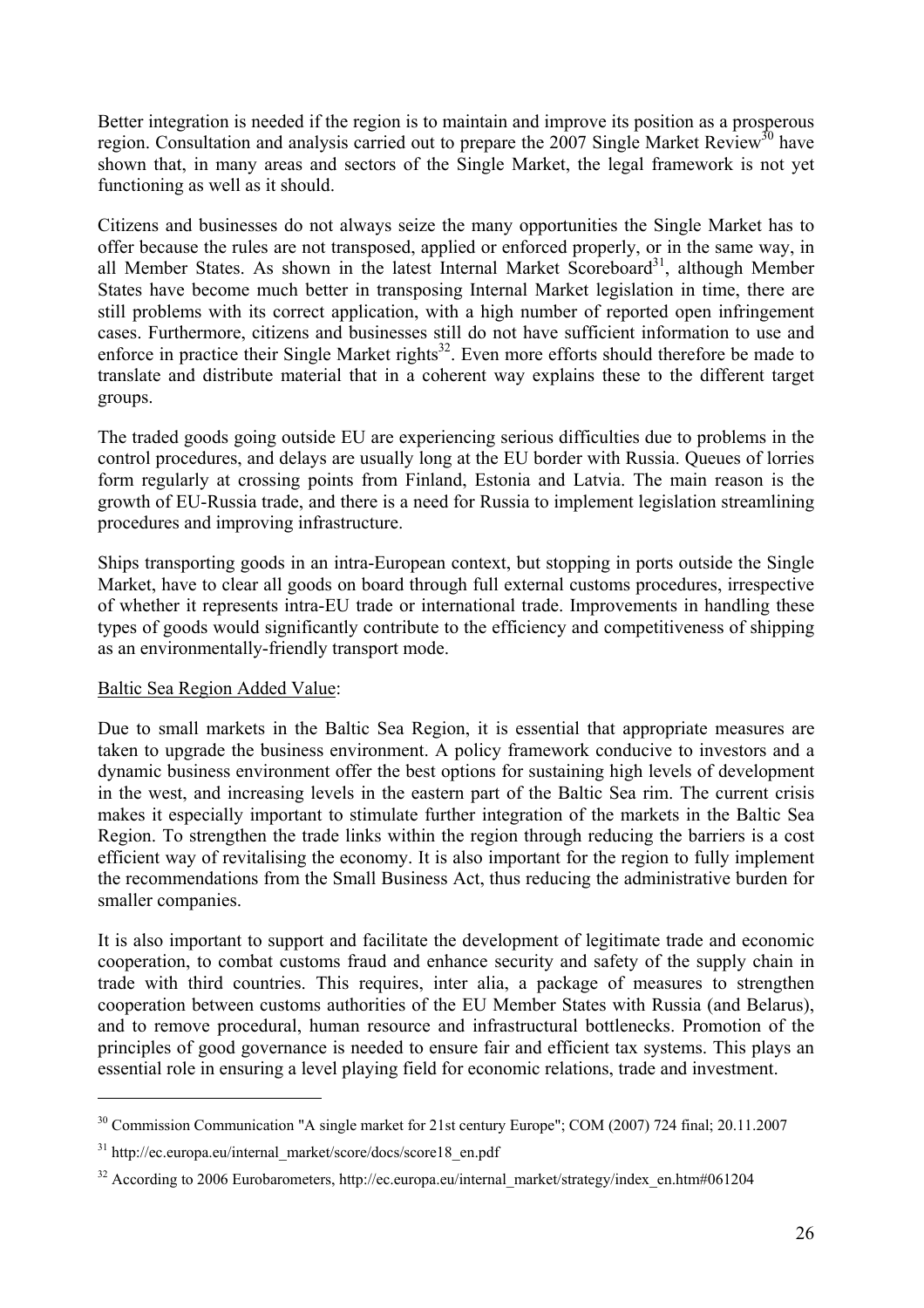Better integration is needed if the region is to maintain and improve its position as a prosperous region. Consultation and analysis carried out to prepare the 2007 Single Market Review[30] have shown that, in many areas and sectors of the Single Market, the legal framework is not yet functioning as well as it should.

Citizens and businesses do not always seize the many opportunities the Single Market has to offer because the rules are not transposed, applied or enforced properly, or in the same way, in all Member States. As shown in the latest Internal Market Scoreboard[31], although Member States have become much better in transposing Internal Market legislation in time, there are still problems with its correct application, with a high number of reported open infringement cases. Furthermore, citizens and businesses still do not have sufficient information to use and enforce in practice their Single Market rights[32]. Even more efforts should therefore be made to translate and distribute material that in a coherent way explains these to the different target groups.

The traded goods going outside EU are experiencing serious difficulties due to problems in the control procedures, and delays are usually long at the EU border with Russia. Queues of lorries form regularly at crossing points from Finland, Estonia and Latvia. The main reason is the growth of EU-Russia trade, and there is a need for Russia to implement legislation streamlining procedures and improving infrastructure.

Ships transporting goods in an intra-European context, but stopping in ports outside the Single Market, have to clear all goods on board through full external customs procedures, irrespective of whether it represents intra-EU trade or international trade. Improvements in handling these types of goods would significantly contribute to the efficiency and competitiveness of shipping as an environmentally-friendly transport mode.

Baltic Sea Region Added Value:

Due to small markets in the Baltic Sea Region, it is essential that appropriate measures are taken to upgrade the business environment. A policy framework conducive to investors and a dynamic business environment offer the best options for sustaining high levels of development in the west, and increasing levels in the eastern part of the Baltic Sea rim. The current crisis makes it especially important to stimulate further integration of the markets in the Baltic Sea Region. To strengthen the trade links within the region through reducing the barriers is a cost efficient way of revitalising the economy. It is also important for the region to fully implement the recommendations from the Small Business Act, thus reducing the administrative burden for smaller companies.

It is also important to support and facilitate the development of legitimate trade and economic cooperation, to combat customs fraud and enhance security and safety of the supply chain in trade with third countries. This requires, inter alia, a package of measures to strengthen cooperation between customs authorities of the EU Member States with Russia (and Belarus), and to remove procedural, human resource and infrastructural bottlenecks. Promotion of the principles of good governance is needed to ensure fair and efficient tax systems. This plays an essential role in ensuring a level playing field for economic relations, trade and investment.

---

[30] Commission Communication "A single market for 21st century Europe"; COM (2007) 724 final; 20.11.2007

[31] http://ec.europa.eu/internal_market/score/docs/score18_en.pdf

[32] According to 2006 Eurobarometers, http://ec.europa.eu/internal_market/strategy/index_en.htm#061204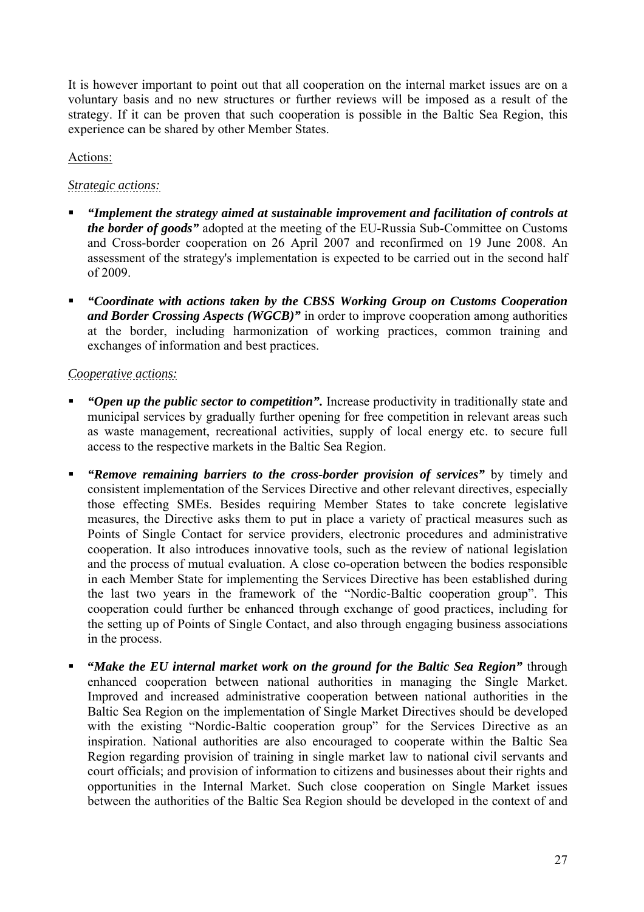It is however important to point out that all cooperation on the internal market issues are on a voluntary basis and no new structures or further reviews will be imposed as a result of the strategy. If it can be proven that such cooperation is possible in the Baltic Sea Region, this experience can be shared by other Member States.

Actions:

*Strategic actions:*

- ***"Implement the strategy aimed at sustainable improvement and facilitation of controls at the border of goods"*** adopted at the meeting of the EU-Russia Sub-Committee on Customs and Cross-border cooperation on 26 April 2007 and reconfirmed on 19 June 2008. An assessment of the strategy's implementation is expected to be carried out in the second half of 2009.
- ***"Coordinate with actions taken by the CBSS Working Group on Customs Cooperation and Border Crossing Aspects (WGCB)"*** in order to improve cooperation among authorities at the border, including harmonization of working practices, common training and exchanges of information and best practices.

*Cooperative actions:*

- ***"Open up the public sector to competition".*** Increase productivity in traditionally state and municipal services by gradually further opening for free competition in relevant areas such as waste management, recreational activities, supply of local energy etc. to secure full access to the respective markets in the Baltic Sea Region.
- ***"Remove remaining barriers to the cross-border provision of services"*** by timely and consistent implementation of the Services Directive and other relevant directives, especially those effecting SMEs. Besides requiring Member States to take concrete legislative measures, the Directive asks them to put in place a variety of practical measures such as Points of Single Contact for service providers, electronic procedures and administrative cooperation. It also introduces innovative tools, such as the review of national legislation and the process of mutual evaluation. A close co-operation between the bodies responsible in each Member State for implementing the Services Directive has been established during the last two years in the framework of the "Nordic-Baltic cooperation group". This cooperation could further be enhanced through exchange of good practices, including for the setting up of Points of Single Contact, and also through engaging business associations in the process.
- **"*Make the EU internal market work on the ground for the Baltic Sea Region*"** through enhanced cooperation between national authorities in managing the Single Market. Improved and increased administrative cooperation between national authorities in the Baltic Sea Region on the implementation of Single Market Directives should be developed with the existing "Nordic-Baltic cooperation group" for the Services Directive as an inspiration. National authorities are also encouraged to cooperate within the Baltic Sea Region regarding provision of training in single market law to national civil servants and court officials; and provision of information to citizens and businesses about their rights and opportunities in the Internal Market. Such close cooperation on Single Market issues between the authorities of the Baltic Sea Region should be developed in the context of and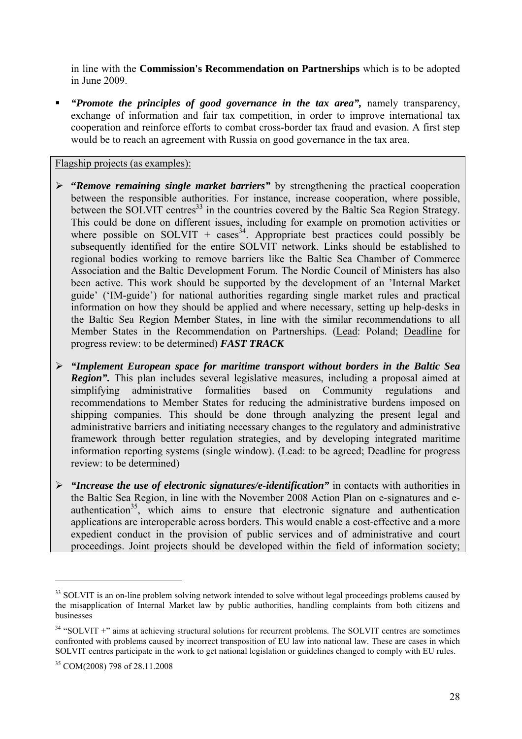in line with the **Commission's Recommendation on Partnerships** which is to be adopted in June 2009.

- ***"Promote the principles of good governance in the tax area",*** namely transparency, exchange of information and fair tax competition, in order to improve international tax cooperation and reinforce efforts to combat cross-border tax fraud and evasion. A first step would be to reach an agreement with Russia on good governance in the tax area.

Flagship projects (as examples):

- ***"Remove remaining single market barriers"*** by strengthening the practical cooperation between the responsible authorities. For instance, increase cooperation, where possible, between the SOLVIT centres[33] in the countries covered by the Baltic Sea Region Strategy. This could be done on different issues, including for example on promotion activities or where possible on SOLVIT + cases[34]. Appropriate best practices could possibly be subsequently identified for the entire SOLVIT network. Links should be established to regional bodies working to remove barriers like the Baltic Sea Chamber of Commerce Association and the Baltic Development Forum. The Nordic Council of Ministers has also been active. This work should be supported by the development of an 'Internal Market guide' ('IM-guide') for national authorities regarding single market rules and practical information on how they should be applied and where necessary, setting up help-desks in the Baltic Sea Region Member States, in line with the similar recommendations to all Member States in the Recommendation on Partnerships. (Lead: Poland; Deadline for progress review: to be determined) ***FAST TRACK***

- ***"Implement European space for maritime transport without borders in the Baltic Sea Region".*** This plan includes several legislative measures, including a proposal aimed at simplifying administrative formalities based on Community regulations and recommendations to Member States for reducing the administrative burdens imposed on shipping companies. This should be done through analyzing the present legal and administrative barriers and initiating necessary changes to the regulatory and administrative framework through better regulation strategies, and by developing integrated maritime information reporting systems (single window). (Lead: to be agreed; Deadline for progress review: to be determined)

- ***"Increase the use of electronic signatures/e-identification"*** in contacts with authorities in the Baltic Sea Region, in line with the November 2008 Action Plan on e-signatures and e-authentication[35], which aims to ensure that electronic signature and authentication applications are interoperable across borders. This would enable a cost-effective and a more expedient conduct in the provision of public services and of administrative and court proceedings. Joint projects should be developed within the field of information society;

---

[33] SOLVIT is an on-line problem solving network intended to solve without legal proceedings problems caused by the misapplication of Internal Market law by public authorities, handling complaints from both citizens and businesses

[34] "SOLVIT +" aims at achieving structural solutions for recurrent problems. The SOLVIT centres are sometimes confronted with problems caused by incorrect transposition of EU law into national law. These are cases in which SOLVIT centres participate in the work to get national legislation or guidelines changed to comply with EU rules.

[35] COM(2008) 798 of 28.11.2008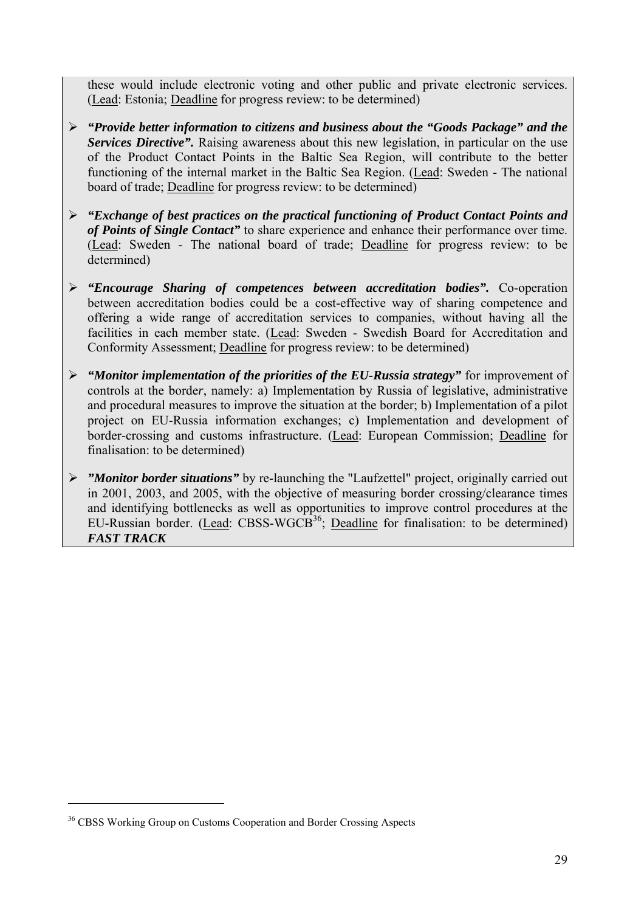these would include electronic voting and other public and private electronic services. (Lead: Estonia; Deadline for progress review: to be determined)

- ***"Provide better information to citizens and business about the "Goods Package" and the Services Directive".*** Raising awareness about this new legislation, in particular on the use of the Product Contact Points in the Baltic Sea Region, will contribute to the better functioning of the internal market in the Baltic Sea Region. (Lead: Sweden - The national board of trade; Deadline for progress review: to be determined)

- ***"Exchange of best practices on the practical functioning of Product Contact Points and of Points of Single Contact"*** to share experience and enhance their performance over time. (Lead: Sweden - The national board of trade; Deadline for progress review: to be determined)

- ***"Encourage Sharing of competences between accreditation bodies".*** Co-operation between accreditation bodies could be a cost-effective way of sharing competence and offering a wide range of accreditation services to companies, without having all the facilities in each member state. (Lead: Sweden - Swedish Board for Accreditation and Conformity Assessment; Deadline for progress review: to be determined)

- ***"Monitor implementation of the priorities of the EU-Russia strategy"*** for improvement of controls at the border, namely: a) Implementation by Russia of legislative, administrative and procedural measures to improve the situation at the border; b) Implementation of a pilot project on EU-Russia information exchanges; c) Implementation and development of border-crossing and customs infrastructure. (Lead: European Commission; Deadline for finalisation: to be determined)

- ***"Monitor border situations"*** by re-launching the "Laufzettel" project, originally carried out in 2001, 2003, and 2005, with the objective of measuring border crossing/clearance times and identifying bottlenecks as well as opportunities to improve control procedures at the EU-Russian border. (Lead: CBSS-WGCB[36]; Deadline for finalisation: to be determined) ***FAST TRACK***

[36] CBSS Working Group on Customs Cooperation and Border Crossing Aspects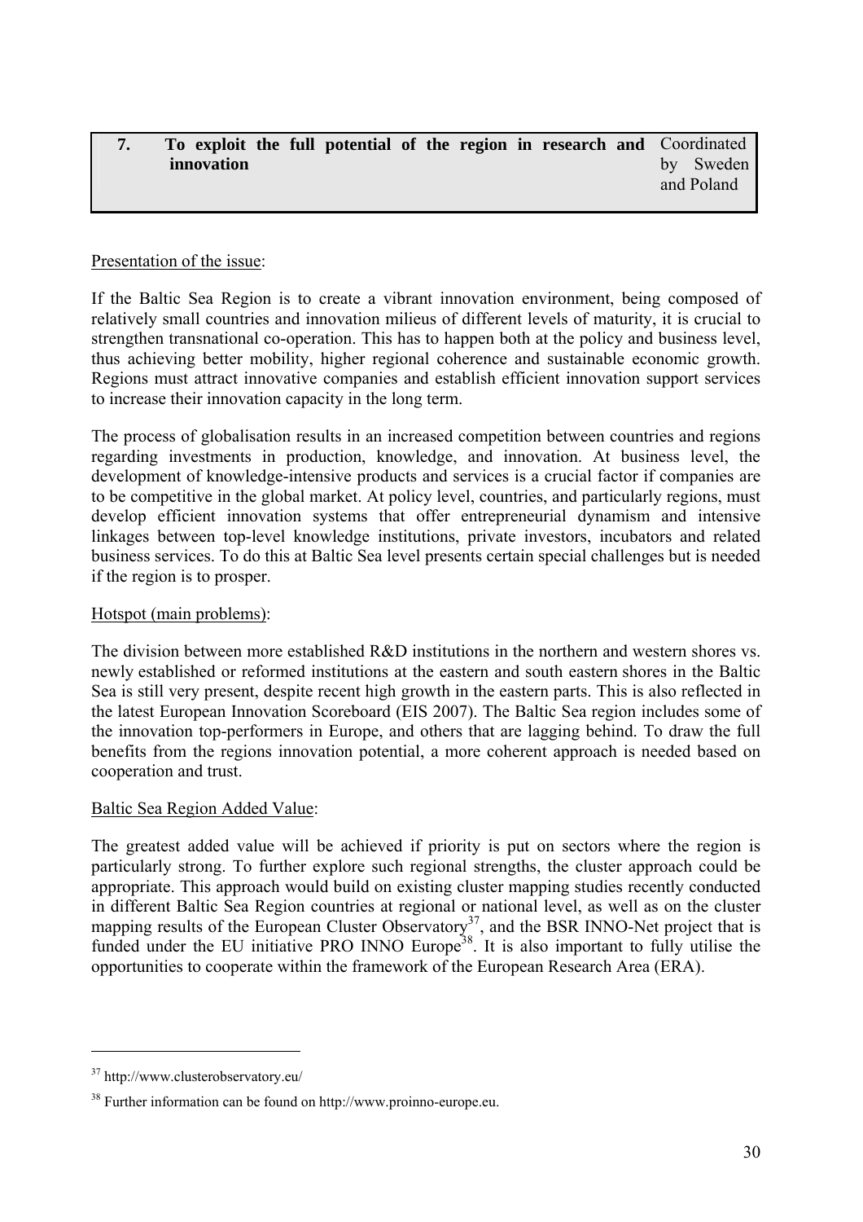| 7. | To exploit the full potential of the region in research and innovation | Coordinated by Sweden and Poland |
|---|---|---|

Presentation of the issue:

If the Baltic Sea Region is to create a vibrant innovation environment, being composed of relatively small countries and innovation milieus of different levels of maturity, it is crucial to strengthen transnational co-operation. This has to happen both at the policy and business level, thus achieving better mobility, higher regional coherence and sustainable economic growth. Regions must attract innovative companies and establish efficient innovation support services to increase their innovation capacity in the long term.

The process of globalisation results in an increased competition between countries and regions regarding investments in production, knowledge, and innovation. At business level, the development of knowledge-intensive products and services is a crucial factor if companies are to be competitive in the global market. At policy level, countries, and particularly regions, must develop efficient innovation systems that offer entrepreneurial dynamism and intensive linkages between top-level knowledge institutions, private investors, incubators and related business services. To do this at Baltic Sea level presents certain special challenges but is needed if the region is to prosper.

Hotspot (main problems):

The division between more established R&D institutions in the northern and western shores vs. newly established or reformed institutions at the eastern and south eastern shores in the Baltic Sea is still very present, despite recent high growth in the eastern parts. This is also reflected in the latest European Innovation Scoreboard (EIS 2007). The Baltic Sea region includes some of the innovation top-performers in Europe, and others that are lagging behind. To draw the full benefits from the regions innovation potential, a more coherent approach is needed based on cooperation and trust.

Baltic Sea Region Added Value:

The greatest added value will be achieved if priority is put on sectors where the region is particularly strong. To further explore such regional strengths, the cluster approach could be appropriate. This approach would build on existing cluster mapping studies recently conducted in different Baltic Sea Region countries at regional or national level, as well as on the cluster mapping results of the European Cluster Observatory[37], and the BSR INNO-Net project that is funded under the EU initiative PRO INNO Europe[38]. It is also important to fully utilise the opportunities to cooperate within the framework of the European Research Area (ERA).

---

[37] http://www.clusterobservatory.eu/

[38] Further information can be found on http://www.proinno-europe.eu.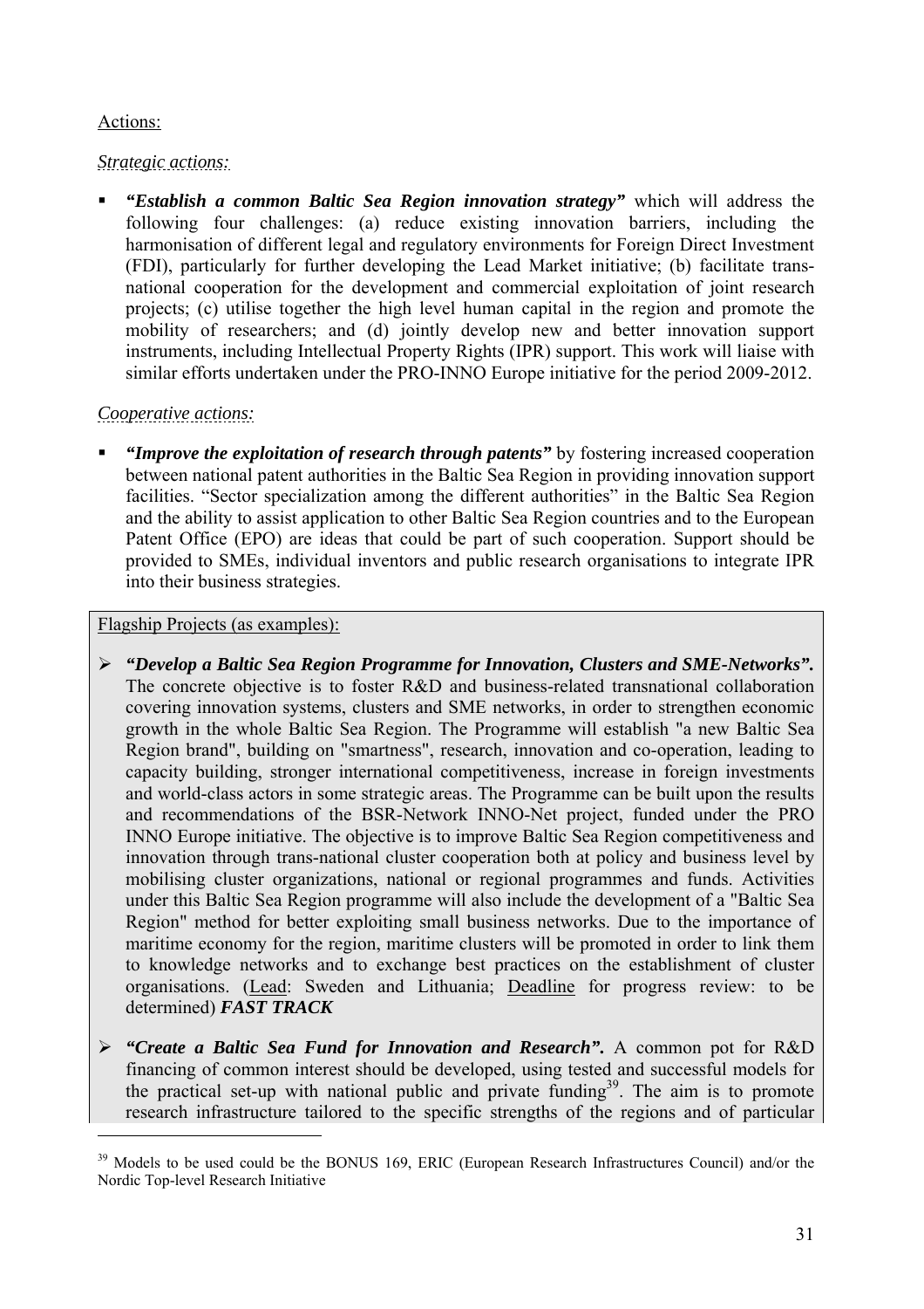Actions:

*Strategic actions:*

- ***"Establish a common Baltic Sea Region innovation strategy"*** which will address the following four challenges: (a) reduce existing innovation barriers, including the harmonisation of different legal and regulatory environments for Foreign Direct Investment (FDI), particularly for further developing the Lead Market initiative; (b) facilitate trans-national cooperation for the development and commercial exploitation of joint research projects; (c) utilise together the high level human capital in the region and promote the mobility of researchers; and (d) jointly develop new and better innovation support instruments, including Intellectual Property Rights (IPR) support. This work will liaise with similar efforts undertaken under the PRO-INNO Europe initiative for the period 2009-2012.

*Cooperative actions:*

- ***"Improve the exploitation of research through patents"*** by fostering increased cooperation between national patent authorities in the Baltic Sea Region in providing innovation support facilities. "Sector specialization among the different authorities" in the Baltic Sea Region and the ability to assist application to other Baltic Sea Region countries and to the European Patent Office (EPO) are ideas that could be part of such cooperation. Support should be provided to SMEs, individual inventors and public research organisations to integrate IPR into their business strategies.

Flagship Projects (as examples):

- ***"Develop a Baltic Sea Region Programme for Innovation, Clusters and SME-Networks".*** The concrete objective is to foster R&D and business-related transnational collaboration covering innovation systems, clusters and SME networks, in order to strengthen economic growth in the whole Baltic Sea Region. The Programme will establish "a new Baltic Sea Region brand", building on "smartness", research, innovation and co-operation, leading to capacity building, stronger international competitiveness, increase in foreign investments and world-class actors in some strategic areas. The Programme can be built upon the results and recommendations of the BSR-Network INNO-Net project, funded under the PRO INNO Europe initiative. The objective is to improve Baltic Sea Region competitiveness and innovation through trans-national cluster cooperation both at policy and business level by mobilising cluster organizations, national or regional programmes and funds. Activities under this Baltic Sea Region programme will also include the development of a "Baltic Sea Region" method for better exploiting small business networks. Due to the importance of maritime economy for the region, maritime clusters will be promoted in order to link them to knowledge networks and to exchange best practices on the establishment of cluster organisations. (Lead: Sweden and Lithuania; Deadline for progress review: to be determined) ***FAST TRACK***

- ***"Create a Baltic Sea Fund for Innovation and Research".*** A common pot for R&D financing of common interest should be developed, using tested and successful models for the practical set-up with national public and private funding[39]. The aim is to promote research infrastructure tailored to the specific strengths of the regions and of particular

[39] Models to be used could be the BONUS 169, ERIC (European Research Infrastructures Council) and/or the Nordic Top-level Research Initiative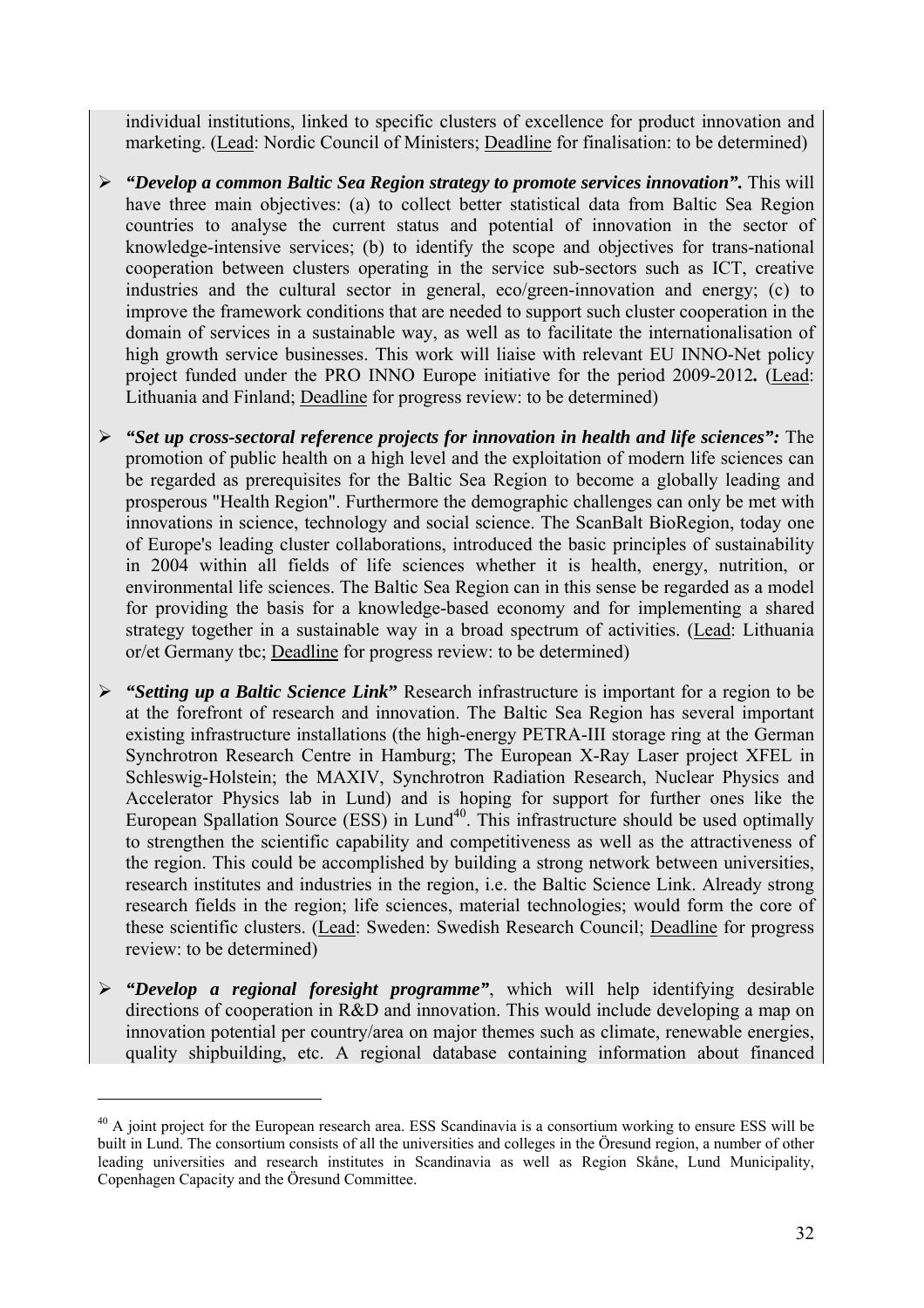individual institutions, linked to specific clusters of excellence for product innovation and marketing. (Lead: Nordic Council of Ministers; Deadline for finalisation: to be determined)

- ***"Develop a common Baltic Sea Region strategy to promote services innovation".*** This will have three main objectives: (a) to collect better statistical data from Baltic Sea Region countries to analyse the current status and potential of innovation in the sector of knowledge-intensive services; (b) to identify the scope and objectives for trans-national cooperation between clusters operating in the service sub-sectors such as ICT, creative industries and the cultural sector in general, eco/green-innovation and energy; (c) to improve the framework conditions that are needed to support such cluster cooperation in the domain of services in a sustainable way, as well as to facilitate the internationalisation of high growth service businesses. This work will liaise with relevant EU INNO-Net policy project funded under the PRO INNO Europe initiative for the period 2009-2012**.** (Lead: Lithuania and Finland; Deadline for progress review: to be determined)

- ***"Set up cross-sectoral reference projects for innovation in health and life sciences":*** The promotion of public health on a high level and the exploitation of modern life sciences can be regarded as prerequisites for the Baltic Sea Region to become a globally leading and prosperous "Health Region". Furthermore the demographic challenges can only be met with innovations in science, technology and social science. The ScanBalt BioRegion, today one of Europe's leading cluster collaborations, introduced the basic principles of sustainability in 2004 within all fields of life sciences whether it is health, energy, nutrition, or environmental life sciences. The Baltic Sea Region can in this sense be regarded as a model for providing the basis for a knowledge-based economy and for implementing a shared strategy together in a sustainable way in a broad spectrum of activities. (Lead: Lithuania or/et Germany tbc; Deadline for progress review: to be determined)

- ***"Setting up a Baltic Science Link"*** Research infrastructure is important for a region to be at the forefront of research and innovation. The Baltic Sea Region has several important existing infrastructure installations (the high-energy PETRA-III storage ring at the German Synchrotron Research Centre in Hamburg; The European X-Ray Laser project XFEL in Schleswig-Holstein; the MAXIV, Synchrotron Radiation Research, Nuclear Physics and Accelerator Physics lab in Lund) and is hoping for support for further ones like the European Spallation Source (ESS) in Lund[40]. This infrastructure should be used optimally to strengthen the scientific capability and competitiveness as well as the attractiveness of the region. This could be accomplished by building a strong network between universities, research institutes and industries in the region, i.e. the Baltic Science Link. Already strong research fields in the region; life sciences, material technologies; would form the core of these scientific clusters. (Lead: Sweden: Swedish Research Council; Deadline for progress review: to be determined)

- ***"Develop a regional foresight programme"***, which will help identifying desirable directions of cooperation in R&D and innovation. This would include developing a map on innovation potential per country/area on major themes such as climate, renewable energies, quality shipbuilding, etc. A regional database containing information about financed

---

[40] A joint project for the European research area. ESS Scandinavia is a consortium working to ensure ESS will be built in Lund. The consortium consists of all the universities and colleges in the Öresund region, a number of other leading universities and research institutes in Scandinavia as well as Region Skåne, Lund Municipality, Copenhagen Capacity and the Öresund Committee.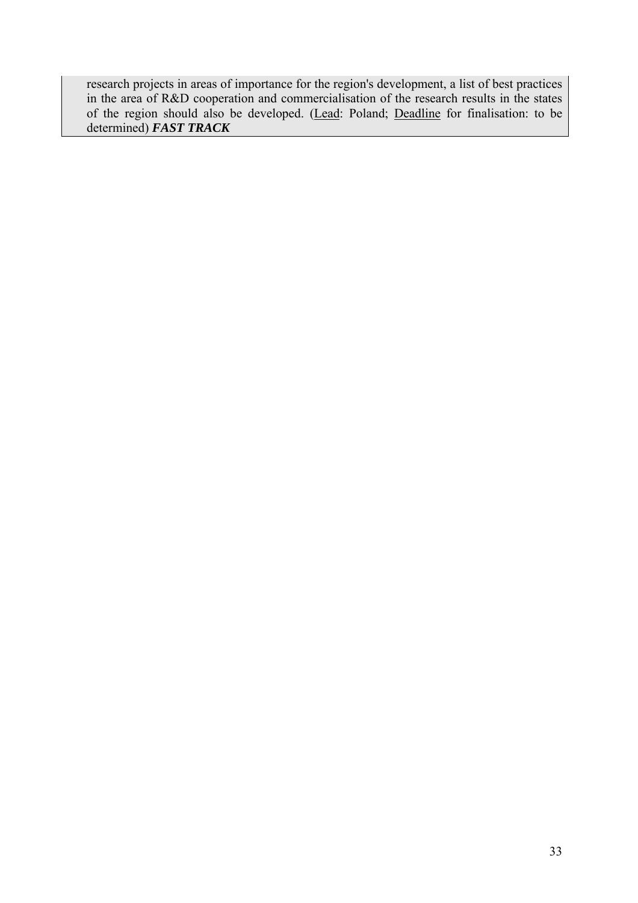research projects in areas of importance for the region's development, a list of best practices in the area of R&D cooperation and commercialisation of the research results in the states of the region should also be developed. (Lead: Poland; Deadline for finalisation: to be determined) ***FAST TRACK***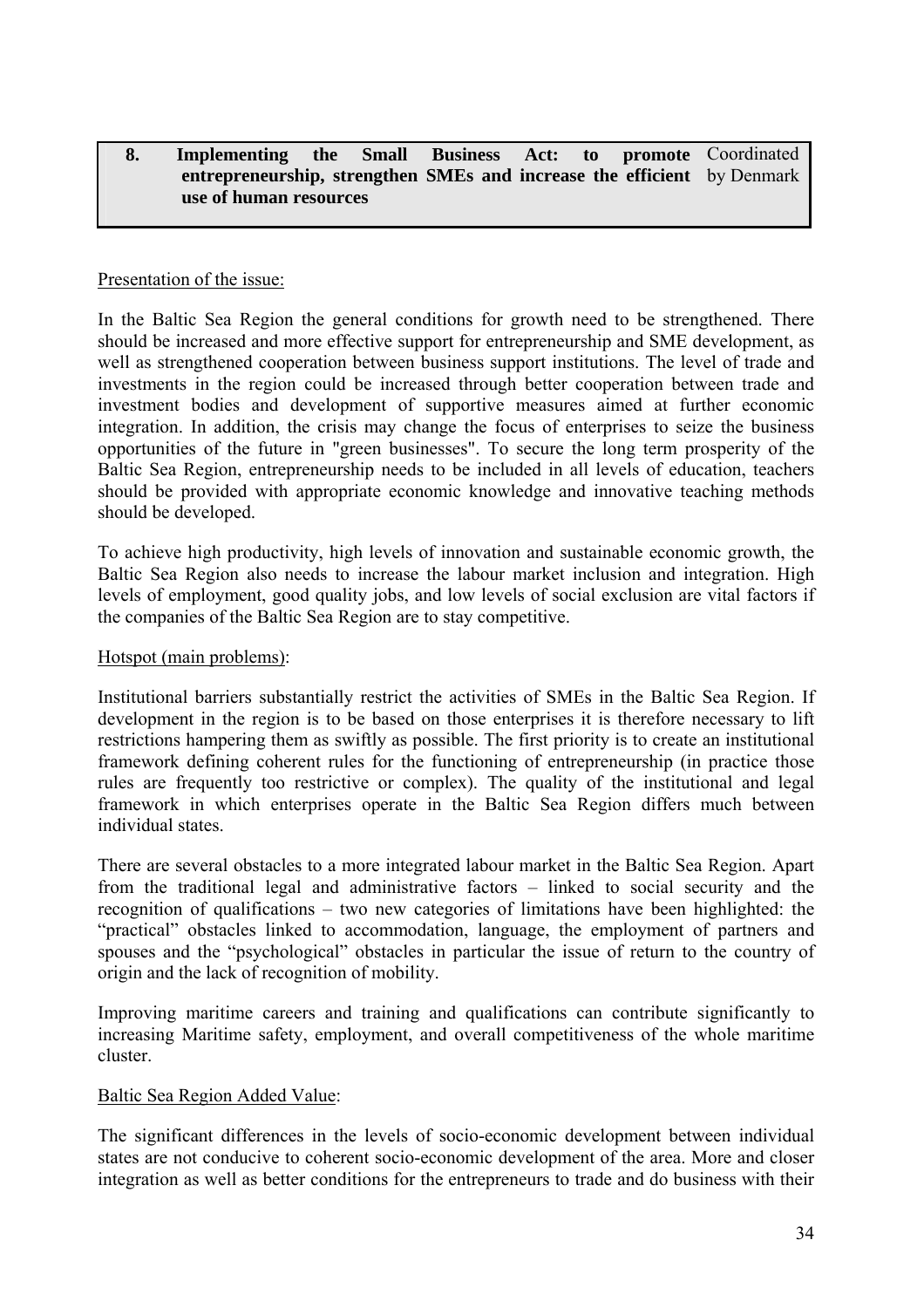| **8. Implementing the Small Business Act: to promote entrepreneurship, strengthen SMEs and increase the efficient use of human resources** | Coordinated by Denmark |
|---|---|

Presentation of the issue:

In the Baltic Sea Region the general conditions for growth need to be strengthened. There should be increased and more effective support for entrepreneurship and SME development, as well as strengthened cooperation between business support institutions. The level of trade and investments in the region could be increased through better cooperation between trade and investment bodies and development of supportive measures aimed at further economic integration. In addition, the crisis may change the focus of enterprises to seize the business opportunities of the future in "green businesses". To secure the long term prosperity of the Baltic Sea Region, entrepreneurship needs to be included in all levels of education, teachers should be provided with appropriate economic knowledge and innovative teaching methods should be developed.

To achieve high productivity, high levels of innovation and sustainable economic growth, the Baltic Sea Region also needs to increase the labour market inclusion and integration. High levels of employment, good quality jobs, and low levels of social exclusion are vital factors if the companies of the Baltic Sea Region are to stay competitive.

Hotspot (main problems):

Institutional barriers substantially restrict the activities of SMEs in the Baltic Sea Region. If development in the region is to be based on those enterprises it is therefore necessary to lift restrictions hampering them as swiftly as possible. The first priority is to create an institutional framework defining coherent rules for the functioning of entrepreneurship (in practice those rules are frequently too restrictive or complex). The quality of the institutional and legal framework in which enterprises operate in the Baltic Sea Region differs much between individual states.

There are several obstacles to a more integrated labour market in the Baltic Sea Region. Apart from the traditional legal and administrative factors – linked to social security and the recognition of qualifications – two new categories of limitations have been highlighted: the "practical" obstacles linked to accommodation, language, the employment of partners and spouses and the "psychological" obstacles in particular the issue of return to the country of origin and the lack of recognition of mobility.

Improving maritime careers and training and qualifications can contribute significantly to increasing Maritime safety, employment, and overall competitiveness of the whole maritime cluster.

Baltic Sea Region Added Value:

The significant differences in the levels of socio-economic development between individual states are not conducive to coherent socio-economic development of the area. More and closer integration as well as better conditions for the entrepreneurs to trade and do business with their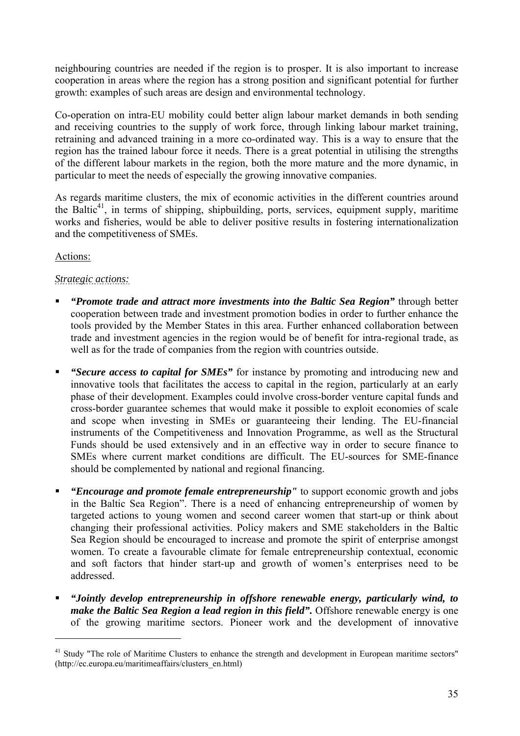neighbouring countries are needed if the region is to prosper. It is also important to increase cooperation in areas where the region has a strong position and significant potential for further growth: examples of such areas are design and environmental technology.

Co-operation on intra-EU mobility could better align labour market demands in both sending and receiving countries to the supply of work force, through linking labour market training, retraining and advanced training in a more co-ordinated way. This is a way to ensure that the region has the trained labour force it needs. There is a great potential in utilising the strengths of the different labour markets in the region, both the more mature and the more dynamic, in particular to meet the needs of especially the growing innovative companies.

As regards maritime clusters, the mix of economic activities in the different countries around the Baltic[41], in terms of shipping, shipbuilding, ports, services, equipment supply, maritime works and fisheries, would be able to deliver positive results in fostering internationalization and the competitiveness of SMEs.

Actions:

*Strategic actions:*

- ***"Promote trade and attract more investments into the Baltic Sea Region"*** through better cooperation between trade and investment promotion bodies in order to further enhance the tools provided by the Member States in this area. Further enhanced collaboration between trade and investment agencies in the region would be of benefit for intra-regional trade, as well as for the trade of companies from the region with countries outside.
- ***"Secure access to capital for SMEs"*** for instance by promoting and introducing new and innovative tools that facilitates the access to capital in the region, particularly at an early phase of their development. Examples could involve cross-border venture capital funds and cross-border guarantee schemes that would make it possible to exploit economies of scale and scope when investing in SMEs or guaranteeing their lending. The EU-financial instruments of the Competitiveness and Innovation Programme, as well as the Structural Funds should be used extensively and in an effective way in order to secure finance to SMEs where current market conditions are difficult. The EU-sources for SME-finance should be complemented by national and regional financing.
- ***"Encourage and promote female entrepreneurship"*** to support economic growth and jobs in the Baltic Sea Region". There is a need of enhancing entrepreneurship of women by targeted actions to young women and second career women that start-up or think about changing their professional activities. Policy makers and SME stakeholders in the Baltic Sea Region should be encouraged to increase and promote the spirit of enterprise amongst women. To create a favourable climate for female entrepreneurship contextual, economic and soft factors that hinder start-up and growth of women's enterprises need to be addressed.
- ***"Jointly develop entrepreneurship in offshore renewable energy, particularly wind, to make the Baltic Sea Region a lead region in this field".*** Offshore renewable energy is one of the growing maritime sectors. Pioneer work and the development of innovative

[41] Study "The role of Maritime Clusters to enhance the strength and development in European maritime sectors" (http://ec.europa.eu/maritimeaffairs/clusters_en.html)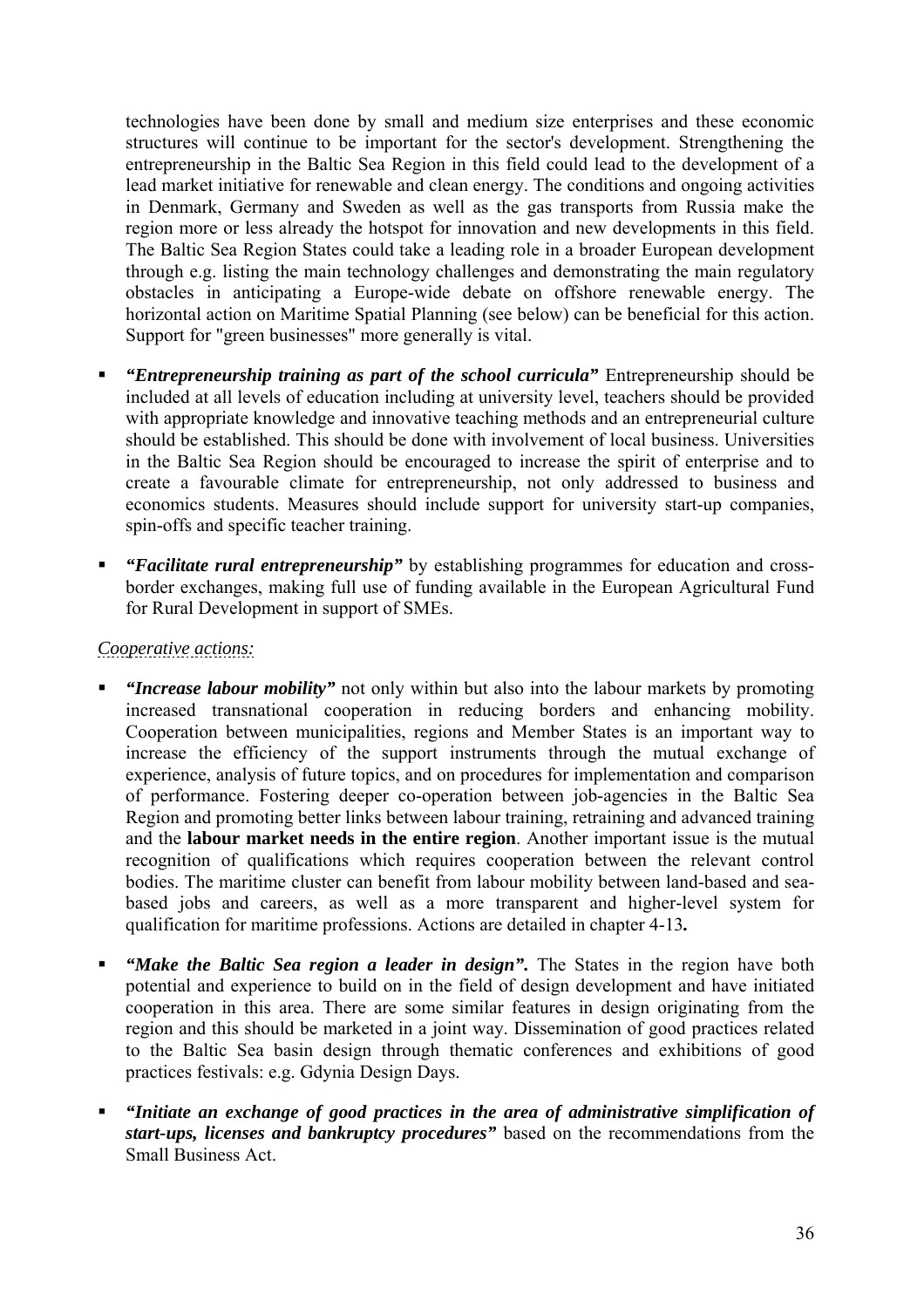technologies have been done by small and medium size enterprises and these economic structures will continue to be important for the sector's development. Strengthening the entrepreneurship in the Baltic Sea Region in this field could lead to the development of a lead market initiative for renewable and clean energy. The conditions and ongoing activities in Denmark, Germany and Sweden as well as the gas transports from Russia make the region more or less already the hotspot for innovation and new developments in this field. The Baltic Sea Region States could take a leading role in a broader European development through e.g. listing the main technology challenges and demonstrating the main regulatory obstacles in anticipating a Europe-wide debate on offshore renewable energy. The horizontal action on Maritime Spatial Planning (see below) can be beneficial for this action. Support for "green businesses" more generally is vital.

- ***"Entrepreneurship training as part of the school curricula"*** Entrepreneurship should be included at all levels of education including at university level, teachers should be provided with appropriate knowledge and innovative teaching methods and an entrepreneurial culture should be established. This should be done with involvement of local business. Universities in the Baltic Sea Region should be encouraged to increase the spirit of enterprise and to create a favourable climate for entrepreneurship, not only addressed to business and economics students. Measures should include support for university start-up companies, spin-offs and specific teacher training.

- ***"Facilitate rural entrepreneurship"*** by establishing programmes for education and cross-border exchanges, making full use of funding available in the European Agricultural Fund for Rural Development in support of SMEs.

*Cooperative actions:*

- ***"Increase labour mobility"*** not only within but also into the labour markets by promoting increased transnational cooperation in reducing borders and enhancing mobility. Cooperation between municipalities, regions and Member States is an important way to increase the efficiency of the support instruments through the mutual exchange of experience, analysis of future topics, and on procedures for implementation and comparison of performance. Fostering deeper co-operation between job-agencies in the Baltic Sea Region and promoting better links between labour training, retraining and advanced training and the **labour market needs in the entire region**. Another important issue is the mutual recognition of qualifications which requires cooperation between the relevant control bodies. The maritime cluster can benefit from labour mobility between land-based and sea-based jobs and careers, as well as a more transparent and higher-level system for qualification for maritime professions. Actions are detailed in chapter 4-13**.**

- ***"Make the Baltic Sea region a leader in design".*** The States in the region have both potential and experience to build on in the field of design development and have initiated cooperation in this area. There are some similar features in design originating from the region and this should be marketed in a joint way. Dissemination of good practices related to the Baltic Sea basin design through thematic conferences and exhibitions of good practices festivals: e.g. Gdynia Design Days.

- ***"Initiate an exchange of good practices in the area of administrative simplification of start-ups, licenses and bankruptcy procedures"*** based on the recommendations from the Small Business Act.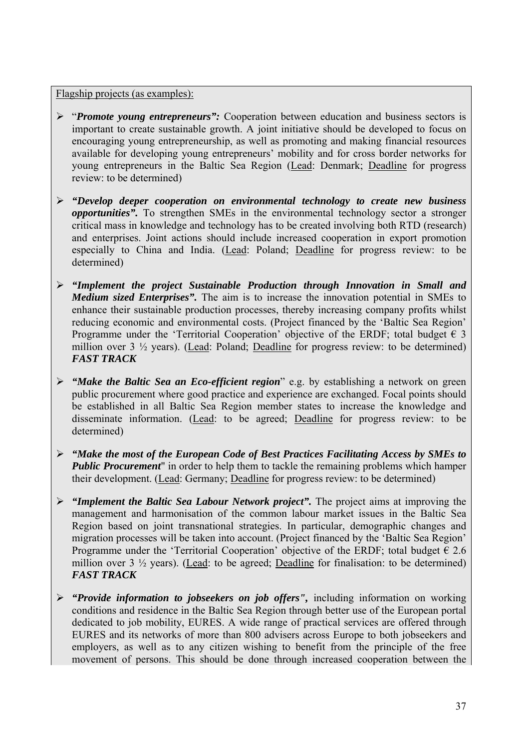Flagship projects (as examples):

- "***Promote young entrepreneurs":*** Cooperation between education and business sectors is important to create sustainable growth. A joint initiative should be developed to focus on encouraging young entrepreneurship, as well as promoting and making financial resources available for developing young entrepreneurs' mobility and for cross border networks for young entrepreneurs in the Baltic Sea Region (Lead: Denmark; Deadline for progress review: to be determined)

- ***"Develop deeper cooperation on environmental technology to create new business opportunities".*** To strengthen SMEs in the environmental technology sector a stronger critical mass in knowledge and technology has to be created involving both RTD (research) and enterprises. Joint actions should include increased cooperation in export promotion especially to China and India. (Lead: Poland; Deadline for progress review: to be determined)

- ***"Implement the project Sustainable Production through Innovation in Small and Medium sized Enterprises".*** The aim is to increase the innovation potential in SMEs to enhance their sustainable production processes, thereby increasing company profits whilst reducing economic and environmental costs. (Project financed by the 'Baltic Sea Region' Programme under the 'Territorial Cooperation' objective of the ERDF; total budget € 3 million over 3 ½ years). (Lead: Poland; Deadline for progress review: to be determined) ***FAST TRACK***

- ***"Make the Baltic Sea an Eco-efficient region***" e.g. by establishing a network on green public procurement where good practice and experience are exchanged. Focal points should be established in all Baltic Sea Region member states to increase the knowledge and disseminate information. (Lead: to be agreed; Deadline for progress review: to be determined)

- ***"Make the most of the European Code of Best Practices Facilitating Access by SMEs to Public Procurement***" in order to help them to tackle the remaining problems which hamper their development. (Lead: Germany; Deadline for progress review: to be determined)

- ***"Implement the Baltic Sea Labour Network project".*** The project aims at improving the management and harmonisation of the common labour market issues in the Baltic Sea Region based on joint transnational strategies. In particular, demographic changes and migration processes will be taken into account. (Project financed by the 'Baltic Sea Region' Programme under the 'Territorial Cooperation' objective of the ERDF; total budget € 2.6 million over 3 ½ years). (Lead: to be agreed; Deadline for finalisation: to be determined) ***FAST TRACK***

- ***"Provide information to jobseekers on job offers",*** including information on working conditions and residence in the Baltic Sea Region through better use of the European portal dedicated to job mobility, EURES. A wide range of practical services are offered through EURES and its networks of more than 800 advisers across Europe to both jobseekers and employers, as well as to any citizen wishing to benefit from the principle of the free movement of persons. This should be done through increased cooperation between the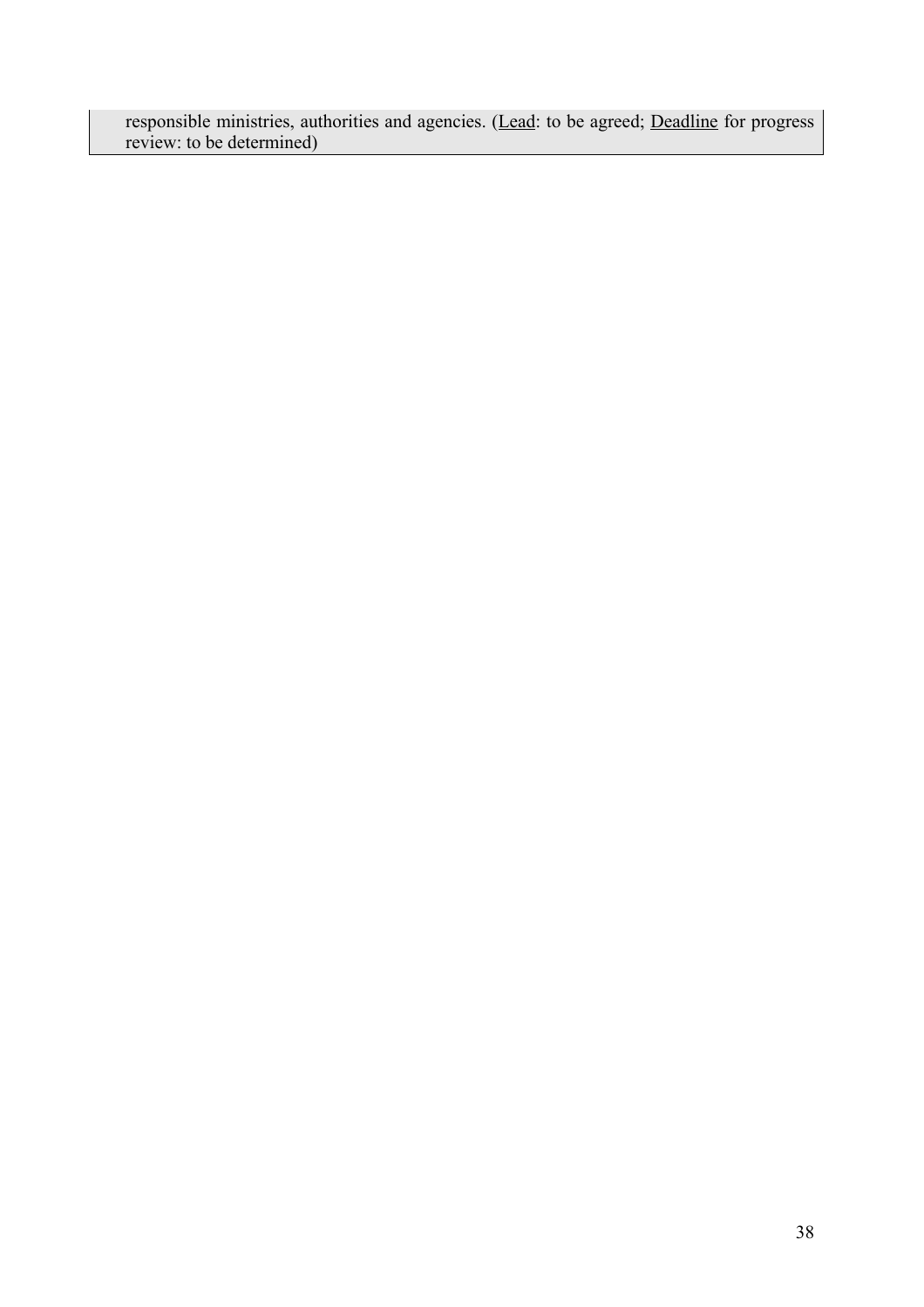responsible ministries, authorities and agencies. (Lead: to be agreed; Deadline for progress review: to be determined)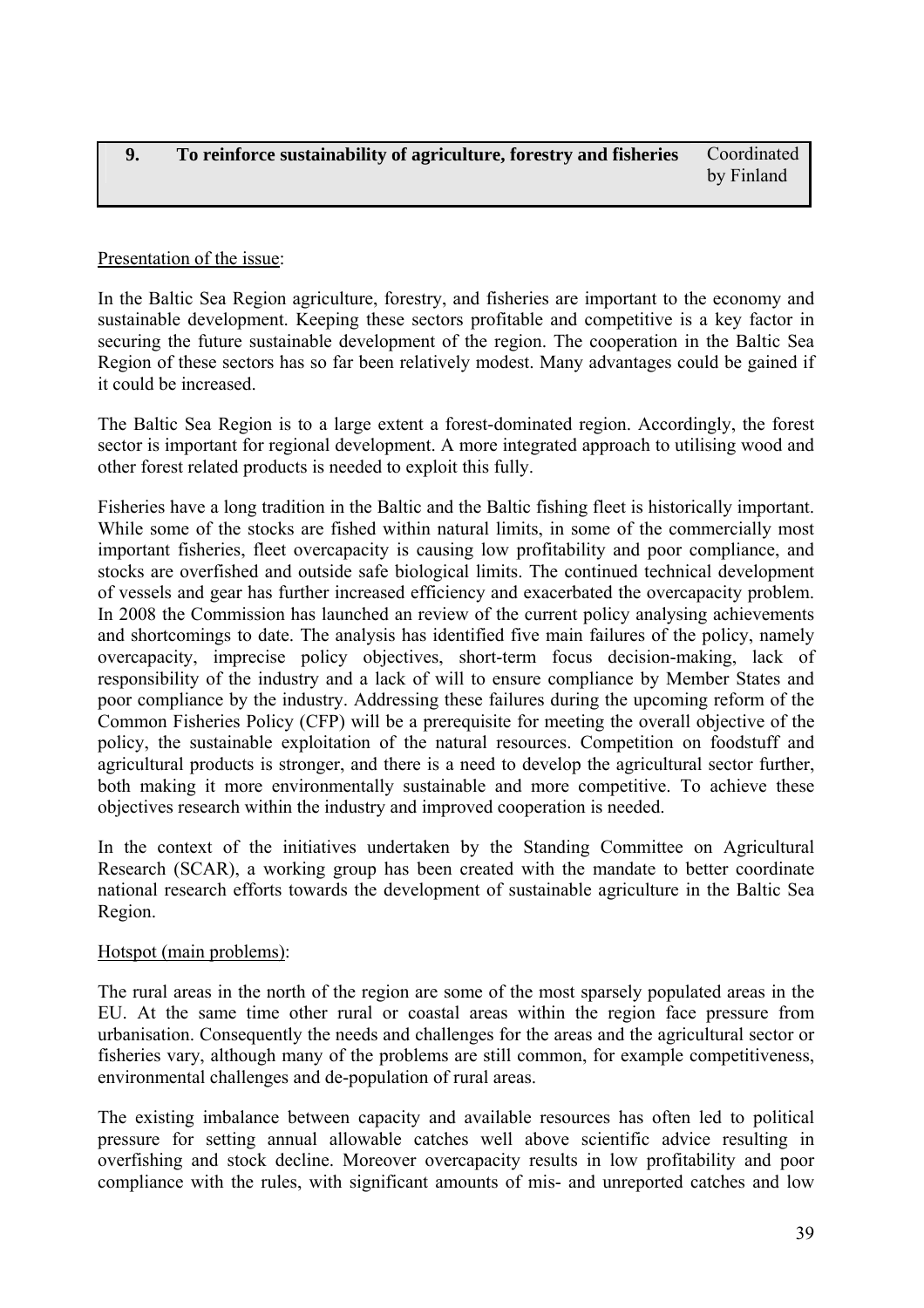| 9. | To reinforce sustainability of agriculture, forestry and fisheries | Coordinated by Finland |
|---|---|---|

<u>Presentation of the issue</u>:

In the Baltic Sea Region agriculture, forestry, and fisheries are important to the economy and sustainable development. Keeping these sectors profitable and competitive is a key factor in securing the future sustainable development of the region. The cooperation in the Baltic Sea Region of these sectors has so far been relatively modest. Many advantages could be gained if it could be increased.

The Baltic Sea Region is to a large extent a forest-dominated region. Accordingly, the forest sector is important for regional development. A more integrated approach to utilising wood and other forest related products is needed to exploit this fully.

Fisheries have a long tradition in the Baltic and the Baltic fishing fleet is historically important. While some of the stocks are fished within natural limits, in some of the commercially most important fisheries, fleet overcapacity is causing low profitability and poor compliance, and stocks are overfished and outside safe biological limits. The continued technical development of vessels and gear has further increased efficiency and exacerbated the overcapacity problem. In 2008 the Commission has launched an review of the current policy analysing achievements and shortcomings to date. The analysis has identified five main failures of the policy, namely overcapacity, imprecise policy objectives, short-term focus decision-making, lack of responsibility of the industry and a lack of will to ensure compliance by Member States and poor compliance by the industry. Addressing these failures during the upcoming reform of the Common Fisheries Policy (CFP) will be a prerequisite for meeting the overall objective of the policy, the sustainable exploitation of the natural resources. Competition on foodstuff and agricultural products is stronger, and there is a need to develop the agricultural sector further, both making it more environmentally sustainable and more competitive. To achieve these objectives research within the industry and improved cooperation is needed.

In the context of the initiatives undertaken by the Standing Committee on Agricultural Research (SCAR), a working group has been created with the mandate to better coordinate national research efforts towards the development of sustainable agriculture in the Baltic Sea Region.

<u>Hotspot (main problems)</u>:

The rural areas in the north of the region are some of the most sparsely populated areas in the EU. At the same time other rural or coastal areas within the region face pressure from urbanisation. Consequently the needs and challenges for the areas and the agricultural sector or fisheries vary, although many of the problems are still common, for example competitiveness, environmental challenges and de-population of rural areas.

The existing imbalance between capacity and available resources has often led to political pressure for setting annual allowable catches well above scientific advice resulting in overfishing and stock decline. Moreover overcapacity results in low profitability and poor compliance with the rules, with significant amounts of mis- and unreported catches and low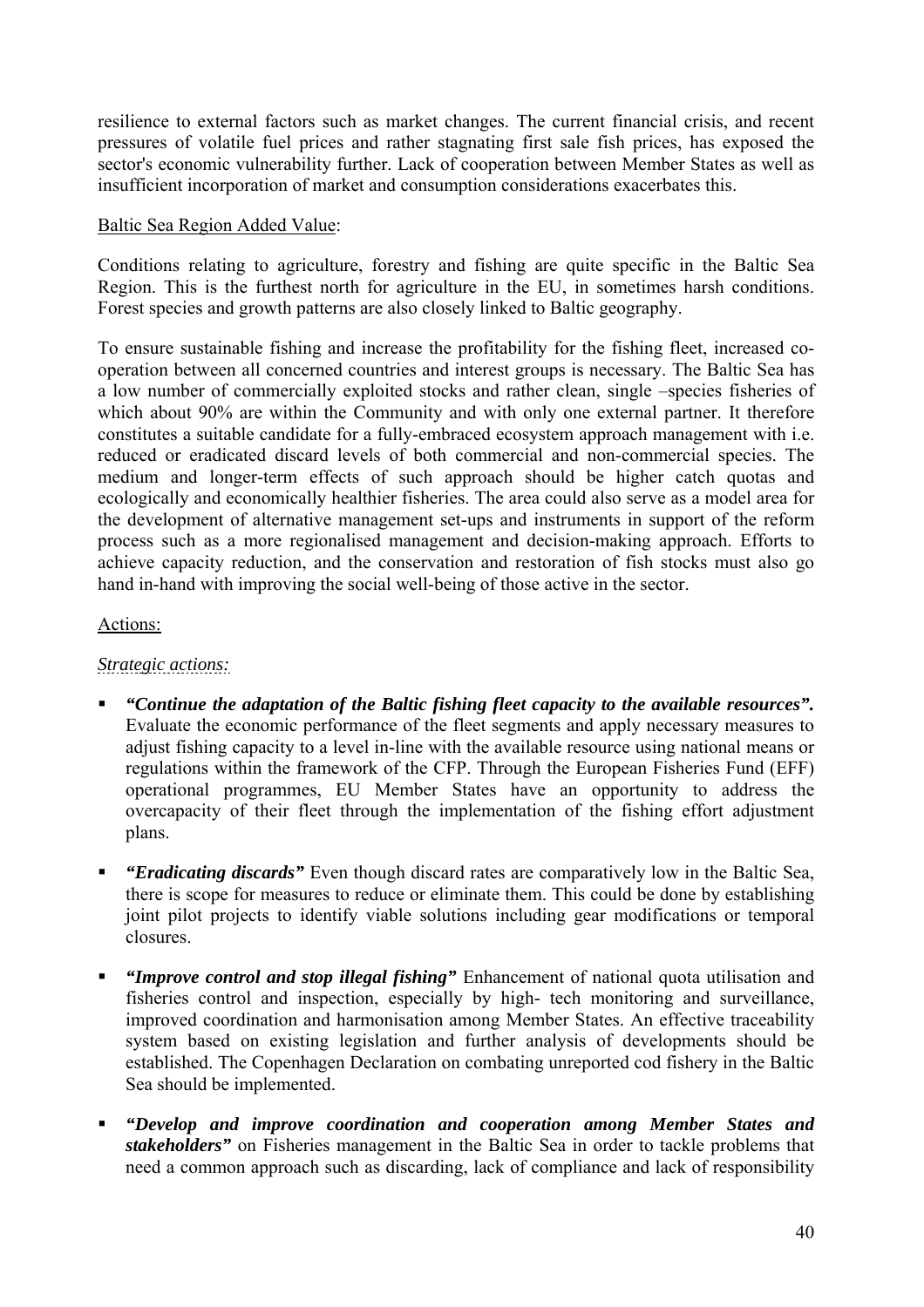resilience to external factors such as market changes. The current financial crisis, and recent pressures of volatile fuel prices and rather stagnating first sale fish prices, has exposed the sector's economic vulnerability further. Lack of cooperation between Member States as well as insufficient incorporation of market and consumption considerations exacerbates this.

Baltic Sea Region Added Value:

Conditions relating to agriculture, forestry and fishing are quite specific in the Baltic Sea Region. This is the furthest north for agriculture in the EU, in sometimes harsh conditions. Forest species and growth patterns are also closely linked to Baltic geography.

To ensure sustainable fishing and increase the profitability for the fishing fleet, increased co-operation between all concerned countries and interest groups is necessary. The Baltic Sea has a low number of commercially exploited stocks and rather clean, single –species fisheries of which about 90% are within the Community and with only one external partner. It therefore constitutes a suitable candidate for a fully-embraced ecosystem approach management with i.e. reduced or eradicated discard levels of both commercial and non-commercial species. The medium and longer-term effects of such approach should be higher catch quotas and ecologically and economically healthier fisheries. The area could also serve as a model area for the development of alternative management set-ups and instruments in support of the reform process such as a more regionalised management and decision-making approach. Efforts to achieve capacity reduction, and the conservation and restoration of fish stocks must also go hand in-hand with improving the social well-being of those active in the sector.

Actions:

*Strategic actions:*

- ***"Continue the adaptation of the Baltic fishing fleet capacity to the available resources".*** Evaluate the economic performance of the fleet segments and apply necessary measures to adjust fishing capacity to a level in-line with the available resource using national means or regulations within the framework of the CFP. Through the European Fisheries Fund (EFF) operational programmes, EU Member States have an opportunity to address the overcapacity of their fleet through the implementation of the fishing effort adjustment plans.
- ***"Eradicating discards"*** Even though discard rates are comparatively low in the Baltic Sea, there is scope for measures to reduce or eliminate them. This could be done by establishing joint pilot projects to identify viable solutions including gear modifications or temporal closures.
- ***"Improve control and stop illegal fishing"*** Enhancement of national quota utilisation and fisheries control and inspection, especially by high- tech monitoring and surveillance, improved coordination and harmonisation among Member States. An effective traceability system based on existing legislation and further analysis of developments should be established. The Copenhagen Declaration on combating unreported cod fishery in the Baltic Sea should be implemented.
- ***"Develop and improve coordination and cooperation among Member States and stakeholders"*** on Fisheries management in the Baltic Sea in order to tackle problems that need a common approach such as discarding, lack of compliance and lack of responsibility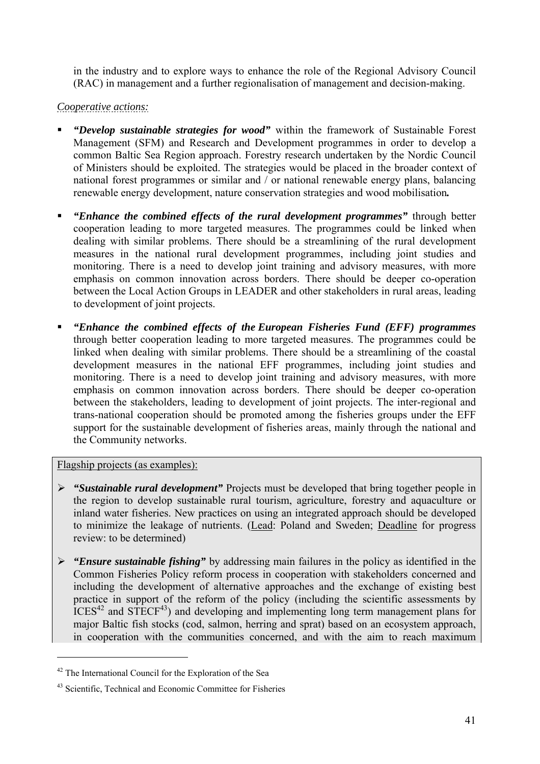in the industry and to explore ways to enhance the role of the Regional Advisory Council (RAC) in management and a further regionalisation of management and decision-making.

*Cooperative actions:*

- ***"Develop sustainable strategies for wood"*** within the framework of Sustainable Forest Management (SFM) and Research and Development programmes in order to develop a common Baltic Sea Region approach. Forestry research undertaken by the Nordic Council of Ministers should be exploited. The strategies would be placed in the broader context of national forest programmes or similar and / or national renewable energy plans, balancing renewable energy development, nature conservation strategies and wood mobilisation***.***

- ***"Enhance the combined effects of the rural development programmes"*** through better cooperation leading to more targeted measures. The programmes could be linked when dealing with similar problems. There should be a streamlining of the rural development measures in the national rural development programmes, including joint studies and monitoring. There is a need to develop joint training and advisory measures, with more emphasis on common innovation across borders. There should be deeper co-operation between the Local Action Groups in LEADER and other stakeholders in rural areas, leading to development of joint projects.

- ***"Enhance the combined effects of the European Fisheries Fund (EFF) programmes*** through better cooperation leading to more targeted measures. The programmes could be linked when dealing with similar problems. There should be a streamlining of the coastal development measures in the national EFF programmes, including joint studies and monitoring. There is a need to develop joint training and advisory measures, with more emphasis on common innovation across borders. There should be deeper co-operation between the stakeholders, leading to development of joint projects. The inter-regional and trans-national cooperation should be promoted among the fisheries groups under the EFF support for the sustainable development of fisheries areas, mainly through the national and the Community networks.

Flagship projects (as examples):

- ***"Sustainable rural development"*** Projects must be developed that bring together people in the region to develop sustainable rural tourism, agriculture, forestry and aquaculture or inland water fisheries. New practices on using an integrated approach should be developed to minimize the leakage of nutrients. (Lead: Poland and Sweden; Deadline for progress review: to be determined)

- ***"Ensure sustainable fishing"*** by addressing main failures in the policy as identified in the Common Fisheries Policy reform process in cooperation with stakeholders concerned and including the development of alternative approaches and the exchange of existing best practice in support of the reform of the policy (including the scientific assessments by ICES[42] and STECF[43]) and developing and implementing long term management plans for major Baltic fish stocks (cod, salmon, herring and sprat) based on an ecosystem approach, in cooperation with the communities concerned, and with the aim to reach maximum

[42] The International Council for the Exploration of the Sea

[43] Scientific, Technical and Economic Committee for Fisheries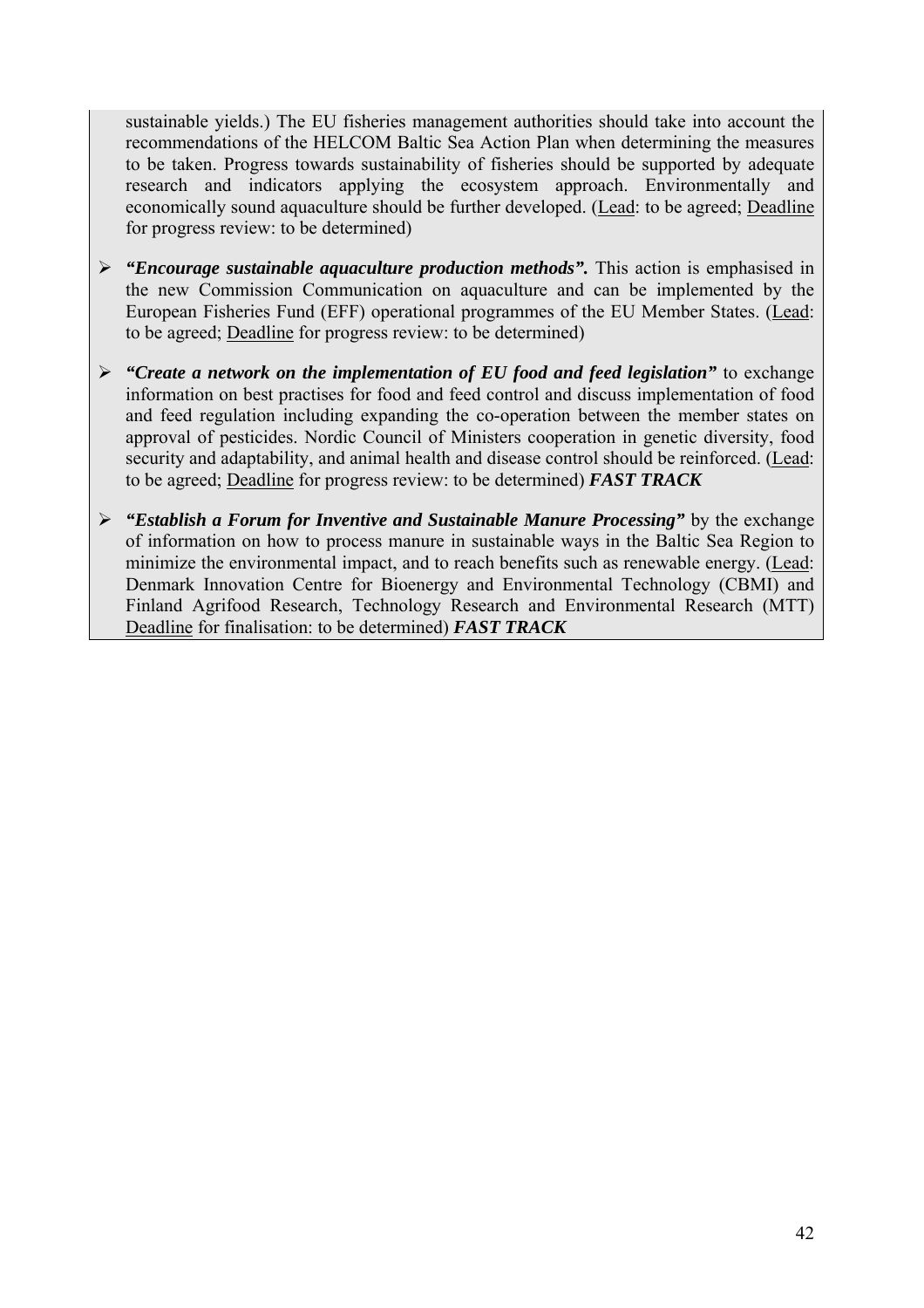sustainable yields.) The EU fisheries management authorities should take into account the recommendations of the HELCOM Baltic Sea Action Plan when determining the measures to be taken. Progress towards sustainability of fisheries should be supported by adequate research and indicators applying the ecosystem approach. Environmentally and economically sound aquaculture should be further developed. (Lead: to be agreed; Deadline for progress review: to be determined)

- ***"Encourage sustainable aquaculture production methods".*** This action is emphasised in the new Commission Communication on aquaculture and can be implemented by the European Fisheries Fund (EFF) operational programmes of the EU Member States. (Lead: to be agreed; Deadline for progress review: to be determined)

- ***"Create a network on the implementation of EU food and feed legislation"*** to exchange information on best practises for food and feed control and discuss implementation of food and feed regulation including expanding the co-operation between the member states on approval of pesticides. Nordic Council of Ministers cooperation in genetic diversity, food security and adaptability, and animal health and disease control should be reinforced. (Lead: to be agreed; Deadline for progress review: to be determined) ***FAST TRACK***

- ***"Establish a Forum for Inventive and Sustainable Manure Processing"*** by the exchange of information on how to process manure in sustainable ways in the Baltic Sea Region to minimize the environmental impact, and to reach benefits such as renewable energy. (Lead: Denmark Innovation Centre for Bioenergy and Environmental Technology (CBMI) and Finland Agrifood Research, Technology Research and Environmental Research (MTT) Deadline for finalisation: to be determined) ***FAST TRACK***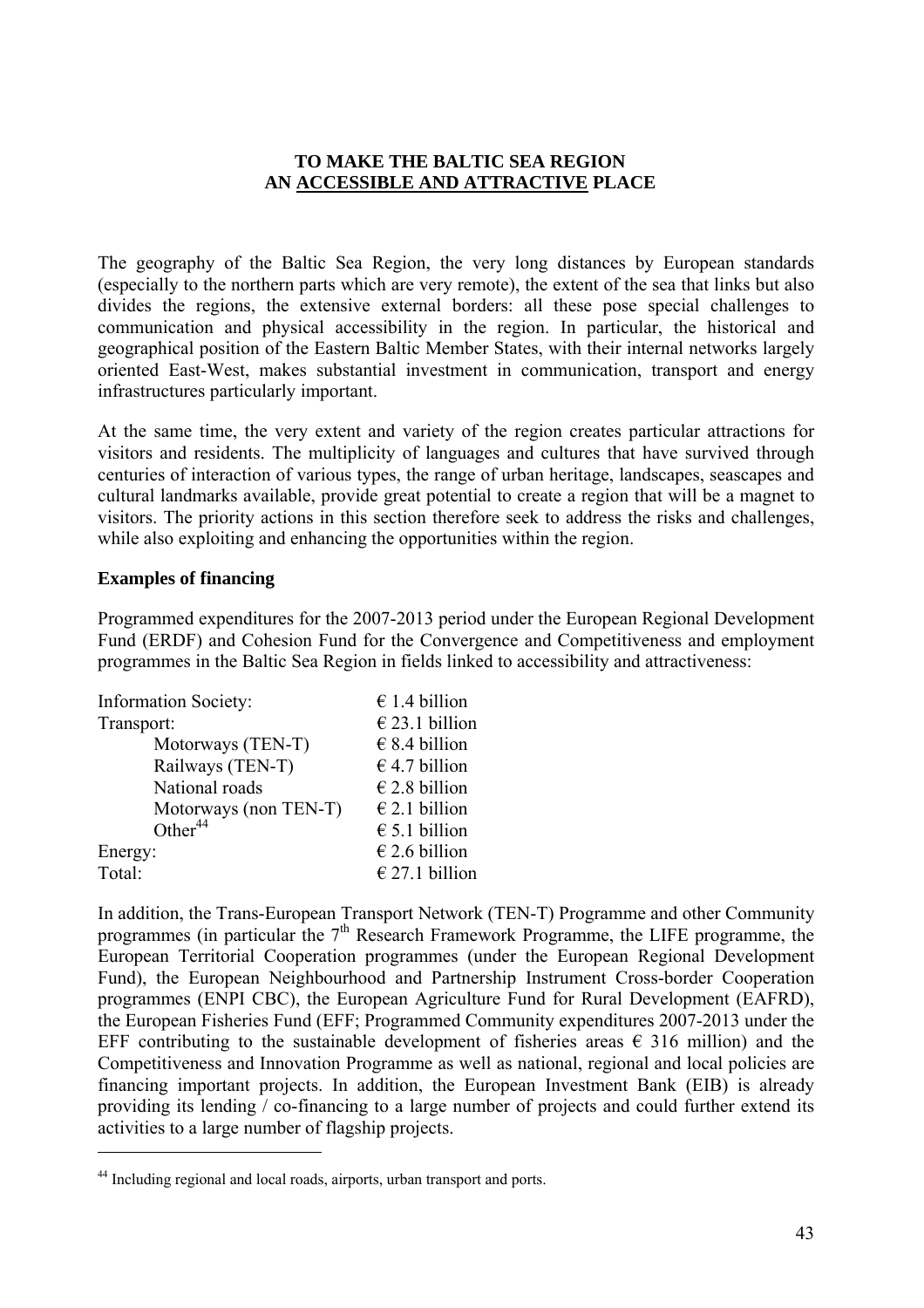# TO MAKE THE BALTIC SEA REGION AN ACCESSIBLE AND ATTRACTIVE PLACE

The geography of the Baltic Sea Region, the very long distances by European standards (especially to the northern parts which are very remote), the extent of the sea that links but also divides the regions, the extensive external borders: all these pose special challenges to communication and physical accessibility in the region. In particular, the historical and geographical position of the Eastern Baltic Member States, with their internal networks largely oriented East-West, makes substantial investment in communication, transport and energy infrastructures particularly important.

At the same time, the very extent and variety of the region creates particular attractions for visitors and residents. The multiplicity of languages and cultures that have survived through centuries of interaction of various types, the range of urban heritage, landscapes, seascapes and cultural landmarks available, provide great potential to create a region that will be a magnet to visitors. The priority actions in this section therefore seek to address the risks and challenges, while also exploiting and enhancing the opportunities within the region.

**Examples of financing**

Programmed expenditures for the 2007-2013 period under the European Regional Development Fund (ERDF) and Cohesion Fund for the Convergence and Competitiveness and employment programmes in the Baltic Sea Region in fields linked to accessibility and attractiveness:

| | |
|---|---|
| Information Society: | € 1.4 billion |
| Transport: | € 23.1 billion |
| Motorways (TEN-T) | € 8.4 billion |
| Railways (TEN-T) | € 4.7 billion |
| National roads | € 2.8 billion |
| Motorways (non TEN-T) | € 2.1 billion |
| Other[44] | € 5.1 billion |
| Energy: | € 2.6 billion |
| Total: | € 27.1 billion |

In addition, the Trans-European Transport Network (TEN-T) Programme and other Community programmes (in particular the 7th Research Framework Programme, the LIFE programme, the European Territorial Cooperation programmes (under the European Regional Development Fund), the European Neighbourhood and Partnership Instrument Cross-border Cooperation programmes (ENPI CBC), the European Agriculture Fund for Rural Development (EAFRD), the European Fisheries Fund (EFF; Programmed Community expenditures 2007-2013 under the EFF contributing to the sustainable development of fisheries areas € 316 million) and the Competitiveness and Innovation Programme as well as national, regional and local policies are financing important projects. In addition, the European Investment Bank (EIB) is already providing its lending / co-financing to a large number of projects and could further extend its activities to a large number of flagship projects.

---

[44] Including regional and local roads, airports, urban transport and ports.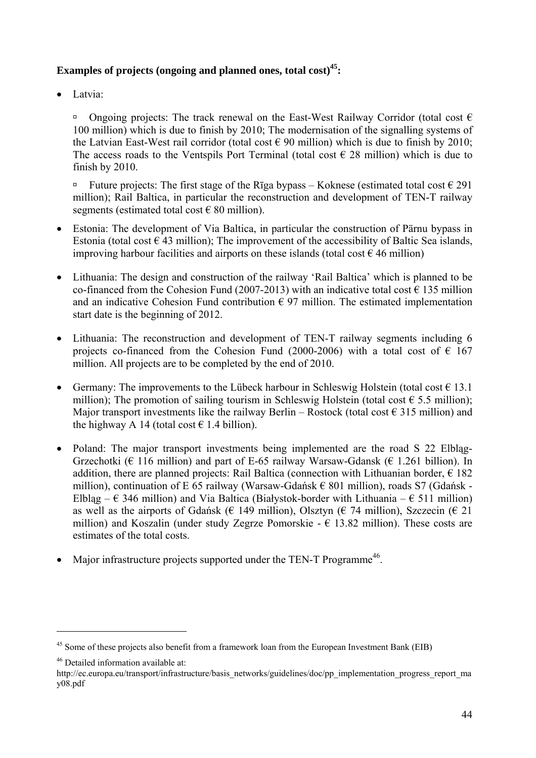**Examples of projects (ongoing and planned ones, total cost)[45]:**

- Latvia:

  - Ongoing projects: The track renewal on the East-West Railway Corridor (total cost € 100 million) which is due to finish by 2010; The modernisation of the signalling systems of the Latvian East-West rail corridor (total cost € 90 million) which is due to finish by 2010; The access roads to the Ventspils Port Terminal (total cost € 28 million) which is due to finish by 2010.

  - Future projects: The first stage of the Rīga bypass – Koknese (estimated total cost € 291 million); Rail Baltica, in particular the reconstruction and development of TEN-T railway segments (estimated total cost € 80 million).

- Estonia: The development of Via Baltica, in particular the construction of Pärnu bypass in Estonia (total cost € 43 million); The improvement of the accessibility of Baltic Sea islands, improving harbour facilities and airports on these islands (total cost € 46 million)

- Lithuania: The design and construction of the railway 'Rail Baltica' which is planned to be co-financed from the Cohesion Fund (2007-2013) with an indicative total cost € 135 million and an indicative Cohesion Fund contribution € 97 million. The estimated implementation start date is the beginning of 2012.

- Lithuania: The reconstruction and development of TEN-T railway segments including 6 projects co-financed from the Cohesion Fund (2000-2006) with a total cost of € 167 million. All projects are to be completed by the end of 2010.

- Germany: The improvements to the Lübeck harbour in Schleswig Holstein (total cost € 13.1 million); The promotion of sailing tourism in Schleswig Holstein (total cost € 5.5 million); Major transport investments like the railway Berlin – Rostock (total cost € 315 million) and the highway A 14 (total cost € 1.4 billion).

- Poland: The major transport investments being implemented are the road S 22 Elbląg-Grzechotki (€ 116 million) and part of E-65 railway Warsaw-Gdansk (€ 1.261 billion). In addition, there are planned projects: Rail Baltica (connection with Lithuanian border, € 182 million), continuation of E 65 railway (Warsaw-Gdańsk € 801 million), roads S7 (Gdańsk - Elbląg – € 346 million) and Via Baltica (Białystok-border with Lithuania – € 511 million) as well as the airports of Gdańsk (€ 149 million), Olsztyn (€ 74 million), Szczecin (€ 21 million) and Koszalin (under study Zegrze Pomorskie - € 13.82 million). These costs are estimates of the total costs.

- Major infrastructure projects supported under the TEN-T Programme[46].

---

[45] Some of these projects also benefit from a framework loan from the European Investment Bank (EIB)

[46] Detailed information available at: http://ec.europa.eu/transport/infrastructure/basis_networks/guidelines/doc/pp_implementation_progress_report_may08.pdf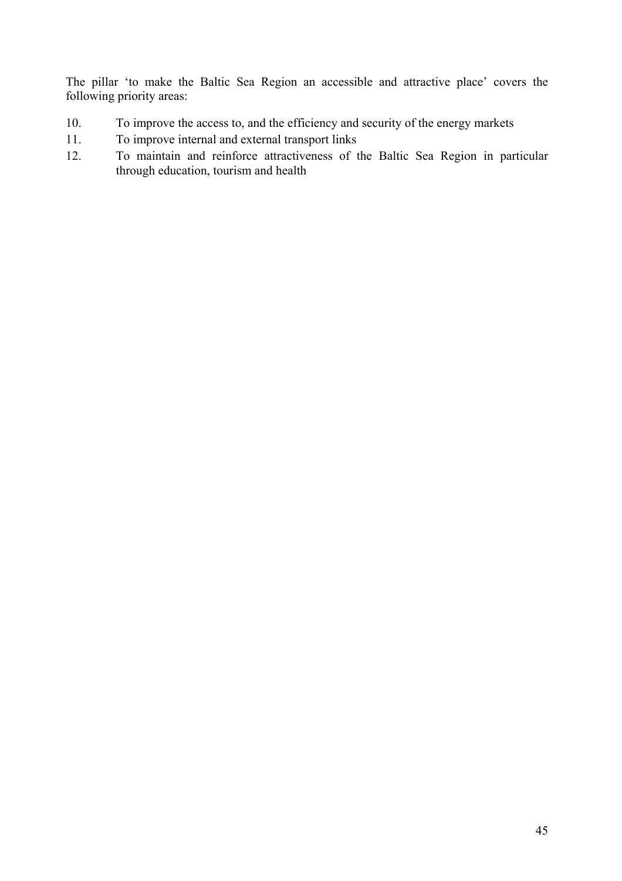The pillar 'to make the Baltic Sea Region an accessible and attractive place' covers the following priority areas:

10. To improve the access to, and the efficiency and security of the energy markets
11. To improve internal and external transport links
12. To maintain and reinforce attractiveness of the Baltic Sea Region in particular through education, tourism and health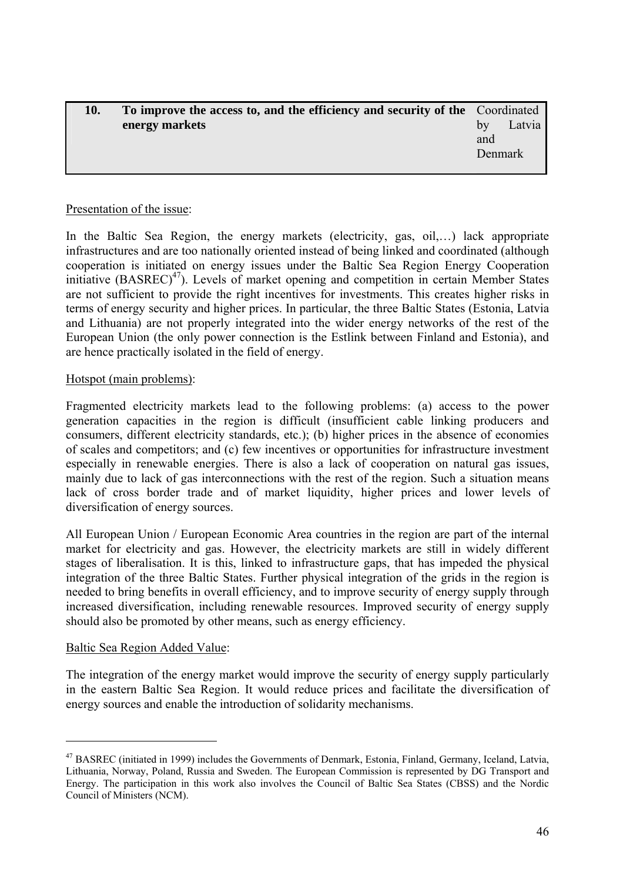| 10. | **To improve the access to, and the efficiency and security of the energy markets** | Coordinated by Latvia and Denmark |
|---|---|---|

Presentation of the issue:

In the Baltic Sea Region, the energy markets (electricity, gas, oil,…) lack appropriate infrastructures and are too nationally oriented instead of being linked and coordinated (although cooperation is initiated on energy issues under the Baltic Sea Region Energy Cooperation initiative (BASREC)[47]). Levels of market opening and competition in certain Member States are not sufficient to provide the right incentives for investments. This creates higher risks in terms of energy security and higher prices. In particular, the three Baltic States (Estonia, Latvia and Lithuania) are not properly integrated into the wider energy networks of the rest of the European Union (the only power connection is the Estlink between Finland and Estonia), and are hence practically isolated in the field of energy.

Hotspot (main problems):

Fragmented electricity markets lead to the following problems: (a) access to the power generation capacities in the region is difficult (insufficient cable linking producers and consumers, different electricity standards, etc.); (b) higher prices in the absence of economies of scales and competitors; and (c) few incentives or opportunities for infrastructure investment especially in renewable energies. There is also a lack of cooperation on natural gas issues, mainly due to lack of gas interconnections with the rest of the region. Such a situation means lack of cross border trade and of market liquidity, higher prices and lower levels of diversification of energy sources.

All European Union / European Economic Area countries in the region are part of the internal market for electricity and gas. However, the electricity markets are still in widely different stages of liberalisation. It is this, linked to infrastructure gaps, that has impeded the physical integration of the three Baltic States. Further physical integration of the grids in the region is needed to bring benefits in overall efficiency, and to improve security of energy supply through increased diversification, including renewable resources. Improved security of energy supply should also be promoted by other means, such as energy efficiency.

Baltic Sea Region Added Value:

The integration of the energy market would improve the security of energy supply particularly in the eastern Baltic Sea Region. It would reduce prices and facilitate the diversification of energy sources and enable the introduction of solidarity mechanisms.

---

[47] BASREC (initiated in 1999) includes the Governments of Denmark, Estonia, Finland, Germany, Iceland, Latvia, Lithuania, Norway, Poland, Russia and Sweden. The European Commission is represented by DG Transport and Energy. The participation in this work also involves the Council of Baltic Sea States (CBSS) and the Nordic Council of Ministers (NCM).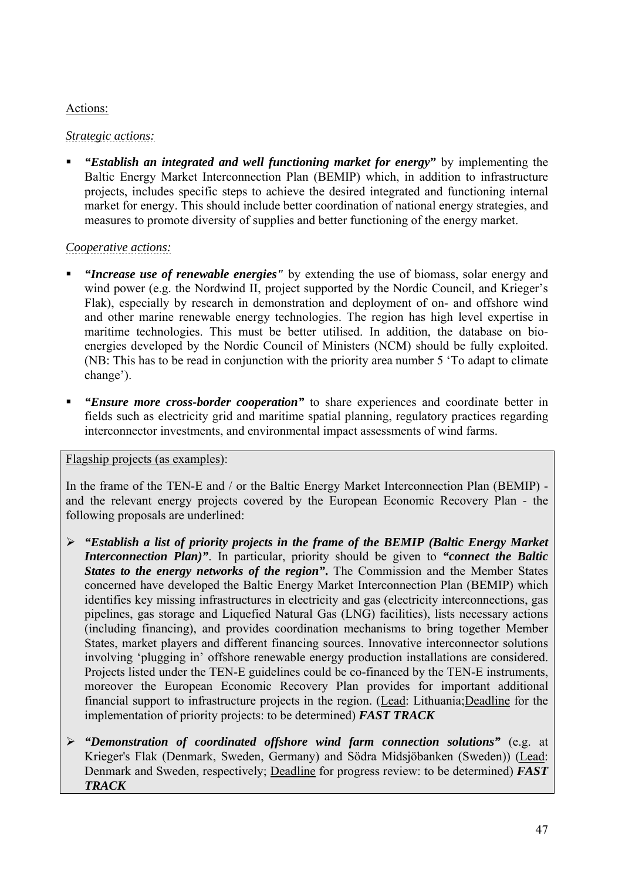Actions:

*Strategic actions:*

- ***"Establish an integrated and well functioning market for energy"*** by implementing the Baltic Energy Market Interconnection Plan (BEMIP) which, in addition to infrastructure projects, includes specific steps to achieve the desired integrated and functioning internal market for energy. This should include better coordination of national energy strategies, and measures to promote diversity of supplies and better functioning of the energy market.

*Cooperative actions:*

- ***"Increase use of renewable energies"*** by extending the use of biomass, solar energy and wind power (e.g. the Nordwind II, project supported by the Nordic Council, and Krieger's Flak), especially by research in demonstration and deployment of on- and offshore wind and other marine renewable energy technologies. The region has high level expertise in maritime technologies. This must be better utilised. In addition, the database on bio-energies developed by the Nordic Council of Ministers (NCM) should be fully exploited. (NB: This has to be read in conjunction with the priority area number 5 'To adapt to climate change').

- ***"Ensure more cross-border cooperation"*** to share experiences and coordinate better in fields such as electricity grid and maritime spatial planning, regulatory practices regarding interconnector investments, and environmental impact assessments of wind farms.

Flagship projects (as examples):

In the frame of the TEN-E and / or the Baltic Energy Market Interconnection Plan (BEMIP) - and the relevant energy projects covered by the European Economic Recovery Plan - the following proposals are underlined:

- ***"Establish a list of priority projects in the frame of the BEMIP (Baltic Energy Market Interconnection Plan)"***. In particular, priority should be given to ***"connect the Baltic States to the energy networks of the region"***. The Commission and the Member States concerned have developed the Baltic Energy Market Interconnection Plan (BEMIP) which identifies key missing infrastructures in electricity and gas (electricity interconnections, gas pipelines, gas storage and Liquefied Natural Gas (LNG) facilities), lists necessary actions (including financing), and provides coordination mechanisms to bring together Member States, market players and different financing sources. Innovative interconnector solutions involving 'plugging in' offshore renewable energy production installations are considered. Projects listed under the TEN-E guidelines could be co-financed by the TEN-E instruments, moreover the European Economic Recovery Plan provides for important additional financial support to infrastructure projects in the region. (Lead: Lithuania; Deadline for the implementation of priority projects: to be determined) ***FAST TRACK***

- ***"Demonstration of coordinated offshore wind farm connection solutions"*** (e.g. at Krieger's Flak (Denmark, Sweden, Germany) and Södra Midsjöbanken (Sweden)) (Lead: Denmark and Sweden, respectively; Deadline for progress review: to be determined) ***FAST TRACK***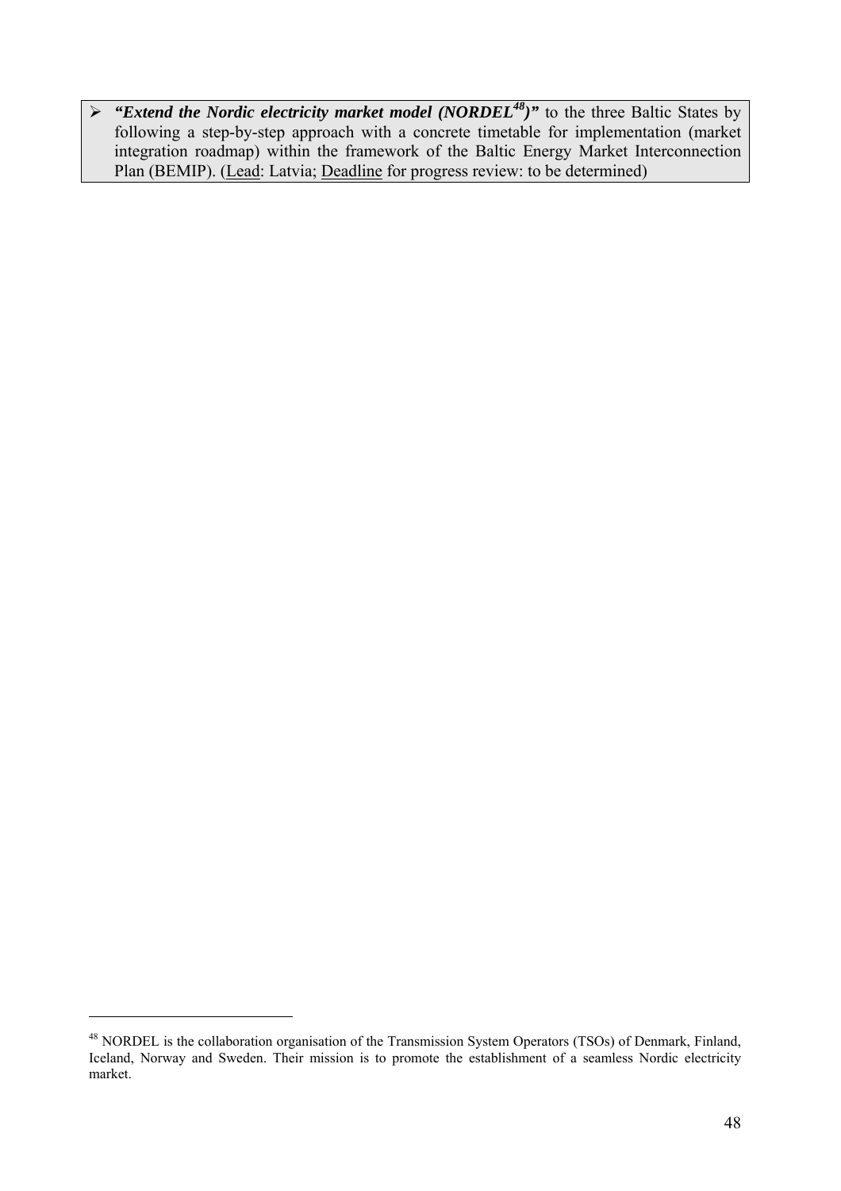- ***"Extend the Nordic electricity market model (NORDEL[48])"*** to the three Baltic States by following a step-by-step approach with a concrete timetable for implementation (market integration roadmap) within the framework of the Baltic Energy Market Interconnection Plan (BEMIP). (Lead: Latvia; Deadline for progress review: to be determined)

[48] NORDEL is the collaboration organisation of the Transmission System Operators (TSOs) of Denmark, Finland, Iceland, Norway and Sweden. Their mission is to promote the establishment of a seamless Nordic electricity market.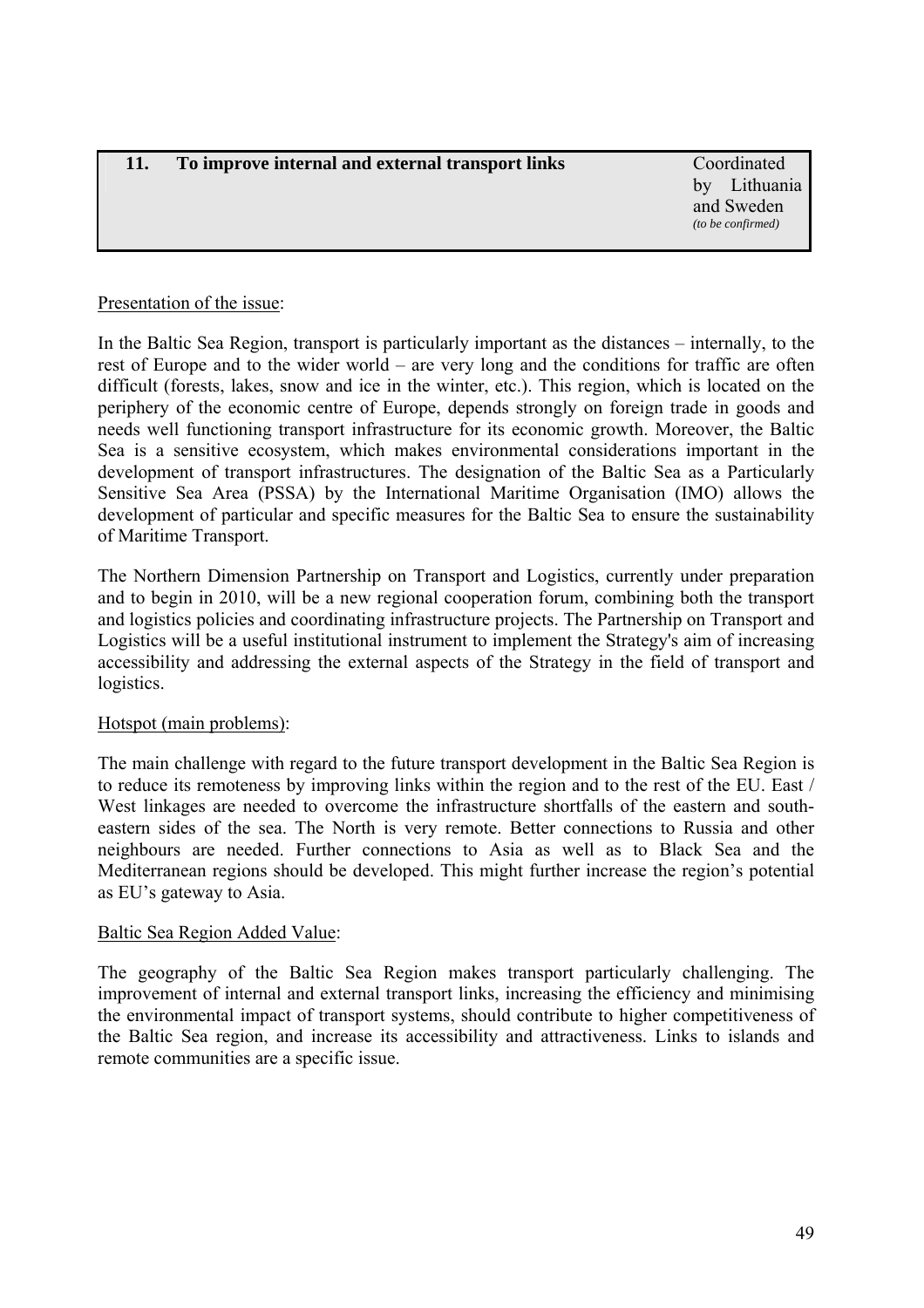| **11. To improve internal and external transport links** | Coordinated by Lithuania and Sweden *(to be confirmed)* |
|---|---|

Presentation of the issue:

In the Baltic Sea Region, transport is particularly important as the distances – internally, to the rest of Europe and to the wider world – are very long and the conditions for traffic are often difficult (forests, lakes, snow and ice in the winter, etc.). This region, which is located on the periphery of the economic centre of Europe, depends strongly on foreign trade in goods and needs well functioning transport infrastructure for its economic growth. Moreover, the Baltic Sea is a sensitive ecosystem, which makes environmental considerations important in the development of transport infrastructures. The designation of the Baltic Sea as a Particularly Sensitive Sea Area (PSSA) by the International Maritime Organisation (IMO) allows the development of particular and specific measures for the Baltic Sea to ensure the sustainability of Maritime Transport.

The Northern Dimension Partnership on Transport and Logistics, currently under preparation and to begin in 2010, will be a new regional cooperation forum, combining both the transport and logistics policies and coordinating infrastructure projects. The Partnership on Transport and Logistics will be a useful institutional instrument to implement the Strategy's aim of increasing accessibility and addressing the external aspects of the Strategy in the field of transport and logistics.

Hotspot (main problems):

The main challenge with regard to the future transport development in the Baltic Sea Region is to reduce its remoteness by improving links within the region and to the rest of the EU. East / West linkages are needed to overcome the infrastructure shortfalls of the eastern and south-eastern sides of the sea. The North is very remote. Better connections to Russia and other neighbours are needed. Further connections to Asia as well as to Black Sea and the Mediterranean regions should be developed. This might further increase the region's potential as EU's gateway to Asia.

Baltic Sea Region Added Value:

The geography of the Baltic Sea Region makes transport particularly challenging. The improvement of internal and external transport links, increasing the efficiency and minimising the environmental impact of transport systems, should contribute to higher competitiveness of the Baltic Sea region, and increase its accessibility and attractiveness. Links to islands and remote communities are a specific issue.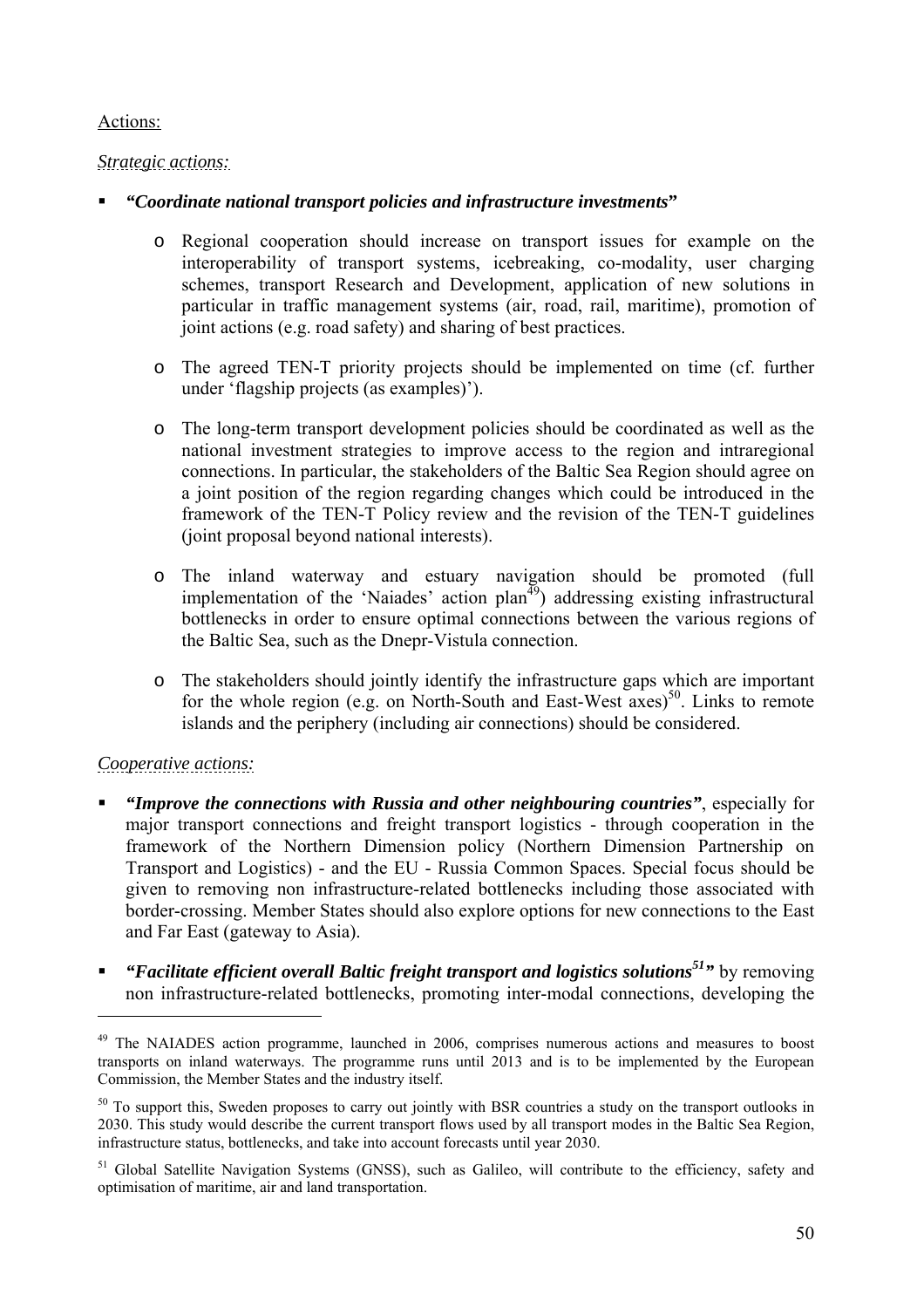Actions:

*Strategic actions:*

- ***"Coordinate national transport policies and infrastructure investments"***

    - Regional cooperation should increase on transport issues for example on the interoperability of transport systems, icebreaking, co-modality, user charging schemes, transport Research and Development, application of new solutions in particular in traffic management systems (air, road, rail, maritime), promotion of joint actions (e.g. road safety) and sharing of best practices.

    - The agreed TEN-T priority projects should be implemented on time (cf. further under 'flagship projects (as examples)').

    - The long-term transport development policies should be coordinated as well as the national investment strategies to improve access to the region and intraregional connections. In particular, the stakeholders of the Baltic Sea Region should agree on a joint position of the region regarding changes which could be introduced in the framework of the TEN-T Policy review and the revision of the TEN-T guidelines (joint proposal beyond national interests).

    - The inland waterway and estuary navigation should be promoted (full implementation of the 'Naiades' action plan[49]) addressing existing infrastructural bottlenecks in order to ensure optimal connections between the various regions of the Baltic Sea, such as the Dnepr-Vistula connection.

    - The stakeholders should jointly identify the infrastructure gaps which are important for the whole region (e.g. on North-South and East-West axes)[50]. Links to remote islands and the periphery (including air connections) should be considered.

*Cooperative actions:*

- ***"Improve the connections with Russia and other neighbouring countries"***, especially for major transport connections and freight transport logistics - through cooperation in the framework of the Northern Dimension policy (Northern Dimension Partnership on Transport and Logistics) - and the EU - Russia Common Spaces. Special focus should be given to removing non infrastructure-related bottlenecks including those associated with border-crossing. Member States should also explore options for new connections to the East and Far East (gateway to Asia).

- ***"Facilitate efficient overall Baltic freight transport and logistics solutions[51]"*** by removing non infrastructure-related bottlenecks, promoting inter-modal connections, developing the

---

[49] The NAIADES action programme, launched in 2006, comprises numerous actions and measures to boost transports on inland waterways. The programme runs until 2013 and is to be implemented by the European Commission, the Member States and the industry itself.

[50] To support this, Sweden proposes to carry out jointly with BSR countries a study on the transport outlooks in 2030. This study would describe the current transport flows used by all transport modes in the Baltic Sea Region, infrastructure status, bottlenecks, and take into account forecasts until year 2030.

[51] Global Satellite Navigation Systems (GNSS), such as Galileo, will contribute to the efficiency, safety and optimisation of maritime, air and land transportation.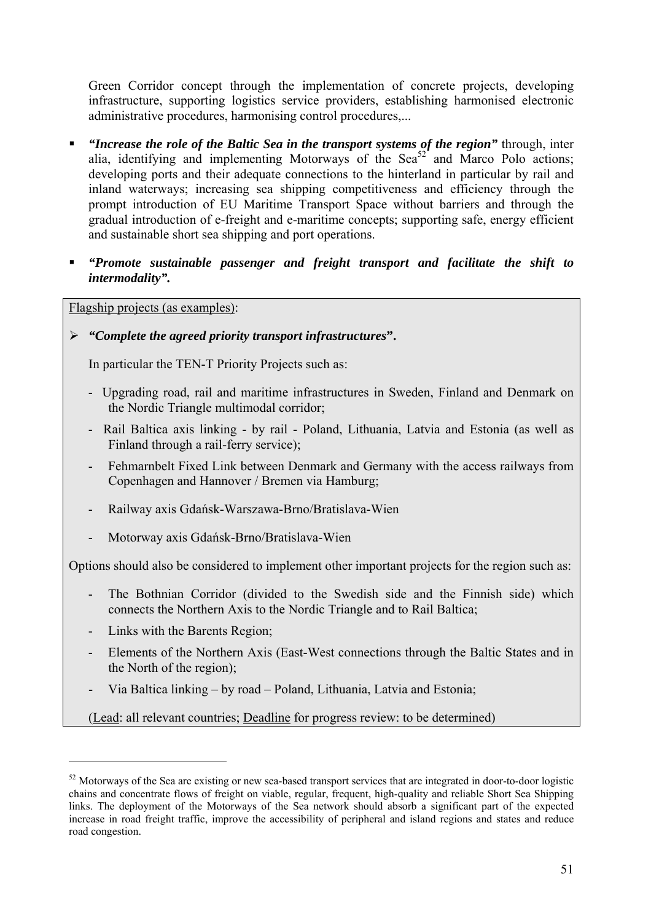Green Corridor concept through the implementation of concrete projects, developing infrastructure, supporting logistics service providers, establishing harmonised electronic administrative procedures, harmonising control procedures,...

- ***"Increase the role of the Baltic Sea in the transport systems of the region"*** through, inter alia, identifying and implementing Motorways of the Sea[52] and Marco Polo actions; developing ports and their adequate connections to the hinterland in particular by rail and inland waterways; increasing sea shipping competitiveness and efficiency through the prompt introduction of EU Maritime Transport Space without barriers and through the gradual introduction of e-freight and e-maritime concepts; supporting safe, energy efficient and sustainable short sea shipping and port operations.
- ***"Promote sustainable passenger and freight transport and facilitate the shift to intermodality".***

Flagship projects (as examples):

- ***"Complete the agreed priority transport infrastructures"*.**

  In particular the TEN-T Priority Projects such as:

  - Upgrading road, rail and maritime infrastructures in Sweden, Finland and Denmark on the Nordic Triangle multimodal corridor;
  - Rail Baltica axis linking - by rail - Poland, Lithuania, Latvia and Estonia (as well as Finland through a rail-ferry service);
  - Fehmarnbelt Fixed Link between Denmark and Germany with the access railways from Copenhagen and Hannover / Bremen via Hamburg;
  - Railway axis Gdańsk-Warszawa-Brno/Bratislava-Wien
  - Motorway axis Gdańsk-Brno/Bratislava-Wien

Options should also be considered to implement other important projects for the region such as:

  - The Bothnian Corridor (divided to the Swedish side and the Finnish side) which connects the Northern Axis to the Nordic Triangle and to Rail Baltica;
  - Links with the Barents Region;
  - Elements of the Northern Axis (East-West connections through the Baltic States and in the North of the region);
  - Via Baltica linking – by road – Poland, Lithuania, Latvia and Estonia;

  (Lead: all relevant countries; Deadline for progress review: to be determined)

[52] Motorways of the Sea are existing or new sea-based transport services that are integrated in door-to-door logistic chains and concentrate flows of freight on viable, regular, frequent, high-quality and reliable Short Sea Shipping links. The deployment of the Motorways of the Sea network should absorb a significant part of the expected increase in road freight traffic, improve the accessibility of peripheral and island regions and states and reduce road congestion.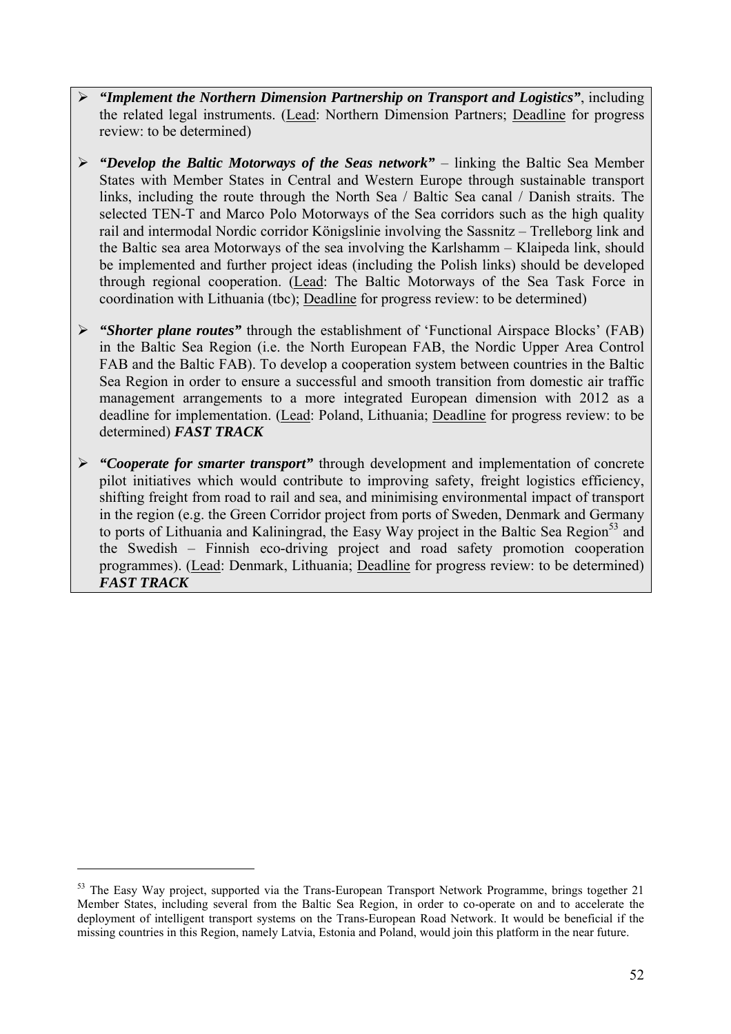- ***"Implement the Northern Dimension Partnership on Transport and Logistics"***, including the related legal instruments. (Lead: Northern Dimension Partners; Deadline for progress review: to be determined)

- ***"Develop the Baltic Motorways of the Seas network"*** – linking the Baltic Sea Member States with Member States in Central and Western Europe through sustainable transport links, including the route through the North Sea / Baltic Sea canal / Danish straits. The selected TEN-T and Marco Polo Motorways of the Sea corridors such as the high quality rail and intermodal Nordic corridor Königslinie involving the Sassnitz – Trelleborg link and the Baltic sea area Motorways of the sea involving the Karlshamm – Klaipeda link, should be implemented and further project ideas (including the Polish links) should be developed through regional cooperation. (Lead: The Baltic Motorways of the Sea Task Force in coordination with Lithuania (tbc); Deadline for progress review: to be determined)

- ***"Shorter plane routes"*** through the establishment of 'Functional Airspace Blocks' (FAB) in the Baltic Sea Region (i.e. the North European FAB, the Nordic Upper Area Control FAB and the Baltic FAB). To develop a cooperation system between countries in the Baltic Sea Region in order to ensure a successful and smooth transition from domestic air traffic management arrangements to a more integrated European dimension with 2012 as a deadline for implementation. (Lead: Poland, Lithuania; Deadline for progress review: to be determined) ***FAST TRACK***

- ***"Cooperate for smarter transport"*** through development and implementation of concrete pilot initiatives which would contribute to improving safety, freight logistics efficiency, shifting freight from road to rail and sea, and minimising environmental impact of transport in the region (e.g. the Green Corridor project from ports of Sweden, Denmark and Germany to ports of Lithuania and Kaliningrad, the Easy Way project in the Baltic Sea Region[53] and the Swedish – Finnish eco-driving project and road safety promotion cooperation programmes). (Lead: Denmark, Lithuania; Deadline for progress review: to be determined) ***FAST TRACK***

---

[53] The Easy Way project, supported via the Trans-European Transport Network Programme, brings together 21 Member States, including several from the Baltic Sea Region, in order to co-operate on and to accelerate the deployment of intelligent transport systems on the Trans-European Road Network. It would be beneficial if the missing countries in this Region, namely Latvia, Estonia and Poland, would join this platform in the near future.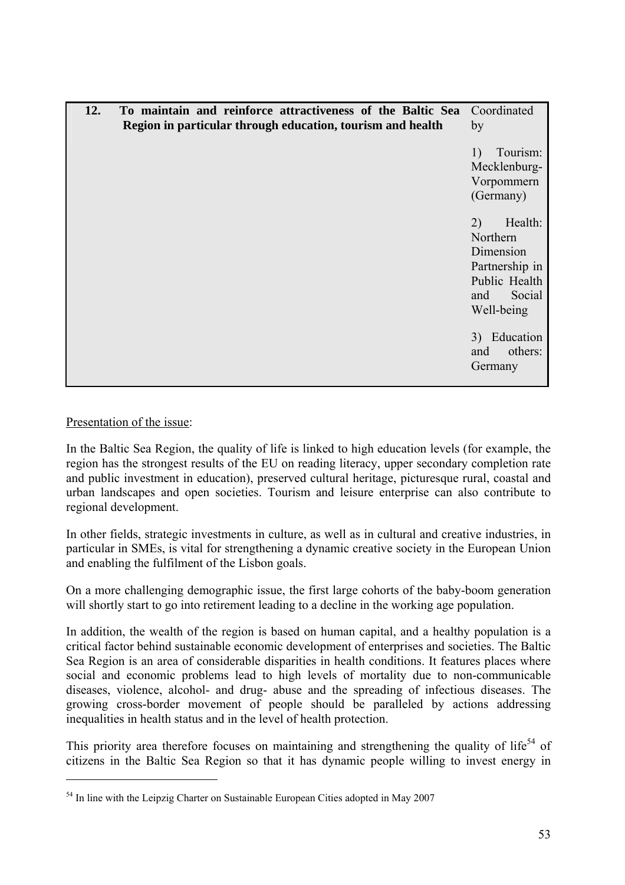| 12. | To maintain and reinforce attractiveness of the Baltic Sea Region in particular through education, tourism and health | Coordinated by<br><br>1) Tourism: Mecklenburg-Vorpommern (Germany)<br><br>2) Health: Northern Dimension Partnership in Public Health and Social Well-being<br><br>3) Education and others: Germany |
|---|---|---|

Presentation of the issue:

In the Baltic Sea Region, the quality of life is linked to high education levels (for example, the region has the strongest results of the EU on reading literacy, upper secondary completion rate and public investment in education), preserved cultural heritage, picturesque rural, coastal and urban landscapes and open societies. Tourism and leisure enterprise can also contribute to regional development.

In other fields, strategic investments in culture, as well as in cultural and creative industries, in particular in SMEs, is vital for strengthening a dynamic creative society in the European Union and enabling the fulfilment of the Lisbon goals.

On a more challenging demographic issue, the first large cohorts of the baby-boom generation will shortly start to go into retirement leading to a decline in the working age population.

In addition, the wealth of the region is based on human capital, and a healthy population is a critical factor behind sustainable economic development of enterprises and societies. The Baltic Sea Region is an area of considerable disparities in health conditions. It features places where social and economic problems lead to high levels of mortality due to non-communicable diseases, violence, alcohol- and drug- abuse and the spreading of infectious diseases. The growing cross-border movement of people should be paralleled by actions addressing inequalities in health status and in the level of health protection.

This priority area therefore focuses on maintaining and strengthening the quality of life[54] of citizens in the Baltic Sea Region so that it has dynamic people willing to invest energy in

[54] In line with the Leipzig Charter on Sustainable European Cities adopted in May 2007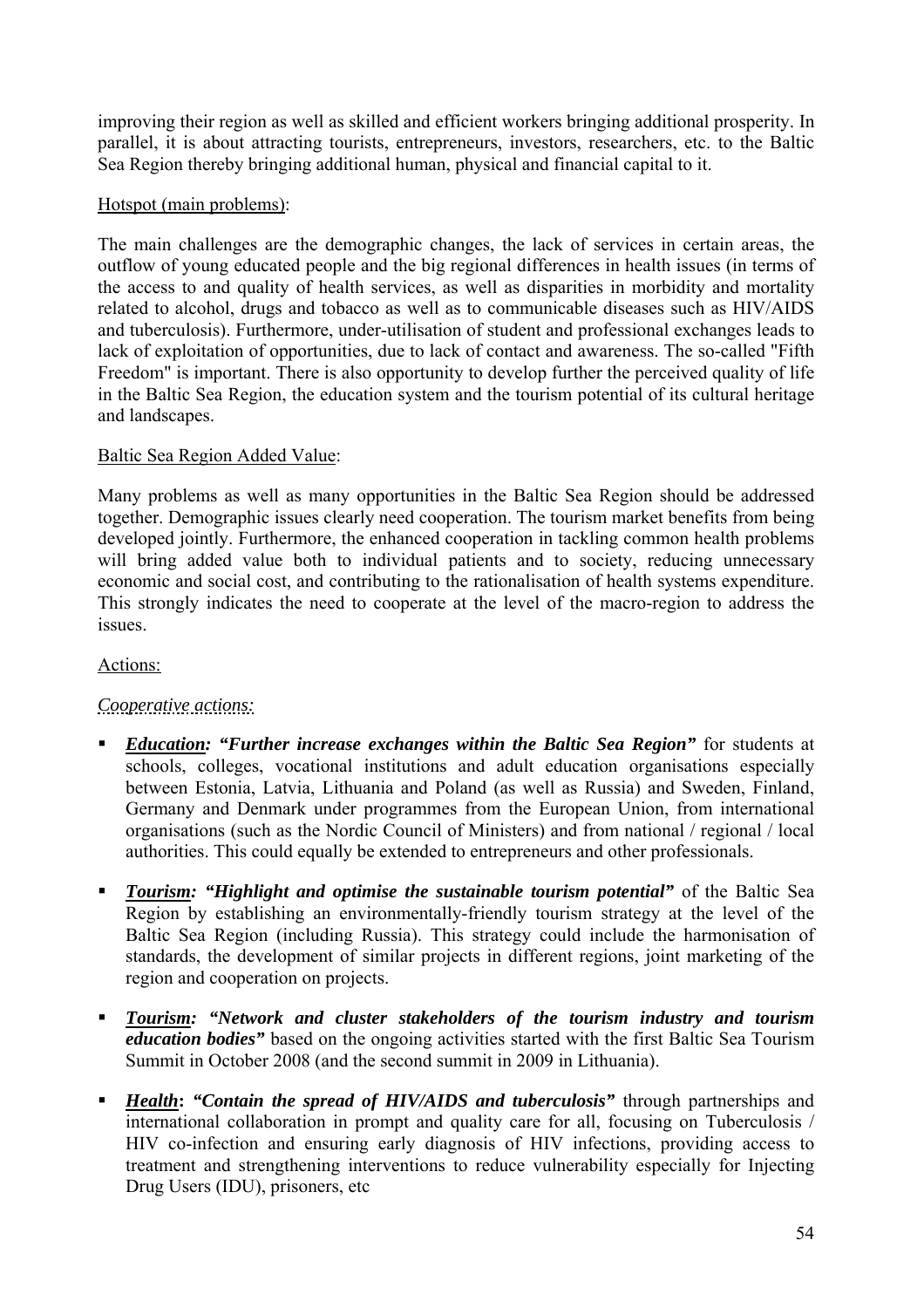improving their region as well as skilled and efficient workers bringing additional prosperity. In parallel, it is about attracting tourists, entrepreneurs, investors, researchers, etc. to the Baltic Sea Region thereby bringing additional human, physical and financial capital to it.

Hotspot (main problems):

The main challenges are the demographic changes, the lack of services in certain areas, the outflow of young educated people and the big regional differences in health issues (in terms of the access to and quality of health services, as well as disparities in morbidity and mortality related to alcohol, drugs and tobacco as well as to communicable diseases such as HIV/AIDS and tuberculosis). Furthermore, under-utilisation of student and professional exchanges leads to lack of exploitation of opportunities, due to lack of contact and awareness. The so-called "Fifth Freedom" is important. There is also opportunity to develop further the perceived quality of life in the Baltic Sea Region, the education system and the tourism potential of its cultural heritage and landscapes.

Baltic Sea Region Added Value:

Many problems as well as many opportunities in the Baltic Sea Region should be addressed together. Demographic issues clearly need cooperation. The tourism market benefits from being developed jointly. Furthermore, the enhanced cooperation in tackling common health problems will bring added value both to individual patients and to society, reducing unnecessary economic and social cost, and contributing to the rationalisation of health systems expenditure. This strongly indicates the need to cooperate at the level of the macro-region to address the issues.

Actions:

*Cooperative actions:*

- ***Education: "Further increase exchanges within the Baltic Sea Region"*** for students at schools, colleges, vocational institutions and adult education organisations especially between Estonia, Latvia, Lithuania and Poland (as well as Russia) and Sweden, Finland, Germany and Denmark under programmes from the European Union, from international organisations (such as the Nordic Council of Ministers) and from national / regional / local authorities. This could equally be extended to entrepreneurs and other professionals.
- ***Tourism: "Highlight and optimise the sustainable tourism potential"*** of the Baltic Sea Region by establishing an environmentally-friendly tourism strategy at the level of the Baltic Sea Region (including Russia). This strategy could include the harmonisation of standards, the development of similar projects in different regions, joint marketing of the region and cooperation on projects.
- ***Tourism: "Network and cluster stakeholders of the tourism industry and tourism education bodies"*** based on the ongoing activities started with the first Baltic Sea Tourism Summit in October 2008 (and the second summit in 2009 in Lithuania).
- ***Health: "Contain the spread of HIV/AIDS and tuberculosis"*** through partnerships and international collaboration in prompt and quality care for all, focusing on Tuberculosis / HIV co-infection and ensuring early diagnosis of HIV infections, providing access to treatment and strengthening interventions to reduce vulnerability especially for Injecting Drug Users (IDU), prisoners, etc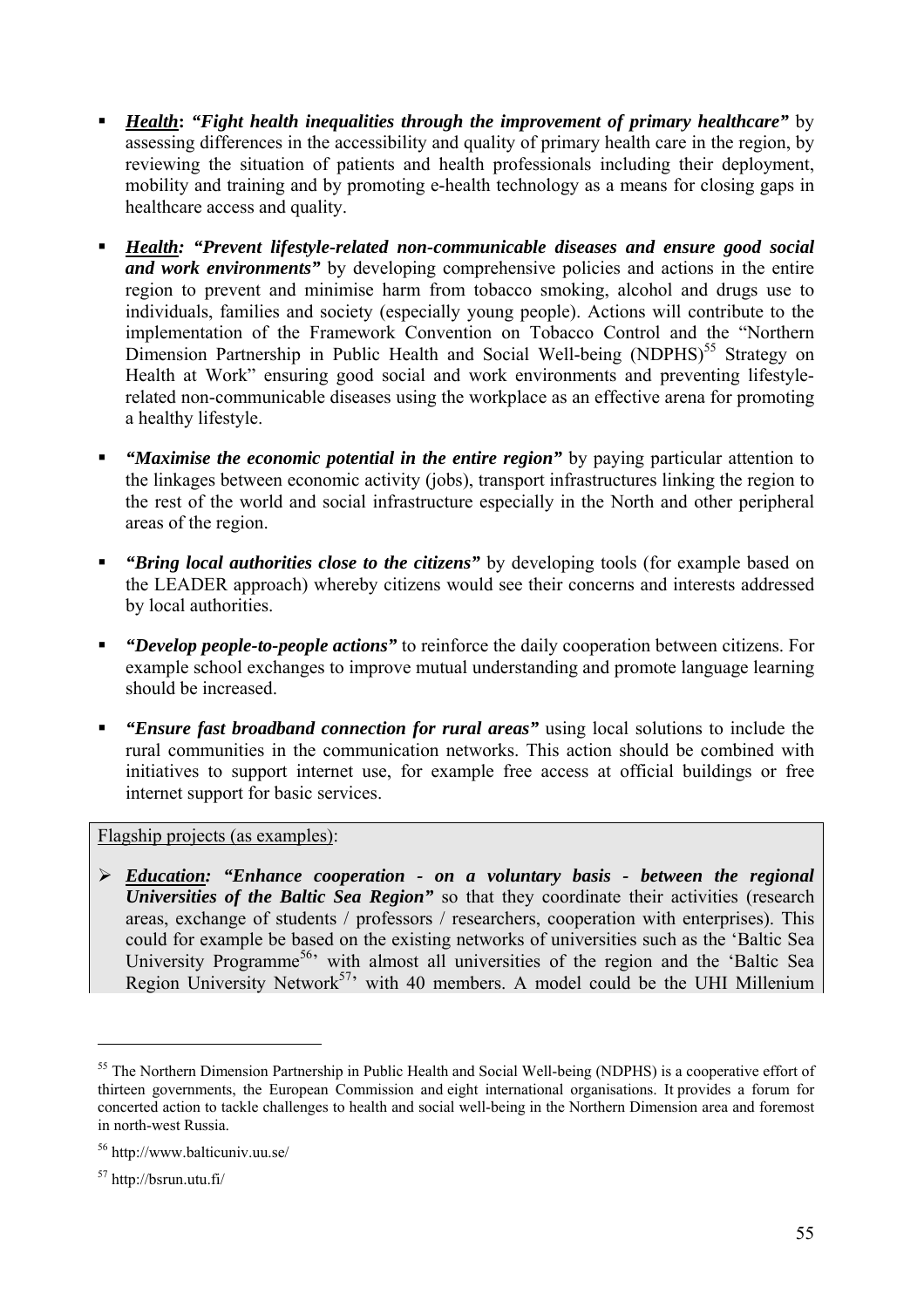- ***Health*: *"Fight health inequalities through the improvement of primary healthcare"*** by assessing differences in the accessibility and quality of primary health care in the region, by reviewing the situation of patients and health professionals including their deployment, mobility and training and by promoting e-health technology as a means for closing gaps in healthcare access and quality.

- ***Health*: *"Prevent lifestyle-related non-communicable diseases and ensure good social and work environments"*** by developing comprehensive policies and actions in the entire region to prevent and minimise harm from tobacco smoking, alcohol and drugs use to individuals, families and society (especially young people). Actions will contribute to the implementation of the Framework Convention on Tobacco Control and the "Northern Dimension Partnership in Public Health and Social Well-being (NDPHS)[55] Strategy on Health at Work" ensuring good social and work environments and preventing lifestyle-related non-communicable diseases using the workplace as an effective arena for promoting a healthy lifestyle.

- ***"Maximise the economic potential in the entire region"*** by paying particular attention to the linkages between economic activity (jobs), transport infrastructures linking the region to the rest of the world and social infrastructure especially in the North and other peripheral areas of the region.

- ***"Bring local authorities close to the citizens"*** by developing tools (for example based on the LEADER approach) whereby citizens would see their concerns and interests addressed by local authorities.

- ***"Develop people-to-people actions"*** to reinforce the daily cooperation between citizens. For example school exchanges to improve mutual understanding and promote language learning should be increased.

- ***"Ensure fast broadband connection for rural areas"*** using local solutions to include the rural communities in the communication networks. This action should be combined with initiatives to support internet use, for example free access at official buildings or free internet support for basic services.

Flagship projects (as examples):

- ***Education*: *"Enhance cooperation - on a voluntary basis - between the regional Universities of the Baltic Sea Region"*** so that they coordinate their activities (research areas, exchange of students / professors / researchers, cooperation with enterprises). This could for example be based on the existing networks of universities such as the 'Baltic Sea University Programme[56]' with almost all universities of the region and the 'Baltic Sea Region University Network[57]' with 40 members. A model could be the UHI Millenium

---

[55] The Northern Dimension Partnership in Public Health and Social Well-being (NDPHS) is a cooperative effort of thirteen governments, the European Commission and eight international organisations. It provides a forum for concerted action to tackle challenges to health and social well-being in the Northern Dimension area and foremost in north-west Russia.

[56] http://www.balticuniv.uu.se/

[57] http://bsrun.utu.fi/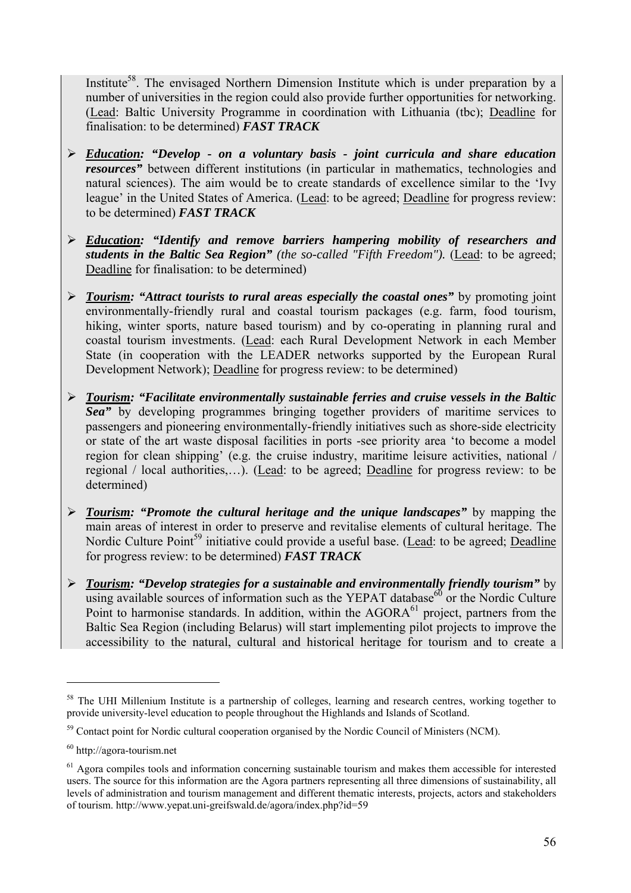Institute[58]. The envisaged Northern Dimension Institute which is under preparation by a number of universities in the region could also provide further opportunities for networking. (Lead: Baltic University Programme in coordination with Lithuania (tbc); Deadline for finalisation: to be determined) ***FAST TRACK***

- ***Education: "Develop - on a voluntary basis - joint curricula and share education resources"*** between different institutions (in particular in mathematics, technologies and natural sciences). The aim would be to create standards of excellence similar to the 'Ivy league' in the United States of America. (Lead: to be agreed; Deadline for progress review: to be determined) ***FAST TRACK***

- ***Education: "Identify and remove barriers hampering mobility of researchers and students in the Baltic Sea Region"*** *(the so-called "Fifth Freedom").* (Lead: to be agreed; Deadline for finalisation: to be determined)

- ***Tourism: "Attract tourists to rural areas especially the coastal ones"*** by promoting joint environmentally-friendly rural and coastal tourism packages (e.g. farm, food tourism, hiking, winter sports, nature based tourism) and by co-operating in planning rural and coastal tourism investments. (Lead: each Rural Development Network in each Member State (in cooperation with the LEADER networks supported by the European Rural Development Network); Deadline for progress review: to be determined)

- ***Tourism: "Facilitate environmentally sustainable ferries and cruise vessels in the Baltic Sea"*** by developing programmes bringing together providers of maritime services to passengers and pioneering environmentally-friendly initiatives such as shore-side electricity or state of the art waste disposal facilities in ports -see priority area 'to become a model region for clean shipping' (e.g. the cruise industry, maritime leisure activities, national / regional / local authorities,…). (Lead: to be agreed; Deadline for progress review: to be determined)

- ***Tourism: "Promote the cultural heritage and the unique landscapes"*** by mapping the main areas of interest in order to preserve and revitalise elements of cultural heritage. The Nordic Culture Point[59] initiative could provide a useful base. (Lead: to be agreed; Deadline for progress review: to be determined) ***FAST TRACK***

- ***Tourism: "Develop strategies for a sustainable and environmentally friendly tourism"*** by using available sources of information such as the YEPAT database[60] or the Nordic Culture Point to harmonise standards. In addition, within the AGORA[61] project, partners from the Baltic Sea Region (including Belarus) will start implementing pilot projects to improve the accessibility to the natural, cultural and historical heritage for tourism and to create a

---

[58] The UHI Millenium Institute is a partnership of colleges, learning and research centres, working together to provide university-level education to people throughout the Highlands and Islands of Scotland.

[59] Contact point for Nordic cultural cooperation organised by the Nordic Council of Ministers (NCM).

[60] http://agora-tourism.net

[61] Agora compiles tools and information concerning sustainable tourism and makes them accessible for interested users. The source for this information are the Agora partners representing all three dimensions of sustainability, all levels of administration and tourism management and different thematic interests, projects, actors and stakeholders of tourism. http://www.yepat.uni-greifswald.de/agora/index.php?id=59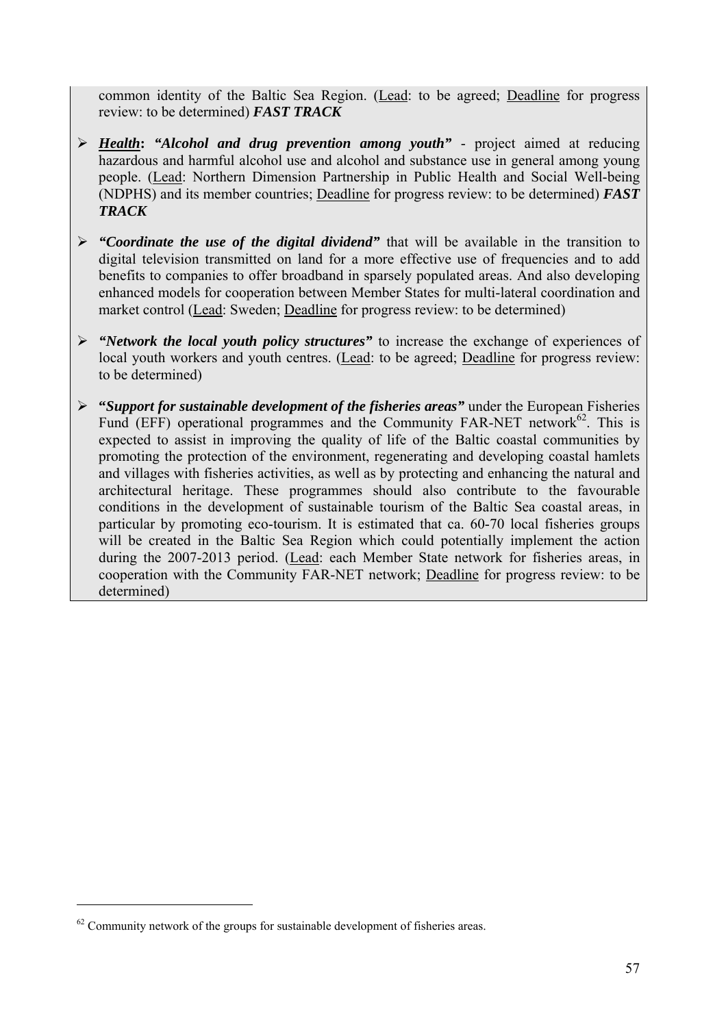common identity of the Baltic Sea Region. (Lead: to be agreed; Deadline for progress review: to be determined) ***FAST TRACK***

- ***Health*: *"Alcohol and drug prevention among youth"*** - project aimed at reducing hazardous and harmful alcohol use and alcohol and substance use in general among young people. (Lead: Northern Dimension Partnership in Public Health and Social Well-being (NDPHS) and its member countries; Deadline for progress review: to be determined) ***FAST TRACK***

- ***"Coordinate the use of the digital dividend"*** that will be available in the transition to digital television transmitted on land for a more effective use of frequencies and to add benefits to companies to offer broadband in sparsely populated areas. And also developing enhanced models for cooperation between Member States for multi-lateral coordination and market control (Lead: Sweden; Deadline for progress review: to be determined)

- ***"Network the local youth policy structures"*** to increase the exchange of experiences of local youth workers and youth centres. (Lead: to be agreed; Deadline for progress review: to be determined)

- ***"Support for sustainable development of the fisheries areas"*** under the European Fisheries Fund (EFF) operational programmes and the Community FAR-NET network[62]. This is expected to assist in improving the quality of life of the Baltic coastal communities by promoting the protection of the environment, regenerating and developing coastal hamlets and villages with fisheries activities, as well as by protecting and enhancing the natural and architectural heritage. These programmes should also contribute to the favourable conditions in the development of sustainable tourism of the Baltic Sea coastal areas, in particular by promoting eco-tourism. It is estimated that ca. 60-70 local fisheries groups will be created in the Baltic Sea Region which could potentially implement the action during the 2007-2013 period. (Lead: each Member State network for fisheries areas, in cooperation with the Community FAR-NET network; Deadline for progress review: to be determined)

---

[62] Community network of the groups for sustainable development of fisheries areas.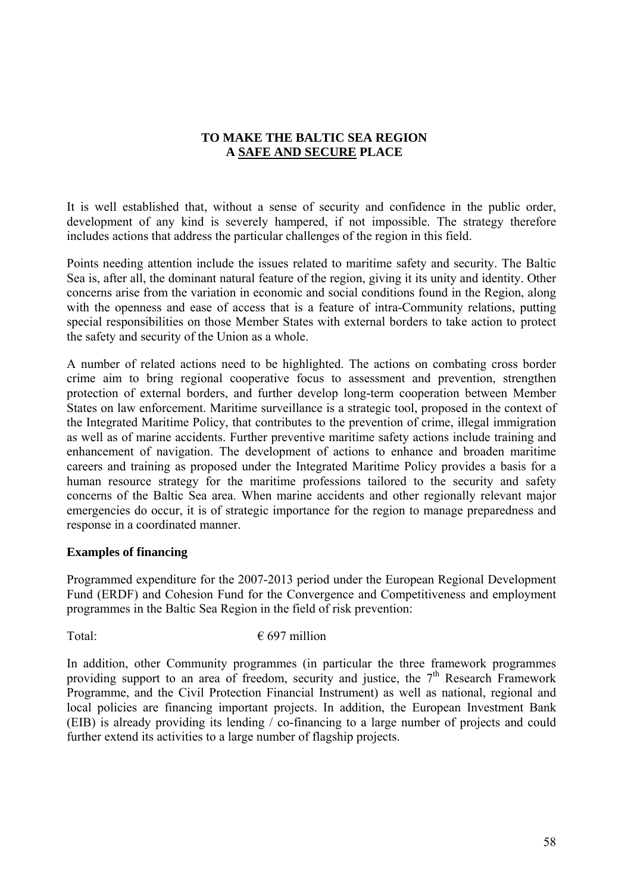## TO MAKE THE BALTIC SEA REGION A SAFE AND SECURE PLACE

It is well established that, without a sense of security and confidence in the public order, development of any kind is severely hampered, if not impossible. The strategy therefore includes actions that address the particular challenges of the region in this field.

Points needing attention include the issues related to maritime safety and security. The Baltic Sea is, after all, the dominant natural feature of the region, giving it its unity and identity. Other concerns arise from the variation in economic and social conditions found in the Region, along with the openness and ease of access that is a feature of intra-Community relations, putting special responsibilities on those Member States with external borders to take action to protect the safety and security of the Union as a whole.

A number of related actions need to be highlighted. The actions on combating cross border crime aim to bring regional cooperative focus to assessment and prevention, strengthen protection of external borders, and further develop long-term cooperation between Member States on law enforcement. Maritime surveillance is a strategic tool, proposed in the context of the Integrated Maritime Policy, that contributes to the prevention of crime, illegal immigration as well as of marine accidents. Further preventive maritime safety actions include training and enhancement of navigation. The development of actions to enhance and broaden maritime careers and training as proposed under the Integrated Maritime Policy provides a basis for a human resource strategy for the maritime professions tailored to the security and safety concerns of the Baltic Sea area. When marine accidents and other regionally relevant major emergencies do occur, it is of strategic importance for the region to manage preparedness and response in a coordinated manner.

**Examples of financing**

Programmed expenditure for the 2007-2013 period under the European Regional Development Fund (ERDF) and Cohesion Fund for the Convergence and Competitiveness and employment programmes in the Baltic Sea Region in the field of risk prevention:

Total: € 697 million

In addition, other Community programmes (in particular the three framework programmes providing support to an area of freedom, security and justice, the 7th Research Framework Programme, and the Civil Protection Financial Instrument) as well as national, regional and local policies are financing important projects. In addition, the European Investment Bank (EIB) is already providing its lending / co-financing to a large number of projects and could further extend its activities to a large number of flagship projects.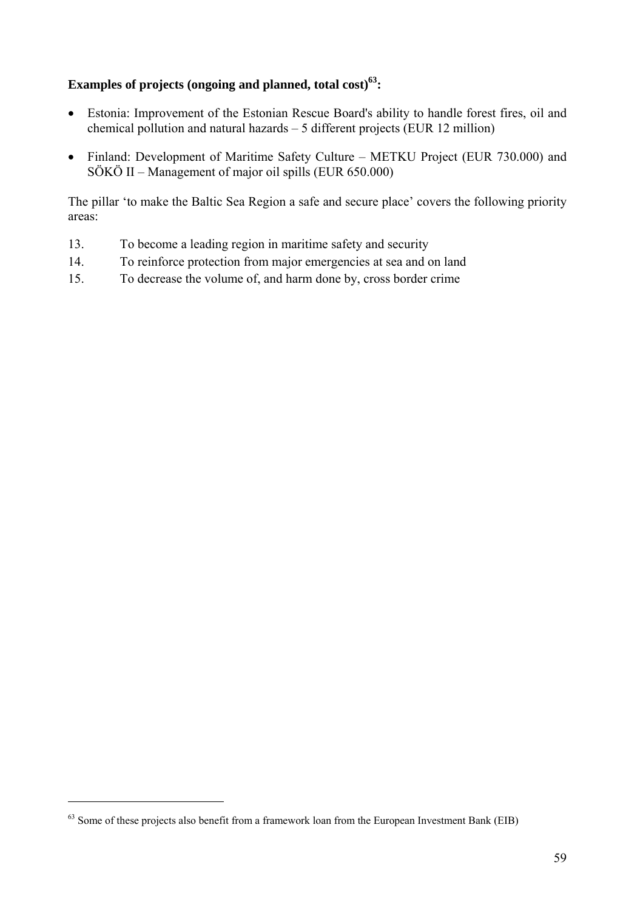**Examples of projects (ongoing and planned, total cost)[63]:**

- Estonia: Improvement of the Estonian Rescue Board's ability to handle forest fires, oil and chemical pollution and natural hazards – 5 different projects (EUR 12 million)
- Finland: Development of Maritime Safety Culture – METKU Project (EUR 730.000) and SÖKÖ II – Management of major oil spills (EUR 650.000)

The pillar 'to make the Baltic Sea Region a safe and secure place' covers the following priority areas:

13. To become a leading region in maritime safety and security
14. To reinforce protection from major emergencies at sea and on land
15. To decrease the volume of, and harm done by, cross border crime

[63] Some of these projects also benefit from a framework loan from the European Investment Bank (EIB)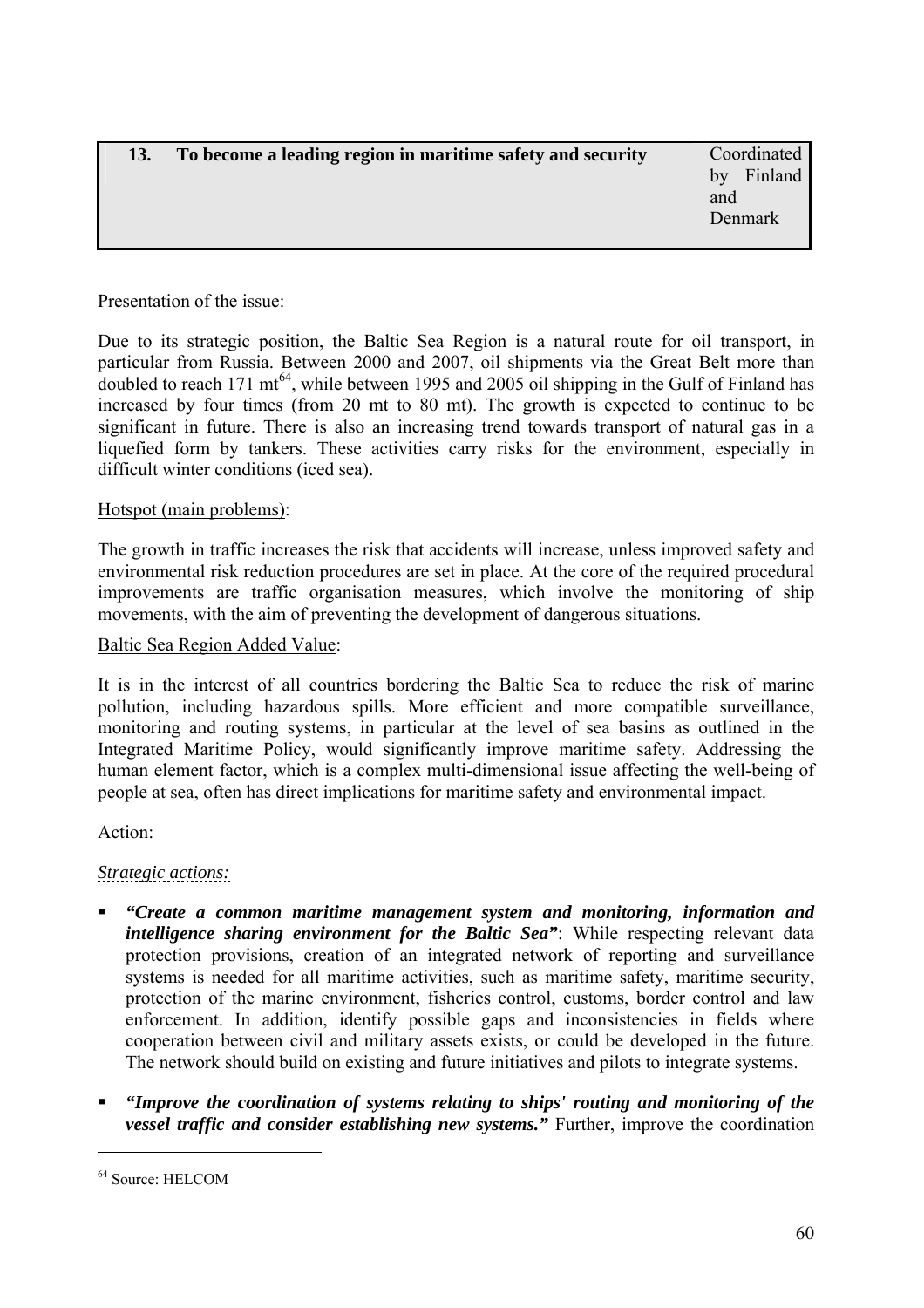| 13. | To become a leading region in maritime safety and security | Coordinated by Finland and Denmark |
|---|---|---|

Presentation of the issue:

Due to its strategic position, the Baltic Sea Region is a natural route for oil transport, in particular from Russia. Between 2000 and 2007, oil shipments via the Great Belt more than doubled to reach 171 mt[64], while between 1995 and 2005 oil shipping in the Gulf of Finland has increased by four times (from 20 mt to 80 mt). The growth is expected to continue to be significant in future. There is also an increasing trend towards transport of natural gas in a liquefied form by tankers. These activities carry risks for the environment, especially in difficult winter conditions (iced sea).

Hotspot (main problems):

The growth in traffic increases the risk that accidents will increase, unless improved safety and environmental risk reduction procedures are set in place. At the core of the required procedural improvements are traffic organisation measures, which involve the monitoring of ship movements, with the aim of preventing the development of dangerous situations.

Baltic Sea Region Added Value:

It is in the interest of all countries bordering the Baltic Sea to reduce the risk of marine pollution, including hazardous spills. More efficient and more compatible surveillance, monitoring and routing systems, in particular at the level of sea basins as outlined in the Integrated Maritime Policy, would significantly improve maritime safety. Addressing the human element factor, which is a complex multi-dimensional issue affecting the well-being of people at sea, often has direct implications for maritime safety and environmental impact.

Action:

*Strategic actions:*

- ***"Create a common maritime management system and monitoring, information and intelligence sharing environment for the Baltic Sea"***: While respecting relevant data protection provisions, creation of an integrated network of reporting and surveillance systems is needed for all maritime activities, such as maritime safety, maritime security, protection of the marine environment, fisheries control, customs, border control and law enforcement. In addition, identify possible gaps and inconsistencies in fields where cooperation between civil and military assets exists, or could be developed in the future. The network should build on existing and future initiatives and pilots to integrate systems.

- ***"Improve the coordination of systems relating to ships' routing and monitoring of the vessel traffic and consider establishing new systems."*** Further, improve the coordination

[64] Source: HELCOM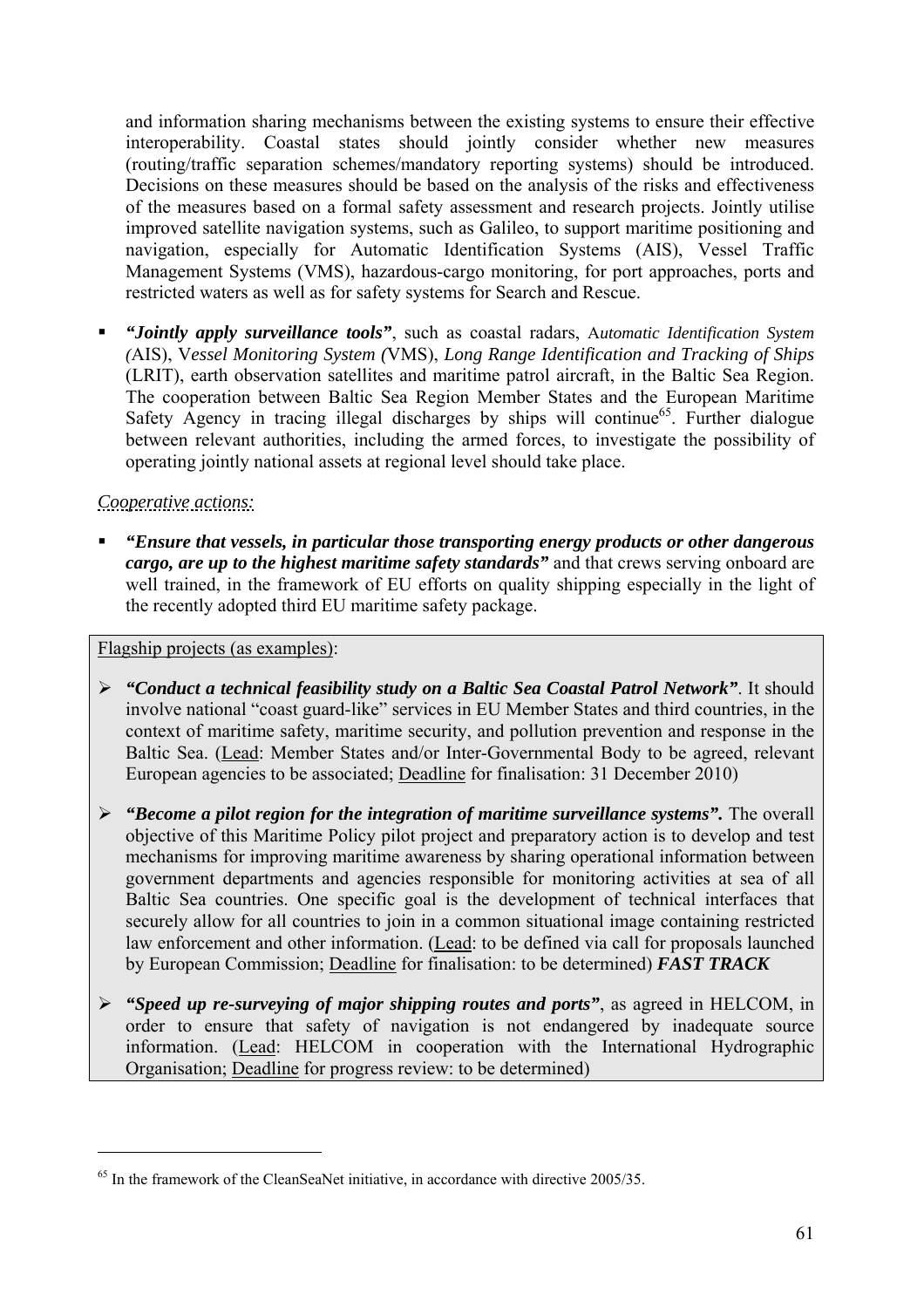and information sharing mechanisms between the existing systems to ensure their effective interoperability. Coastal states should jointly consider whether new measures (routing/traffic separation schemes/mandatory reporting systems) should be introduced. Decisions on these measures should be based on the analysis of the risks and effectiveness of the measures based on a formal safety assessment and research projects. Jointly utilise improved satellite navigation systems, such as Galileo, to support maritime positioning and navigation, especially for Automatic Identification Systems (AIS), Vessel Traffic Management Systems (VMS), hazardous-cargo monitoring, for port approaches, ports and restricted waters as well as for safety systems for Search and Rescue.

- ***"Jointly apply surveillance tools"***, such as coastal radars, A*utomatic Identification System (*AIS), V*essel Monitoring System (*VMS), *Long Range Identification and Tracking of Ships* (LRIT), earth observation satellites and maritime patrol aircraft, in the Baltic Sea Region. The cooperation between Baltic Sea Region Member States and the European Maritime Safety Agency in tracing illegal discharges by ships will continue[65]. Further dialogue between relevant authorities, including the armed forces, to investigate the possibility of operating jointly national assets at regional level should take place.

*Cooperative actions:*

- ***"Ensure that vessels, in particular those transporting energy products or other dangerous cargo, are up to the highest maritime safety standards"*** and that crews serving onboard are well trained, in the framework of EU efforts on quality shipping especially in the light of the recently adopted third EU maritime safety package.

Flagship projects (as examples):

- ***"Conduct a technical feasibility study on a Baltic Sea Coastal Patrol Network"***. It should involve national "coast guard-like" services in EU Member States and third countries, in the context of maritime safety, maritime security, and pollution prevention and response in the Baltic Sea. (Lead: Member States and/or Inter-Governmental Body to be agreed, relevant European agencies to be associated; Deadline for finalisation: 31 December 2010)

- ***"Become a pilot region for the integration of maritime surveillance systems".*** The overall objective of this Maritime Policy pilot project and preparatory action is to develop and test mechanisms for improving maritime awareness by sharing operational information between government departments and agencies responsible for monitoring activities at sea of all Baltic Sea countries. One specific goal is the development of technical interfaces that securely allow for all countries to join in a common situational image containing restricted law enforcement and other information. (Lead: to be defined via call for proposals launched by European Commission; Deadline for finalisation: to be determined) ***FAST TRACK***

- ***"Speed up re-surveying of major shipping routes and ports"***, as agreed in HELCOM, in order to ensure that safety of navigation is not endangered by inadequate source information. (Lead: HELCOM in cooperation with the International Hydrographic Organisation; Deadline for progress review: to be determined)

---

[65] In the framework of the CleanSeaNet initiative, in accordance with directive 2005/35.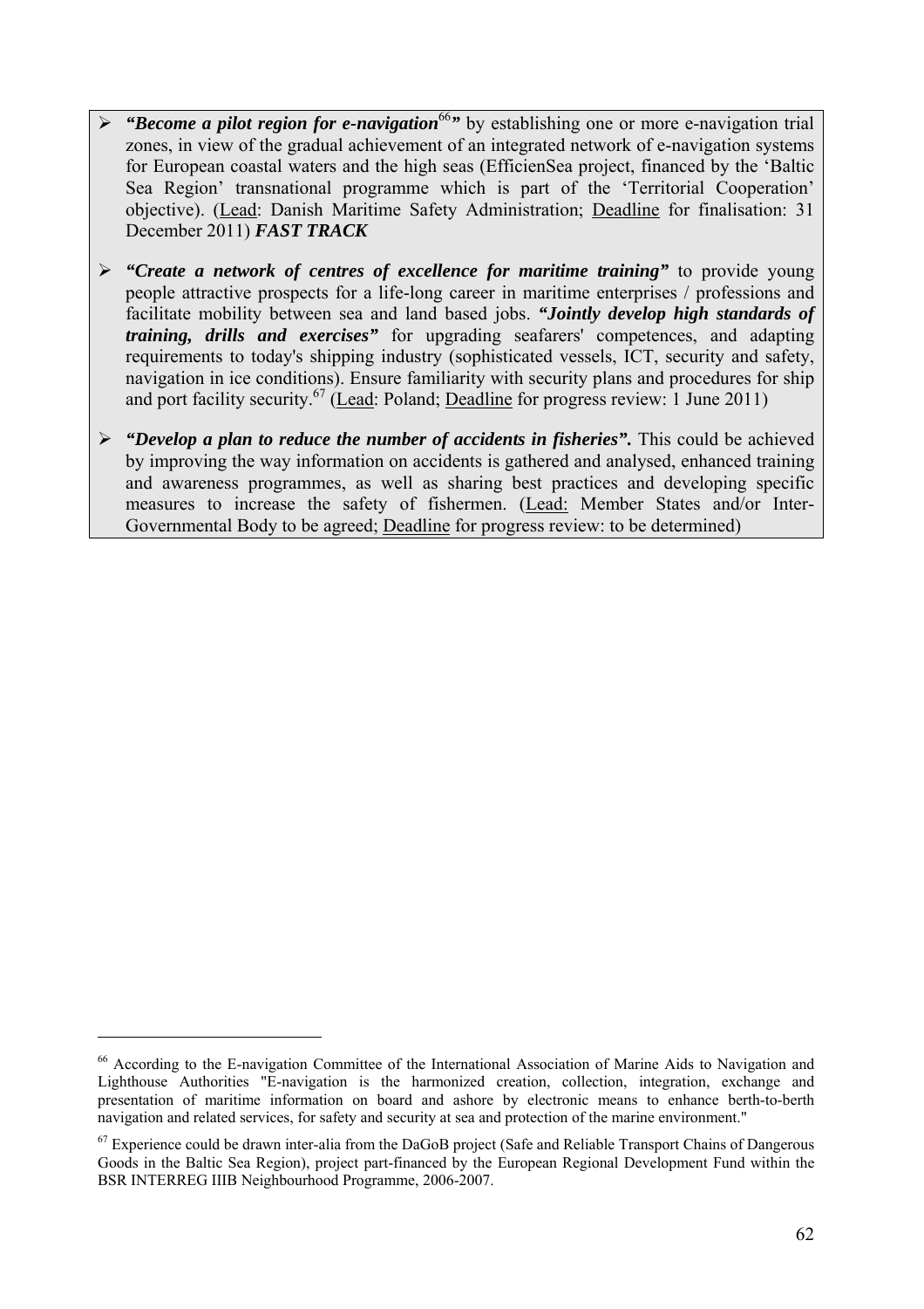- ***"Become a pilot region for e-navigation***[66]***"*** by establishing one or more e-navigation trial zones, in view of the gradual achievement of an integrated network of e-navigation systems for European coastal waters and the high seas (EfficienSea project, financed by the 'Baltic Sea Region' transnational programme which is part of the 'Territorial Cooperation' objective). (Lead: Danish Maritime Safety Administration; Deadline for finalisation: 31 December 2011) ***FAST TRACK***

- ***"Create a network of centres of excellence for maritime training"*** to provide young people attractive prospects for a life-long career in maritime enterprises / professions and facilitate mobility between sea and land based jobs. ***"Jointly develop high standards of training, drills and exercises"*** for upgrading seafarers' competences, and adapting requirements to today's shipping industry (sophisticated vessels, ICT, security and safety, navigation in ice conditions). Ensure familiarity with security plans and procedures for ship and port facility security.[67] (Lead: Poland; Deadline for progress review: 1 June 2011)

- ***"Develop a plan to reduce the number of accidents in fisheries".*** This could be achieved by improving the way information on accidents is gathered and analysed, enhanced training and awareness programmes, as well as sharing best practices and developing specific measures to increase the safety of fishermen. (Lead: Member States and/or Inter-Governmental Body to be agreed; Deadline for progress review: to be determined)

---

[66] According to the E-navigation Committee of the International Association of Marine Aids to Navigation and Lighthouse Authorities "E-navigation is the harmonized creation, collection, integration, exchange and presentation of maritime information on board and ashore by electronic means to enhance berth-to-berth navigation and related services, for safety and security at sea and protection of the marine environment."

[67] Experience could be drawn inter-alia from the DaGoB project (Safe and Reliable Transport Chains of Dangerous Goods in the Baltic Sea Region), project part-financed by the European Regional Development Fund within the BSR INTERREG IIIB Neighbourhood Programme, 2006-2007.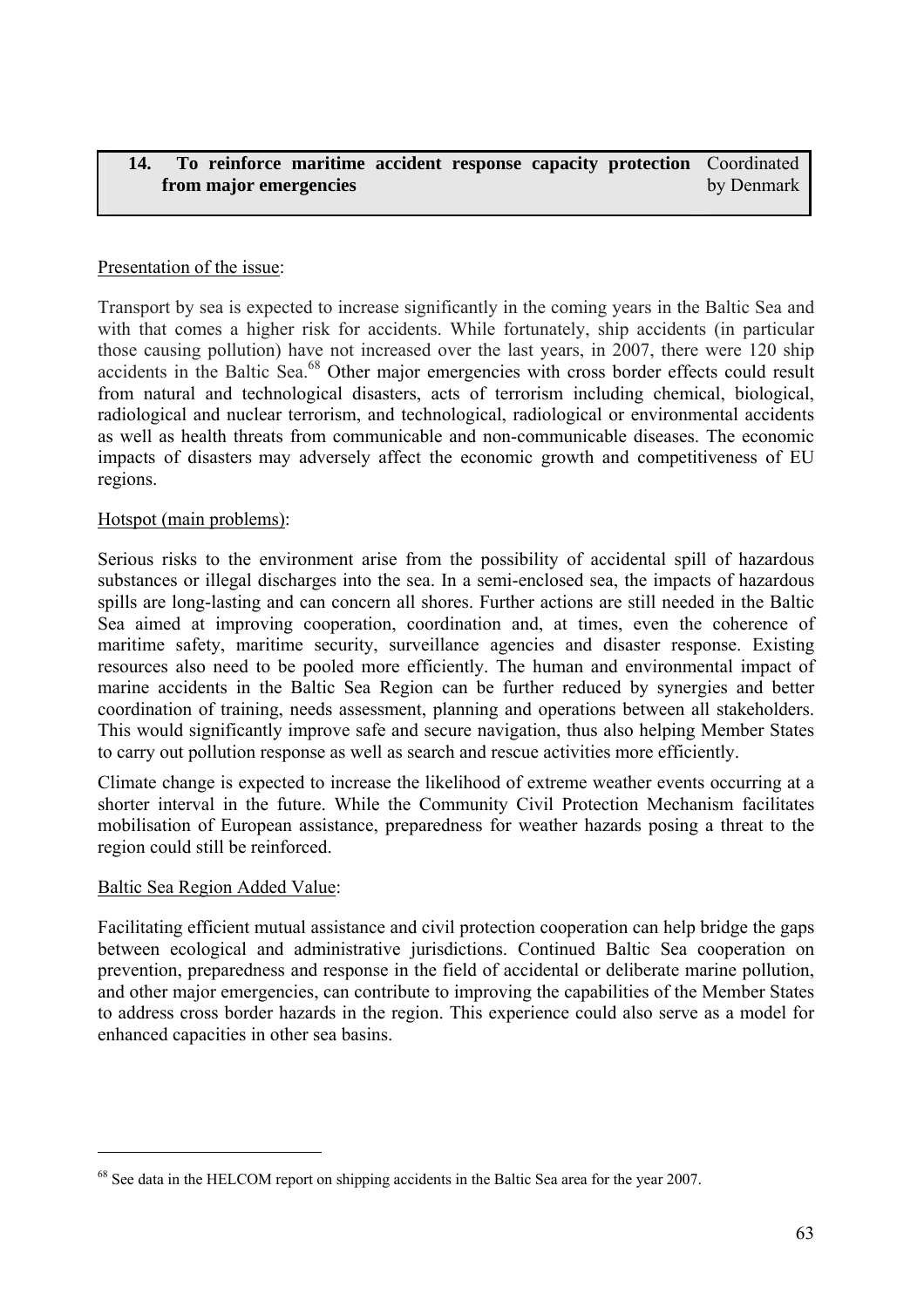| **14. To reinforce maritime accident response capacity protection from major emergencies** | Coordinated by Denmark |
| --- | --- |

Presentation of the issue:

Transport by sea is expected to increase significantly in the coming years in the Baltic Sea and with that comes a higher risk for accidents. While fortunately, ship accidents (in particular those causing pollution) have not increased over the last years, in 2007, there were 120 ship accidents in the Baltic Sea.[68] Other major emergencies with cross border effects could result from natural and technological disasters, acts of terrorism including chemical, biological, radiological and nuclear terrorism, and technological, radiological or environmental accidents as well as health threats from communicable and non-communicable diseases. The economic impacts of disasters may adversely affect the economic growth and competitiveness of EU regions.

Hotspot (main problems):

Serious risks to the environment arise from the possibility of accidental spill of hazardous substances or illegal discharges into the sea. In a semi-enclosed sea, the impacts of hazardous spills are long-lasting and can concern all shores. Further actions are still needed in the Baltic Sea aimed at improving cooperation, coordination and, at times, even the coherence of maritime safety, maritime security, surveillance agencies and disaster response. Existing resources also need to be pooled more efficiently. The human and environmental impact of marine accidents in the Baltic Sea Region can be further reduced by synergies and better coordination of training, needs assessment, planning and operations between all stakeholders. This would significantly improve safe and secure navigation, thus also helping Member States to carry out pollution response as well as search and rescue activities more efficiently.

Climate change is expected to increase the likelihood of extreme weather events occurring at a shorter interval in the future. While the Community Civil Protection Mechanism facilitates mobilisation of European assistance, preparedness for weather hazards posing a threat to the region could still be reinforced.

Baltic Sea Region Added Value:

Facilitating efficient mutual assistance and civil protection cooperation can help bridge the gaps between ecological and administrative jurisdictions. Continued Baltic Sea cooperation on prevention, preparedness and response in the field of accidental or deliberate marine pollution, and other major emergencies, can contribute to improving the capabilities of the Member States to address cross border hazards in the region. This experience could also serve as a model for enhanced capacities in other sea basins.

---

[68] See data in the HELCOM report on shipping accidents in the Baltic Sea area for the year 2007.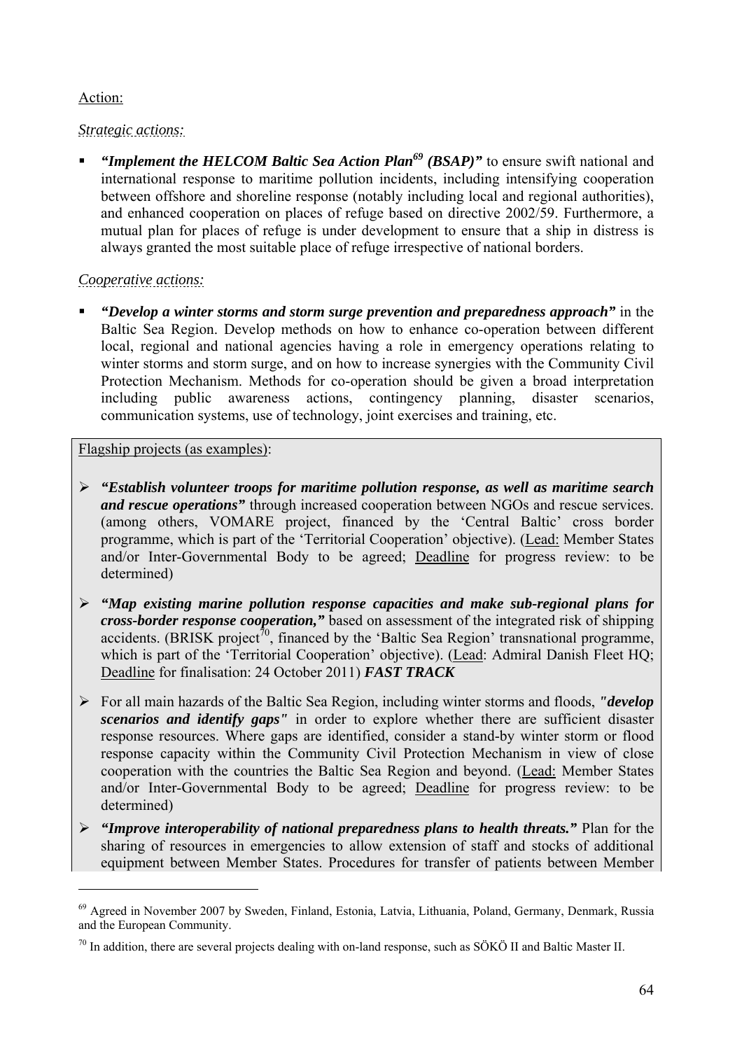Action:

*Strategic actions:*

- ***"Implement the HELCOM Baltic Sea Action Plan[69] (BSAP)"*** to ensure swift national and international response to maritime pollution incidents, including intensifying cooperation between offshore and shoreline response (notably including local and regional authorities), and enhanced cooperation on places of refuge based on directive 2002/59. Furthermore, a mutual plan for places of refuge is under development to ensure that a ship in distress is always granted the most suitable place of refuge irrespective of national borders.

*Cooperative actions:*

- ***"Develop a winter storms and storm surge prevention and preparedness approach"*** in the Baltic Sea Region. Develop methods on how to enhance co-operation between different local, regional and national agencies having a role in emergency operations relating to winter storms and storm surge, and on how to increase synergies with the Community Civil Protection Mechanism. Methods for co-operation should be given a broad interpretation including public awareness actions, contingency planning, disaster scenarios, communication systems, use of technology, joint exercises and training, etc.

Flagship projects (as examples):

- ***"Establish volunteer troops for maritime pollution response, as well as maritime search and rescue operations"*** through increased cooperation between NGOs and rescue services. (among others, VOMARE project, financed by the 'Central Baltic' cross border programme, which is part of the 'Territorial Cooperation' objective). (Lead: Member States and/or Inter-Governmental Body to be agreed; Deadline for progress review: to be determined)
- ***"Map existing marine pollution response capacities and make sub-regional plans for cross-border response cooperation,"*** based on assessment of the integrated risk of shipping accidents. (BRISK project[70], financed by the 'Baltic Sea Region' transnational programme, which is part of the 'Territorial Cooperation' objective). (Lead: Admiral Danish Fleet HQ; Deadline for finalisation: 24 October 2011) ***FAST TRACK***
- For all main hazards of the Baltic Sea Region, including winter storms and floods, ***"develop scenarios and identify gaps"*** in order to explore whether there are sufficient disaster response resources. Where gaps are identified, consider a stand-by winter storm or flood response capacity within the Community Civil Protection Mechanism in view of close cooperation with the countries the Baltic Sea Region and beyond. (Lead: Member States and/or Inter-Governmental Body to be agreed; Deadline for progress review: to be determined)
- ***"Improve interoperability of national preparedness plans to health threats."*** Plan for the sharing of resources in emergencies to allow extension of staff and stocks of additional equipment between Member States. Procedures for transfer of patients between Member

---

[69] Agreed in November 2007 by Sweden, Finland, Estonia, Latvia, Lithuania, Poland, Germany, Denmark, Russia and the European Community.

[70] In addition, there are several projects dealing with on-land response, such as SÖKÖ II and Baltic Master II.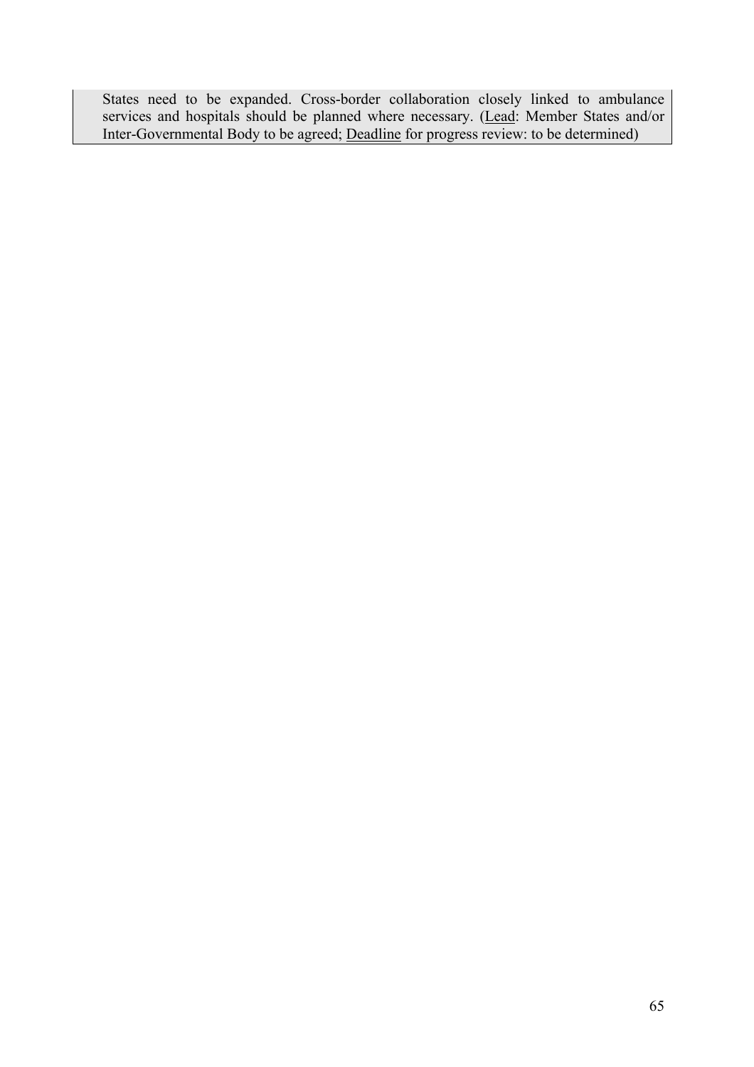States need to be expanded. Cross-border collaboration closely linked to ambulance services and hospitals should be planned where necessary. (<u>Lead</u>: Member States and/or Inter-Governmental Body to be agreed; <u>Deadline</u> for progress review: to be determined)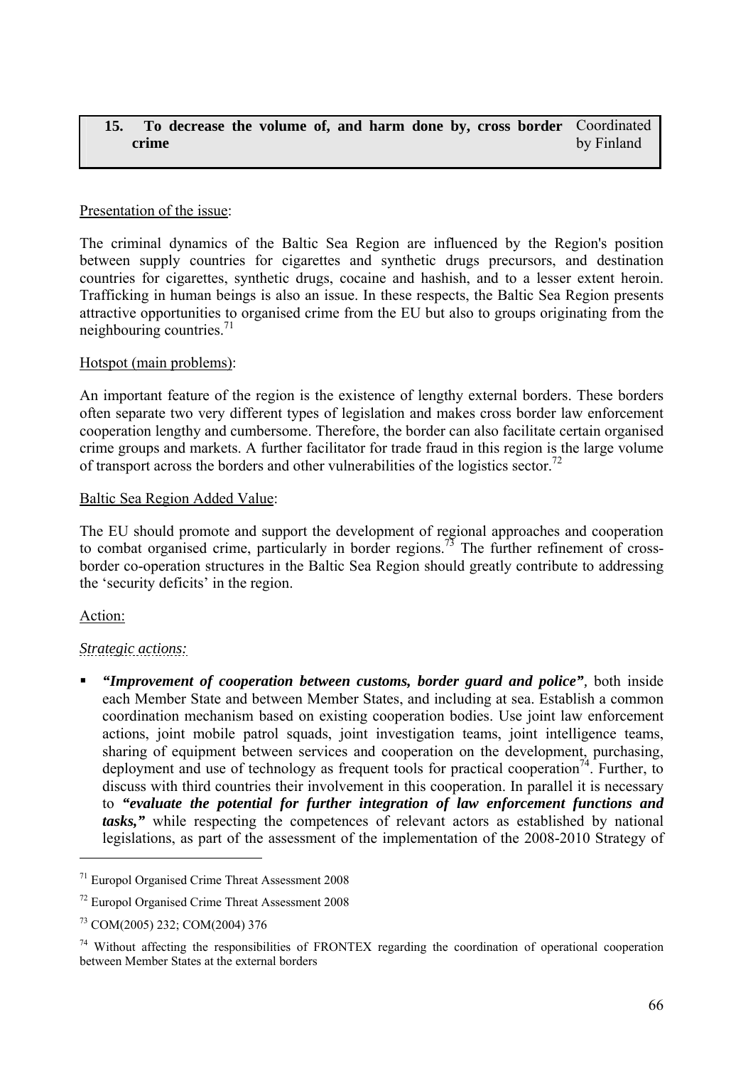| **15. To decrease the volume of, and harm done by, cross border crime** | Coordinated by Finland |
|---|---|

Presentation of the issue:

The criminal dynamics of the Baltic Sea Region are influenced by the Region's position between supply countries for cigarettes and synthetic drugs precursors, and destination countries for cigarettes, synthetic drugs, cocaine and hashish, and to a lesser extent heroin. Trafficking in human beings is also an issue. In these respects, the Baltic Sea Region presents attractive opportunities to organised crime from the EU but also to groups originating from the neighbouring countries.[71]

Hotspot (main problems):

An important feature of the region is the existence of lengthy external borders. These borders often separate two very different types of legislation and makes cross border law enforcement cooperation lengthy and cumbersome. Therefore, the border can also facilitate certain organised crime groups and markets. A further facilitator for trade fraud in this region is the large volume of transport across the borders and other vulnerabilities of the logistics sector.[72]

Baltic Sea Region Added Value:

The EU should promote and support the development of regional approaches and cooperation to combat organised crime, particularly in border regions.[73] The further refinement of cross-border co-operation structures in the Baltic Sea Region should greatly contribute to addressing the 'security deficits' in the region.

Action:

*Strategic actions:*

- ***"Improvement of cooperation between customs, border guard and police"***, both inside each Member State and between Member States, and including at sea. Establish a common coordination mechanism based on existing cooperation bodies. Use joint law enforcement actions, joint mobile patrol squads, joint investigation teams, joint intelligence teams, sharing of equipment between services and cooperation on the development, purchasing, deployment and use of technology as frequent tools for practical cooperation[74]. Further, to discuss with third countries their involvement in this cooperation. In parallel it is necessary to ***"evaluate the potential for further integration of law enforcement functions and tasks,"*** while respecting the competences of relevant actors as established by national legislations, as part of the assessment of the implementation of the 2008-2010 Strategy of

---

[71] Europol Organised Crime Threat Assessment 2008

[72] Europol Organised Crime Threat Assessment 2008

[73] COM(2005) 232; COM(2004) 376

[74] Without affecting the responsibilities of FRONTEX regarding the coordination of operational cooperation between Member States at the external borders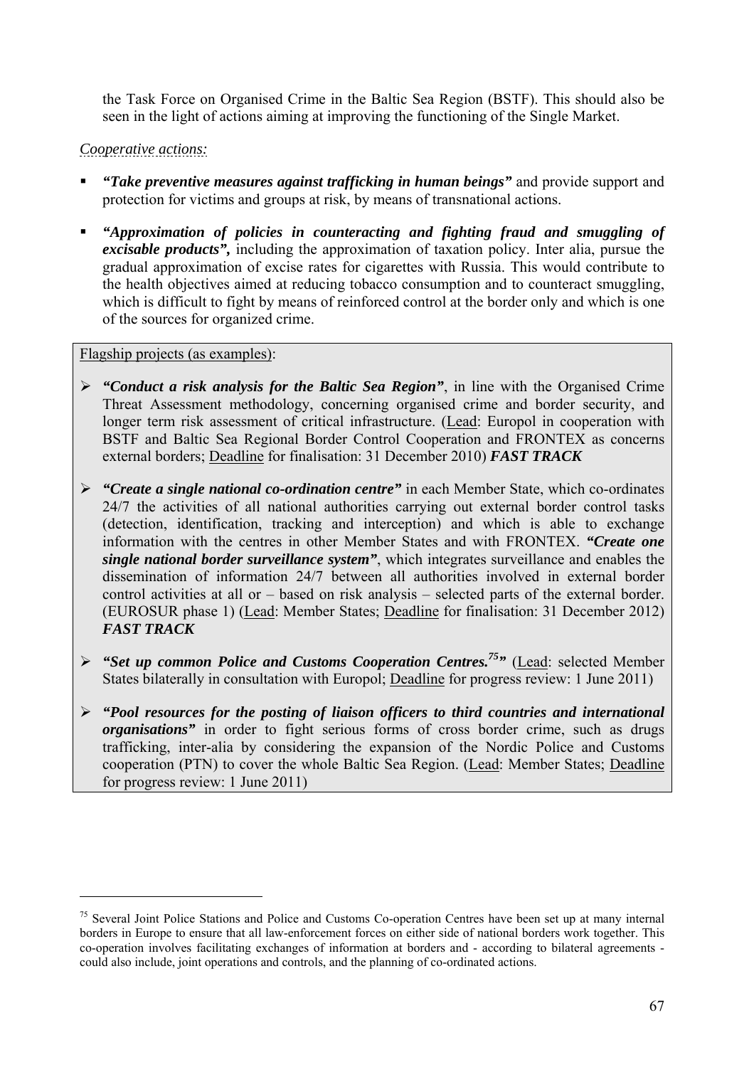the Task Force on Organised Crime in the Baltic Sea Region (BSTF). This should also be seen in the light of actions aiming at improving the functioning of the Single Market.

*Cooperative actions:*

- ***"Take preventive measures against trafficking in human beings"*** and provide support and protection for victims and groups at risk, by means of transnational actions.
- ***"Approximation of policies in counteracting and fighting fraud and smuggling of excisable products",*** including the approximation of taxation policy. Inter alia, pursue the gradual approximation of excise rates for cigarettes with Russia. This would contribute to the health objectives aimed at reducing tobacco consumption and to counteract smuggling, which is difficult to fight by means of reinforced control at the border only and which is one of the sources for organized crime.

Flagship projects (as examples):

- ***"Conduct a risk analysis for the Baltic Sea Region"***, in line with the Organised Crime Threat Assessment methodology, concerning organised crime and border security, and longer term risk assessment of critical infrastructure. (Lead: Europol in cooperation with BSTF and Baltic Sea Regional Border Control Cooperation and FRONTEX as concerns external borders; Deadline for finalisation: 31 December 2010) ***FAST TRACK***
- ***"Create a single national co-ordination centre"*** in each Member State, which co-ordinates 24/7 the activities of all national authorities carrying out external border control tasks (detection, identification, tracking and interception) and which is able to exchange information with the centres in other Member States and with FRONTEX. ***"Create one single national border surveillance system"***, which integrates surveillance and enables the dissemination of information 24/7 between all authorities involved in external border control activities at all or – based on risk analysis – selected parts of the external border. (EUROSUR phase 1) (Lead: Member States; Deadline for finalisation: 31 December 2012) ***FAST TRACK***
- ***"Set up common Police and Customs Cooperation Centres.[75]"*** (Lead: selected Member States bilaterally in consultation with Europol; Deadline for progress review: 1 June 2011)
- ***"Pool resources for the posting of liaison officers to third countries and international organisations"*** in order to fight serious forms of cross border crime, such as drugs trafficking, inter-alia by considering the expansion of the Nordic Police and Customs cooperation (PTN) to cover the whole Baltic Sea Region. (Lead: Member States; Deadline for progress review: 1 June 2011)

---

[75] Several Joint Police Stations and Police and Customs Co-operation Centres have been set up at many internal borders in Europe to ensure that all law-enforcement forces on either side of national borders work together. This co-operation involves facilitating exchanges of information at borders and - according to bilateral agreements - could also include, joint operations and controls, and the planning of co-ordinated actions.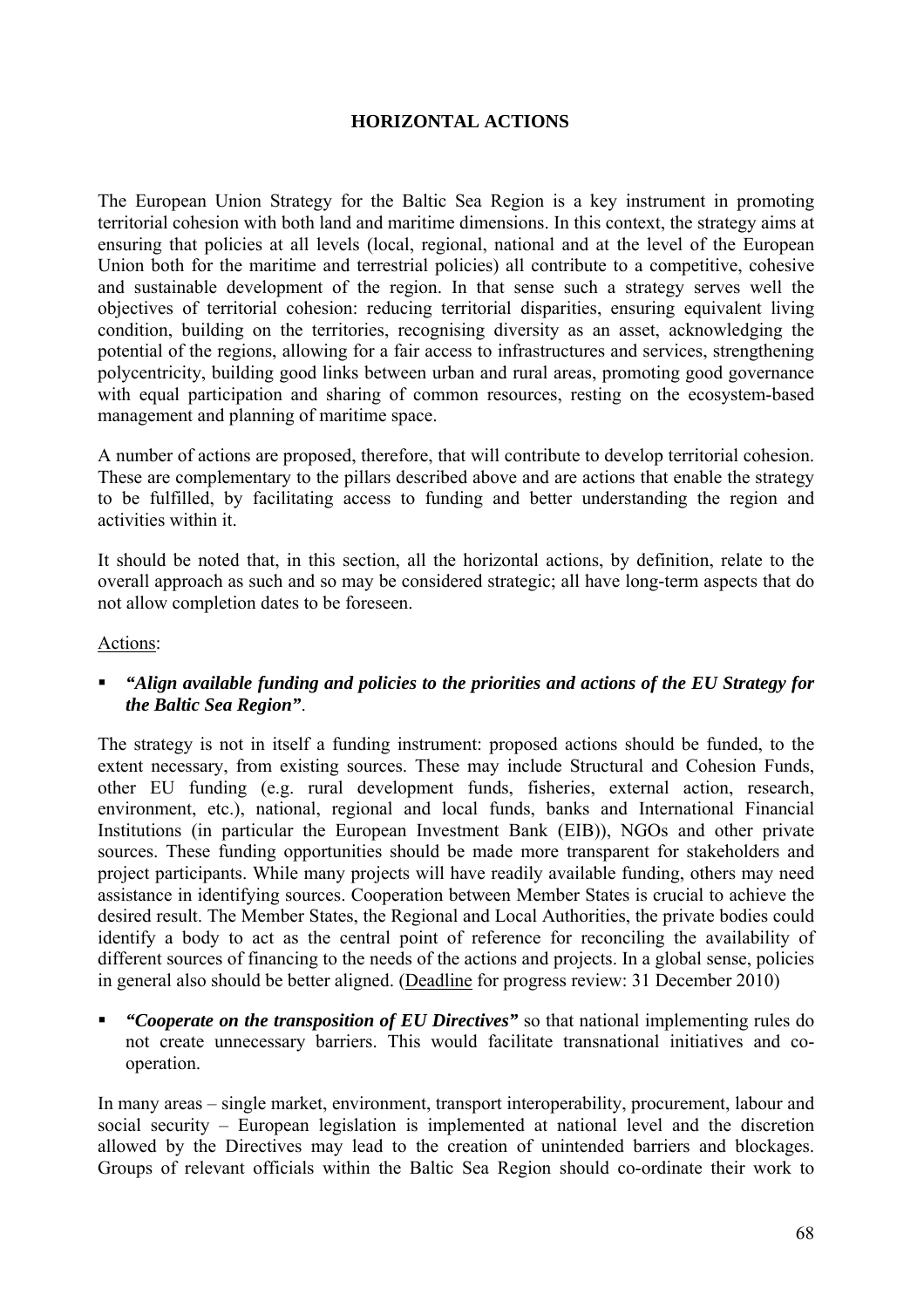## HORIZONTAL ACTIONS

The European Union Strategy for the Baltic Sea Region is a key instrument in promoting territorial cohesion with both land and maritime dimensions. In this context, the strategy aims at ensuring that policies at all levels (local, regional, national and at the level of the European Union both for the maritime and terrestrial policies) all contribute to a competitive, cohesive and sustainable development of the region. In that sense such a strategy serves well the objectives of territorial cohesion: reducing territorial disparities, ensuring equivalent living condition, building on the territories, recognising diversity as an asset, acknowledging the potential of the regions, allowing for a fair access to infrastructures and services, strengthening polycentricity, building good links between urban and rural areas, promoting good governance with equal participation and sharing of common resources, resting on the ecosystem-based management and planning of maritime space.

A number of actions are proposed, therefore, that will contribute to develop territorial cohesion. These are complementary to the pillars described above and are actions that enable the strategy to be fulfilled, by facilitating access to funding and better understanding the region and activities within it.

It should be noted that, in this section, all the horizontal actions, by definition, relate to the overall approach as such and so may be considered strategic; all have long-term aspects that do not allow completion dates to be foreseen.

Actions:

- ***"Align available funding and policies to the priorities and actions of the EU Strategy for the Baltic Sea Region"***.

The strategy is not in itself a funding instrument: proposed actions should be funded, to the extent necessary, from existing sources. These may include Structural and Cohesion Funds, other EU funding (e.g. rural development funds, fisheries, external action, research, environment, etc.), national, regional and local funds, banks and International Financial Institutions (in particular the European Investment Bank (EIB)), NGOs and other private sources. These funding opportunities should be made more transparent for stakeholders and project participants. While many projects will have readily available funding, others may need assistance in identifying sources. Cooperation between Member States is crucial to achieve the desired result. The Member States, the Regional and Local Authorities, the private bodies could identify a body to act as the central point of reference for reconciling the availability of different sources of financing to the needs of the actions and projects. In a global sense, policies in general also should be better aligned. (Deadline for progress review: 31 December 2010)

- ***"Cooperate on the transposition of EU Directives"*** so that national implementing rules do not create unnecessary barriers. This would facilitate transnational initiatives and co-operation.

In many areas – single market, environment, transport interoperability, procurement, labour and social security – European legislation is implemented at national level and the discretion allowed by the Directives may lead to the creation of unintended barriers and blockages. Groups of relevant officials within the Baltic Sea Region should co-ordinate their work to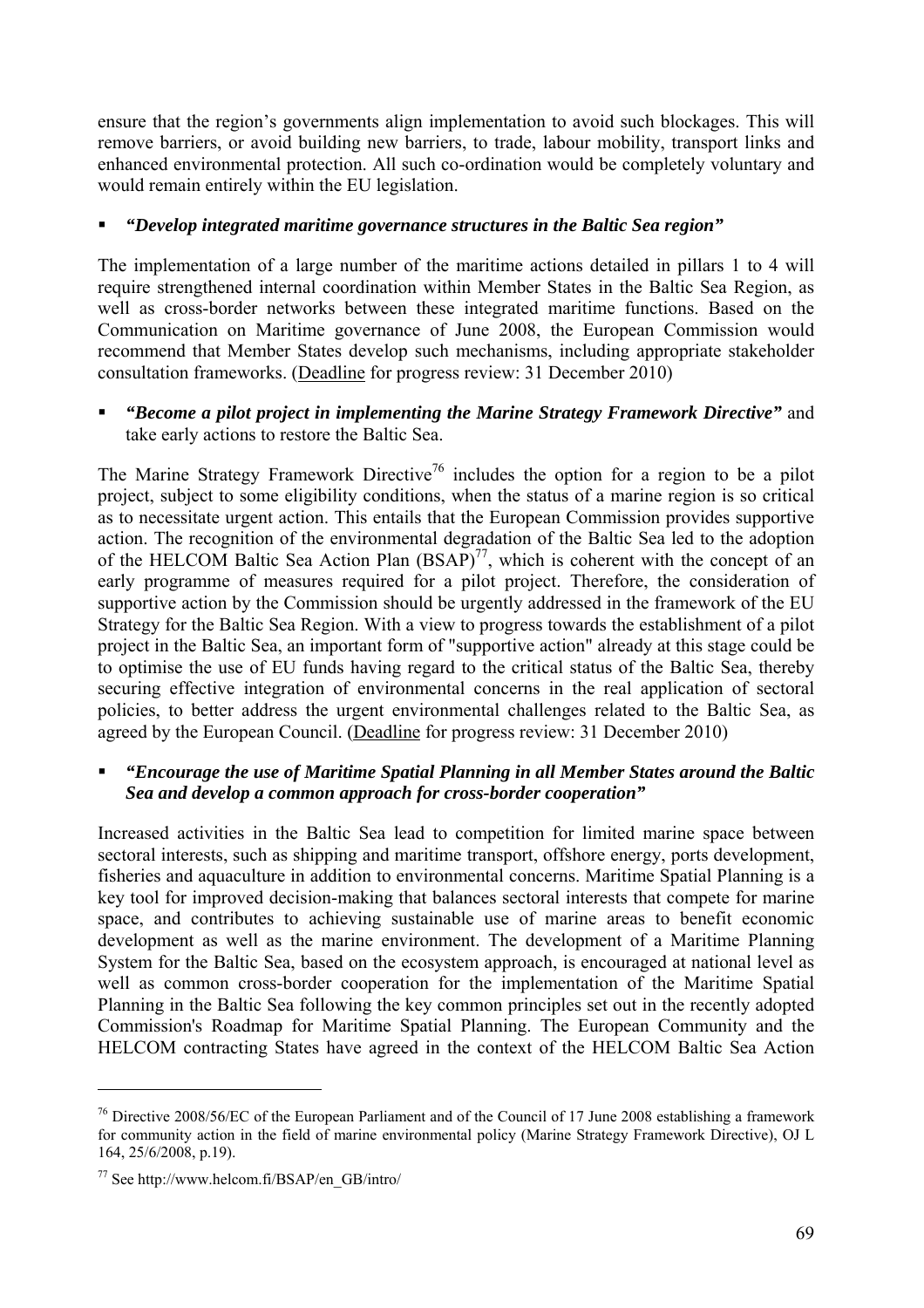ensure that the region's governments align implementation to avoid such blockages. This will remove barriers, or avoid building new barriers, to trade, labour mobility, transport links and enhanced environmental protection. All such co-ordination would be completely voluntary and would remain entirely within the EU legislation.

- ***"Develop integrated maritime governance structures in the Baltic Sea region"***

The implementation of a large number of the maritime actions detailed in pillars 1 to 4 will require strengthened internal coordination within Member States in the Baltic Sea Region, as well as cross-border networks between these integrated maritime functions. Based on the Communication on Maritime governance of June 2008, the European Commission would recommend that Member States develop such mechanisms, including appropriate stakeholder consultation frameworks. (Deadline for progress review: 31 December 2010)

- ***"Become a pilot project in implementing the Marine Strategy Framework Directive"*** and take early actions to restore the Baltic Sea.

The Marine Strategy Framework Directive[76] includes the option for a region to be a pilot project, subject to some eligibility conditions, when the status of a marine region is so critical as to necessitate urgent action. This entails that the European Commission provides supportive action. The recognition of the environmental degradation of the Baltic Sea led to the adoption of the HELCOM Baltic Sea Action Plan (BSAP)[77], which is coherent with the concept of an early programme of measures required for a pilot project. Therefore, the consideration of supportive action by the Commission should be urgently addressed in the framework of the EU Strategy for the Baltic Sea Region. With a view to progress towards the establishment of a pilot project in the Baltic Sea, an important form of "supportive action" already at this stage could be to optimise the use of EU funds having regard to the critical status of the Baltic Sea, thereby securing effective integration of environmental concerns in the real application of sectoral policies, to better address the urgent environmental challenges related to the Baltic Sea, as agreed by the European Council. (Deadline for progress review: 31 December 2010)

- ***"Encourage the use of Maritime Spatial Planning in all Member States around the Baltic Sea and develop a common approach for cross-border cooperation"***

Increased activities in the Baltic Sea lead to competition for limited marine space between sectoral interests, such as shipping and maritime transport, offshore energy, ports development, fisheries and aquaculture in addition to environmental concerns. Maritime Spatial Planning is a key tool for improved decision-making that balances sectoral interests that compete for marine space, and contributes to achieving sustainable use of marine areas to benefit economic development as well as the marine environment. The development of a Maritime Planning System for the Baltic Sea, based on the ecosystem approach, is encouraged at national level as well as common cross-border cooperation for the implementation of the Maritime Spatial Planning in the Baltic Sea following the key common principles set out in the recently adopted Commission's Roadmap for Maritime Spatial Planning. The European Community and the HELCOM contracting States have agreed in the context of the HELCOM Baltic Sea Action

---

[76] Directive 2008/56/EC of the European Parliament and of the Council of 17 June 2008 establishing a framework for community action in the field of marine environmental policy (Marine Strategy Framework Directive), OJ L 164, 25/6/2008, p.19).

[77] See http://www.helcom.fi/BSAP/en_GB/intro/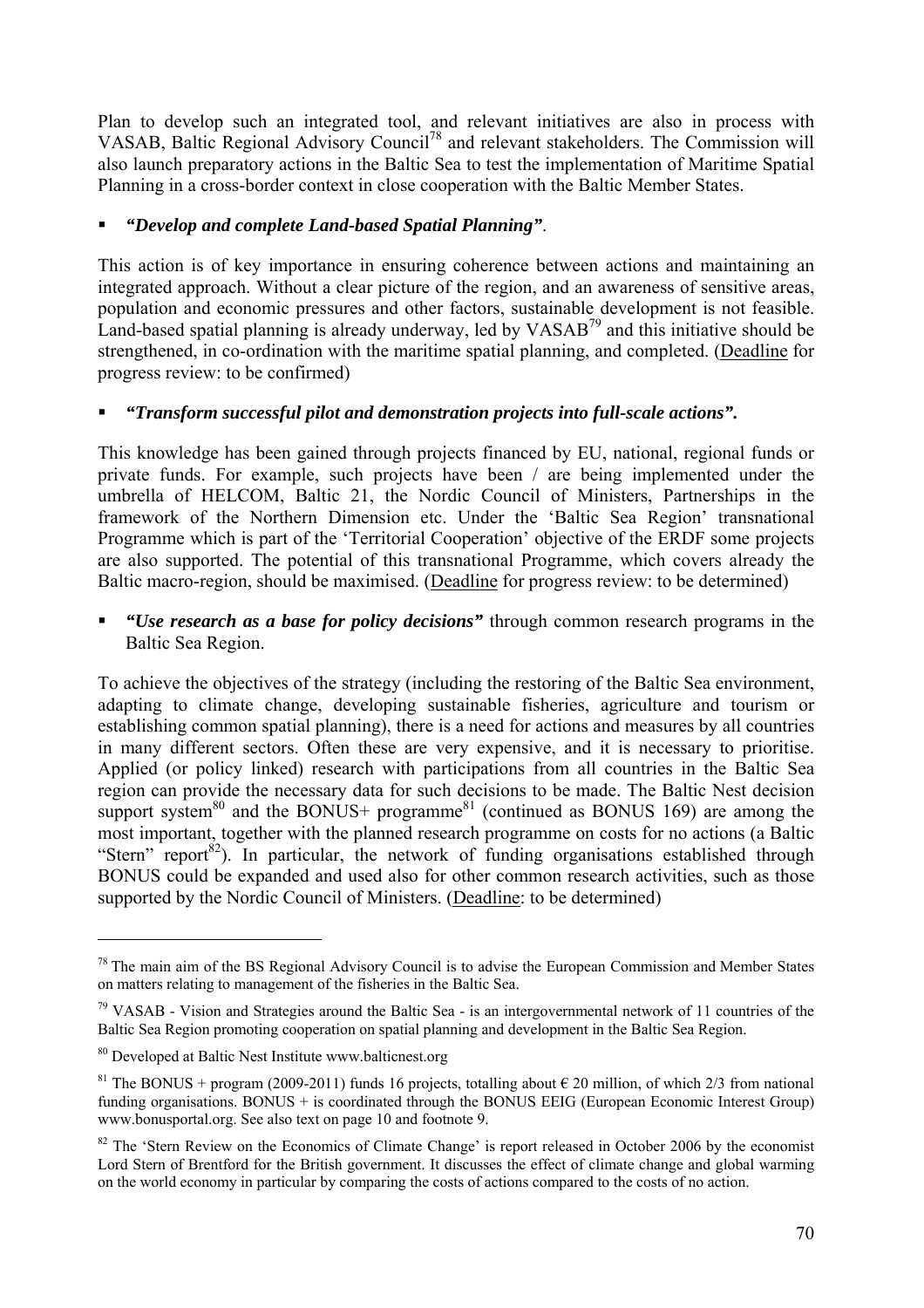Plan to develop such an integrated tool, and relevant initiatives are also in process with VASAB, Baltic Regional Advisory Council[78] and relevant stakeholders. The Commission will also launch preparatory actions in the Baltic Sea to test the implementation of Maritime Spatial Planning in a cross-border context in close cooperation with the Baltic Member States.

- ***"Develop and complete Land-based Spatial Planning"***.

This action is of key importance in ensuring coherence between actions and maintaining an integrated approach. Without a clear picture of the region, and an awareness of sensitive areas, population and economic pressures and other factors, sustainable development is not feasible. Land-based spatial planning is already underway, led by VASAB[79] and this initiative should be strengthened, in co-ordination with the maritime spatial planning, and completed. (Deadline for progress review: to be confirmed)

- ***"Transform successful pilot and demonstration projects into full-scale actions".***

This knowledge has been gained through projects financed by EU, national, regional funds or private funds. For example, such projects have been / are being implemented under the umbrella of HELCOM, Baltic 21, the Nordic Council of Ministers, Partnerships in the framework of the Northern Dimension etc. Under the 'Baltic Sea Region' transnational Programme which is part of the 'Territorial Cooperation' objective of the ERDF some projects are also supported. The potential of this transnational Programme, which covers already the Baltic macro-region, should be maximised. (Deadline for progress review: to be determined)

- ***"Use research as a base for policy decisions"*** through common research programs in the Baltic Sea Region.

To achieve the objectives of the strategy (including the restoring of the Baltic Sea environment, adapting to climate change, developing sustainable fisheries, agriculture and tourism or establishing common spatial planning), there is a need for actions and measures by all countries in many different sectors. Often these are very expensive, and it is necessary to prioritise. Applied (or policy linked) research with participations from all countries in the Baltic Sea region can provide the necessary data for such decisions to be made. The Baltic Nest decision support system[80] and the BONUS+ programme[81] (continued as BONUS 169) are among the most important, together with the planned research programme on costs for no actions (a Baltic "Stern" report[82]). In particular, the network of funding organisations established through BONUS could be expanded and used also for other common research activities, such as those supported by the Nordic Council of Ministers. (Deadline: to be determined)

---

[78] The main aim of the BS Regional Advisory Council is to advise the European Commission and Member States on matters relating to management of the fisheries in the Baltic Sea.

[79] VASAB - Vision and Strategies around the Baltic Sea - is an intergovernmental network of 11 countries of the Baltic Sea Region promoting cooperation on spatial planning and development in the Baltic Sea Region.

[80] Developed at Baltic Nest Institute www.balticnest.org

[81] The BONUS + program (2009-2011) funds 16 projects, totalling about € 20 million, of which 2/3 from national funding organisations. BONUS + is coordinated through the BONUS EEIG (European Economic Interest Group) www.bonusportal.org. See also text on page 10 and footnote 9.

[82] The 'Stern Review on the Economics of Climate Change' is report released in October 2006 by the economist Lord Stern of Brentford for the British government. It discusses the effect of climate change and global warming on the world economy in particular by comparing the costs of actions compared to the costs of no action.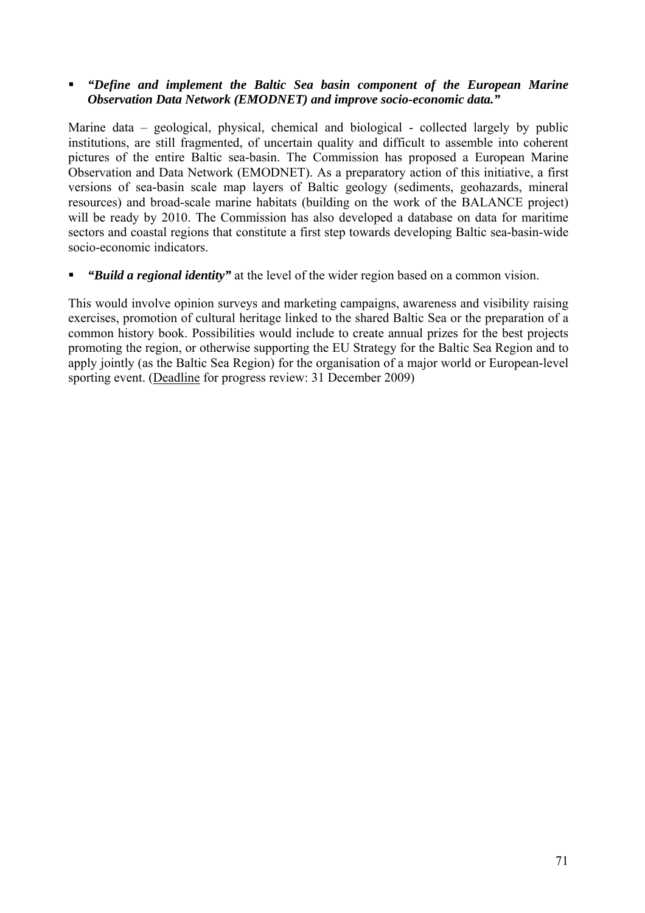- ***"Define and implement the Baltic Sea basin component of the European Marine Observation Data Network (EMODNET) and improve socio-economic data."***

Marine data – geological, physical, chemical and biological - collected largely by public institutions, are still fragmented, of uncertain quality and difficult to assemble into coherent pictures of the entire Baltic sea-basin. The Commission has proposed a European Marine Observation and Data Network (EMODNET). As a preparatory action of this initiative, a first versions of sea-basin scale map layers of Baltic geology (sediments, geohazards, mineral resources) and broad-scale marine habitats (building on the work of the BALANCE project) will be ready by 2010. The Commission has also developed a database on data for maritime sectors and coastal regions that constitute a first step towards developing Baltic sea-basin-wide socio-economic indicators.

- ***"Build a regional identity"*** at the level of the wider region based on a common vision.

This would involve opinion surveys and marketing campaigns, awareness and visibility raising exercises, promotion of cultural heritage linked to the shared Baltic Sea or the preparation of a common history book. Possibilities would include to create annual prizes for the best projects promoting the region, or otherwise supporting the EU Strategy for the Baltic Sea Region and to apply jointly (as the Baltic Sea Region) for the organisation of a major world or European-level sporting event. (Deadline for progress review: 31 December 2009)